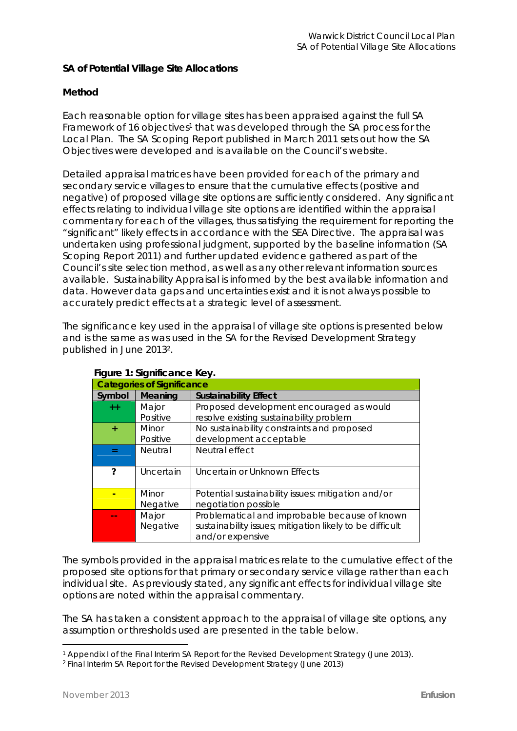## SA of Potential Village Site Allocations

### Method

Each reasonable option for village sites has been appraised against the full SA Framework of 16 objectives[1] that was developed through the SA process for the Local Plan. The SA Scoping Report published in March 2011 sets out how the SA Objectives were developed and is available on the Council's website.

Detailed appraisal matrices have been provided for each of the primary and secondary service villages to ensure that the cumulative effects (positive and negative) of proposed village site options are sufficiently considered. Any significant effects relating to individual village site options are identified within the appraisal commentary for each of the villages, thus satisfying the requirement for reporting the "significant" likely effects in accordance with the SEA Directive. The appraisal was undertaken using professional judgment, supported by the baseline information (SA Scoping Report 2011) and further updated evidence gathered as part of the Council's site selection method, as well as any other relevant information sources available. Sustainability Appraisal is informed by the best available information and data. However data gaps and uncertainties exist and it is not always possible to accurately predict effects at a strategic level of assessment.

The significance key used in the appraisal of village site options is presented below and is the same as was used in the SA for the Revised Development Strategy published in June 2013[2].

**Figure 1: Significance Key.**

| Categories of Significance | | |
|---|---|---|
| **Symbol** | **Meaning** | **Sustainability Effect** |
| ++ | Major Positive | Proposed development encouraged as would resolve existing sustainability problem |
| + | Minor Positive | No sustainability constraints and proposed development acceptable |
| = | Neutral | Neutral effect |
| ? | Uncertain | Uncertain or Unknown Effects |
| - | Minor Negative | Potential sustainability issues: mitigation and/or negotiation possible |
| -- | Major Negative | Problematical and improbable because of known sustainability issues; mitigation likely to be difficult and/or expensive |

The symbols provided in the appraisal matrices relate to the cumulative effect of the proposed site options for that primary or secondary service village rather than each individual site. As previously stated, any significant effects for individual village site options are noted within the appraisal commentary.

The SA has taken a consistent approach to the appraisal of village site options, any assumption or thresholds used are presented in the table below.

[1] Appendix I of the Final Interim SA Report for the Revised Development Strategy (June 2013).

[2] Final Interim SA Report for the Revised Development Strategy (June 2013)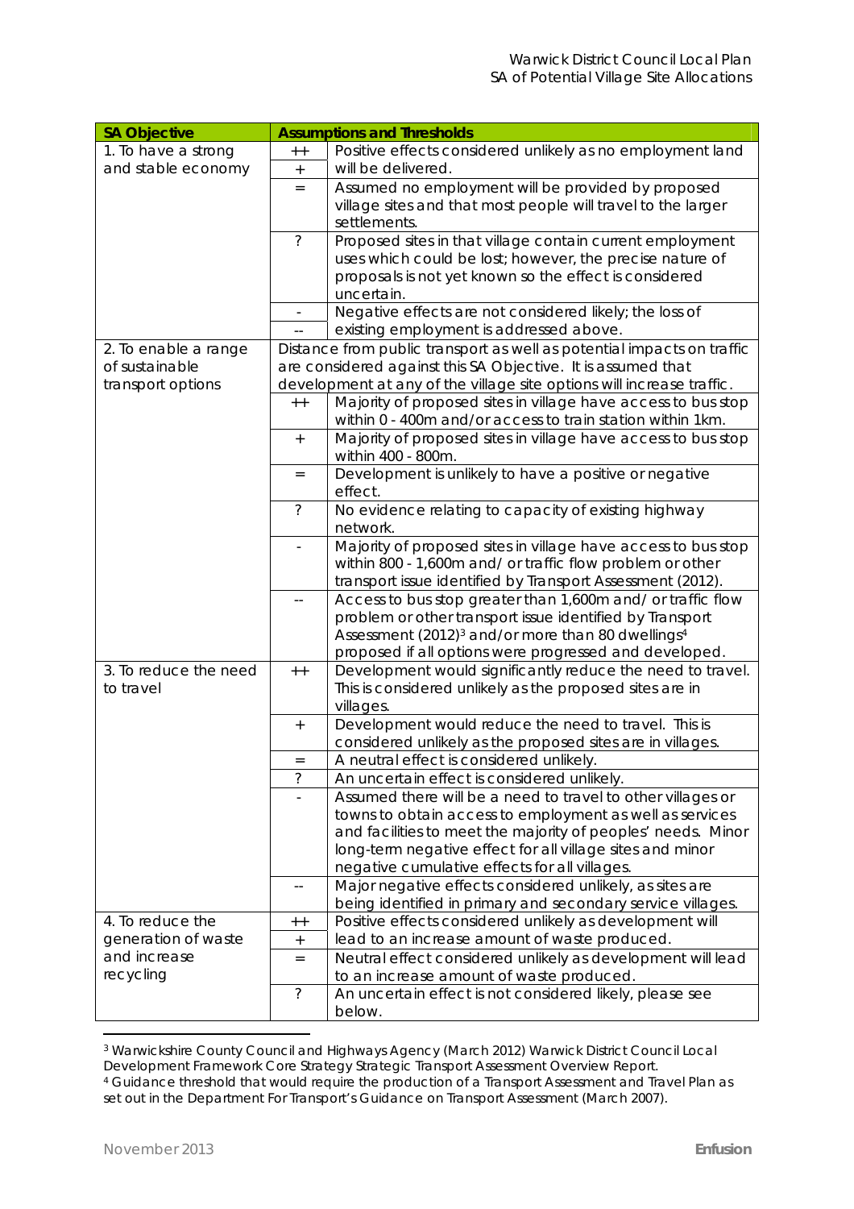| SA Objective | Assumptions and Thresholds | |
|---|---|---|
| 1. To have a strong and stable economy | ++ | Positive effects considered unlikely as no employment land will be delivered. |
| | + | |
| | = | Assumed no employment will be provided by proposed village sites and that most people will travel to the larger settlements. |
| | ? | Proposed sites in that village contain current employment uses which could be lost; however, the precise nature of proposals is not yet known so the effect is considered uncertain. |
| | - | Negative effects are not considered likely; the loss of existing employment is addressed above. |
| | -- | |
| 2. To enable a range of sustainable transport options | Distance from public transport as well as potential impacts on traffic are considered against this SA Objective. It is assumed that development at any of the village site options will increase traffic. | |
| | ++ | Majority of proposed sites in village have access to bus stop within 0 - 400m and/or access to train station within 1km. |
| | + | Majority of proposed sites in village have access to bus stop within 400 - 800m. |
| | = | Development is unlikely to have a positive or negative effect. |
| | ? | No evidence relating to capacity of existing highway network. |
| | - | Majority of proposed sites in village have access to bus stop within 800 - 1,600m and/ or traffic flow problem or other transport issue identified by Transport Assessment (2012). |
| | -- | Access to bus stop greater than 1,600m and/ or traffic flow problem or other transport issue identified by Transport Assessment (2012)[3] and/or more than 80 dwellings[4] proposed if all options were progressed and developed. |
| 3. To reduce the need to travel | ++ | Development would significantly reduce the need to travel. This is considered unlikely as the proposed sites are in villages. |
| | + | Development would reduce the need to travel. This is considered unlikely as the proposed sites are in villages. |
| | = | A neutral effect is considered unlikely. |
| | ? | An uncertain effect is considered unlikely. |
| | - | Assumed there will be a need to travel to other villages or towns to obtain access to employment as well as services and facilities to meet the majority of peoples' needs. Minor long-term negative effect for all village sites and minor negative cumulative effects for all villages. |
| | -- | Major negative effects considered unlikely, as sites are being identified in primary and secondary service villages. |
| 4. To reduce the generation of waste and increase recycling | ++ | Positive effects considered unlikely as development will lead to an increase amount of waste produced. |
| | + | |
| | = | Neutral effect considered unlikely as development will lead to an increase amount of waste produced. |
| | ? | An uncertain effect is not considered likely, please see below. |

[3] Warwickshire County Council and Highways Agency (March 2012) Warwick District Council Local Development Framework Core Strategy Strategic Transport Assessment Overview Report.

[4] Guidance threshold that would require the production of a Transport Assessment and Travel Plan as set out in the Department For Transport's Guidance on Transport Assessment (March 2007).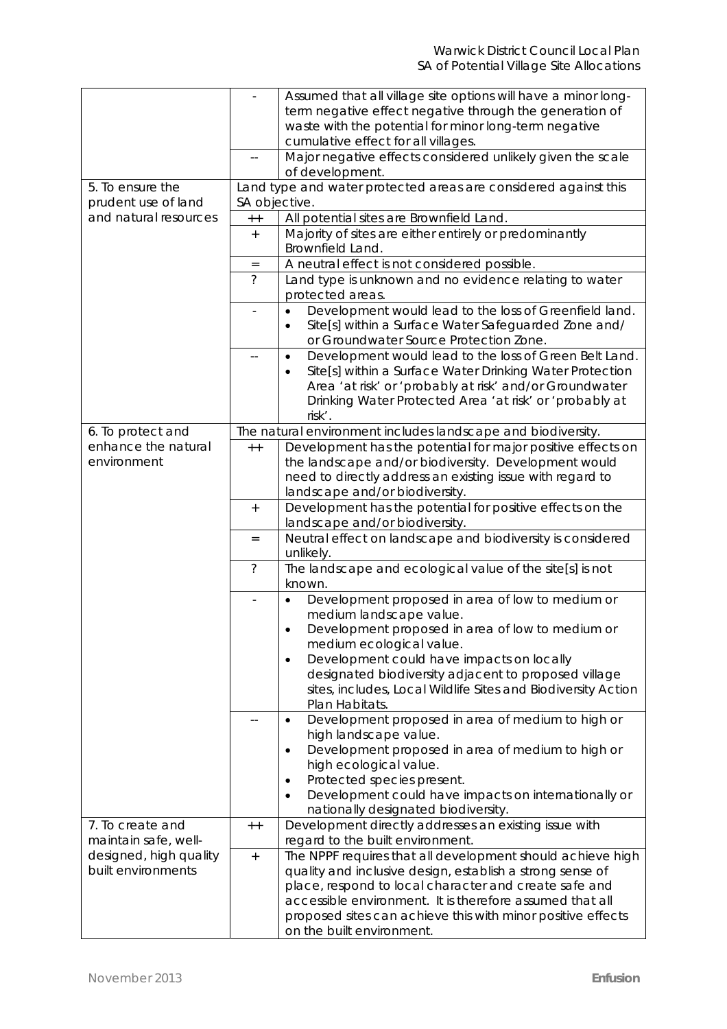| | | |
|---|---|---|
| | - | Assumed that all village site options will have a minor long-term negative effect negative through the generation of waste with the potential for minor long-term negative cumulative effect for all villages. |
| | -- | Major negative effects considered unlikely given the scale of development. |
| 5. To ensure the prudent use of land and natural resources | Land type and water protected areas are considered against this SA objective. | |
| | ++ | All potential sites are Brownfield Land. |
| | + | Majority of sites are either entirely or predominantly Brownfield Land. |
| | = | A neutral effect is not considered possible. |
| | ? | Land type is unknown and no evidence relating to water protected areas. |
| | - | • Development would lead to the loss of Greenfield land.<br>• Site[s] within a Surface Water Safeguarded Zone and/ or Groundwater Source Protection Zone. |
| | -- | • Development would lead to the loss of Green Belt Land.<br>• Site[s] within a Surface Water Drinking Water Protection Area 'at risk' or 'probably at risk' and/or Groundwater Drinking Water Protected Area 'at risk' or 'probably at risk'. |
| 6. To protect and enhance the natural environment | The natural environment includes landscape and biodiversity. | |
| | ++ | Development has the potential for major positive effects on the landscape and/or biodiversity. Development would need to directly address an existing issue with regard to landscape and/or biodiversity. |
| | + | Development has the potential for positive effects on the landscape and/or biodiversity. |
| | = | Neutral effect on landscape and biodiversity is considered unlikely. |
| | ? | The landscape and ecological value of the site[s] is not known. |
| | - | • Development proposed in area of low to medium or medium landscape value.<br>• Development proposed in area of low to medium or medium ecological value.<br>• Development could have impacts on locally designated biodiversity adjacent to proposed village sites, includes, Local Wildlife Sites and Biodiversity Action Plan Habitats. |
| | -- | • Development proposed in area of medium to high or high landscape value.<br>• Development proposed in area of medium to high or high ecological value.<br>• Protected species present.<br>• Development could have impacts on internationally or nationally designated biodiversity. |
| 7. To create and maintain safe, well-designed, high quality built environments | ++ | Development directly addresses an existing issue with regard to the built environment. |
| | + | The NPPF requires that all development should achieve high quality and inclusive design, establish a strong sense of place, respond to local character and create safe and accessible environment. It is therefore assumed that all proposed sites can achieve this with minor positive effects on the built environment. |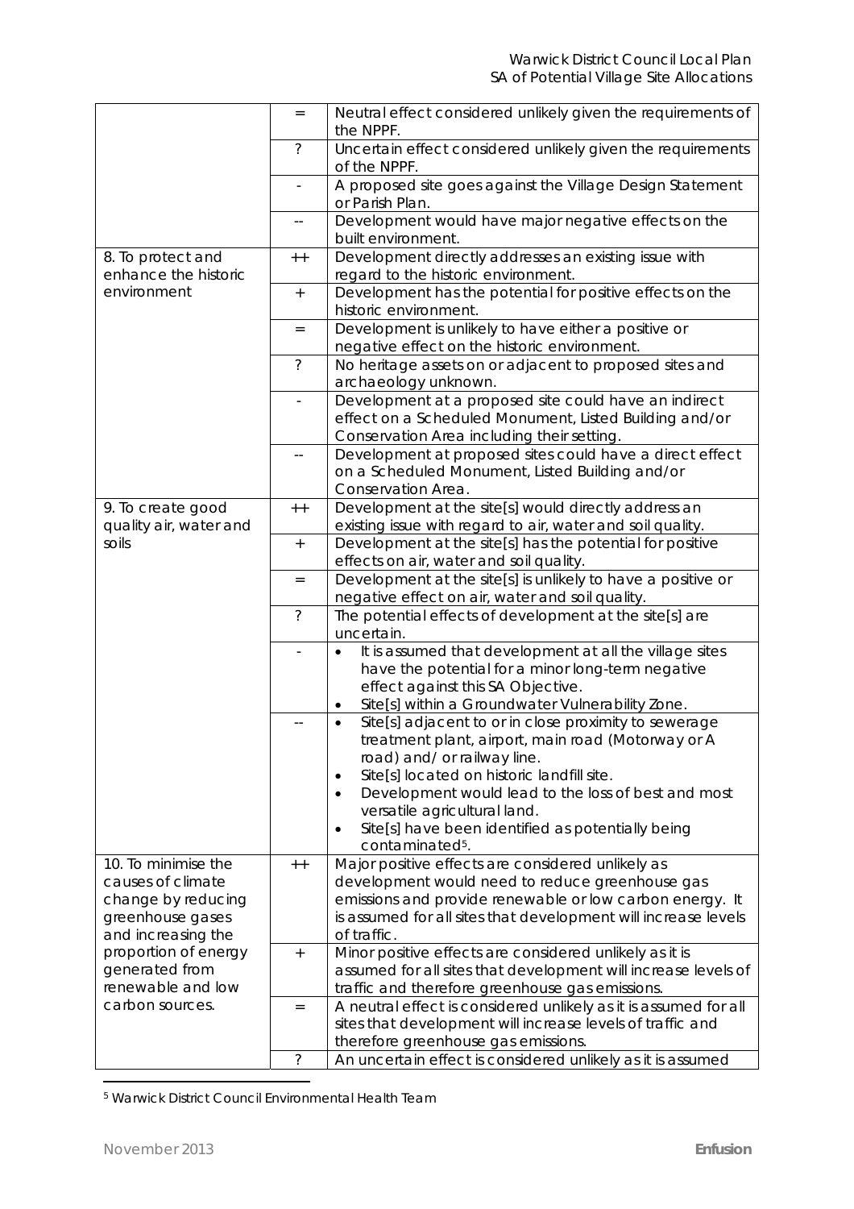| | | |
|---|---|---|
| | = | Neutral effect considered unlikely given the requirements of the NPPF. |
| | ? | Uncertain effect considered unlikely given the requirements of the NPPF. |
| | - | A proposed site goes against the Village Design Statement or Parish Plan. |
| | -- | Development would have major negative effects on the built environment. |
| 8. To protect and enhance the historic environment | ++ | Development directly addresses an existing issue with regard to the historic environment. |
| | + | Development has the potential for positive effects on the historic environment. |
| | = | Development is unlikely to have either a positive or negative effect on the historic environment. |
| | ? | No heritage assets on or adjacent to proposed sites and archaeology unknown. |
| | - | Development at a proposed site could have an indirect effect on a Scheduled Monument, Listed Building and/or Conservation Area including their setting. |
| | -- | Development at proposed sites could have a direct effect on a Scheduled Monument, Listed Building and/or Conservation Area. |
| 9. To create good quality air, water and soils | ++ | Development at the site[s] would directly address an existing issue with regard to air, water and soil quality. |
| | + | Development at the site[s] has the potential for positive effects on air, water and soil quality. |
| | = | Development at the site[s] is unlikely to have a positive or negative effect on air, water and soil quality. |
| | ? | The potential effects of development at the site[s] are uncertain. |
| | - | • It is assumed that development at all the village sites have the potential for a minor long-term negative effect against this SA Objective.<br>• Site[s] within a Groundwater Vulnerability Zone. |
| | -- | • Site[s] adjacent to or in close proximity to sewerage treatment plant, airport, main road (Motorway or A road) and/ or railway line.<br>• Site[s] located on historic landfill site.<br>• Development would lead to the loss of best and most versatile agricultural land.<br>• Site[s] have been identified as potentially being contaminated[5]. |
| 10. To minimise the causes of climate change by reducing greenhouse gases and increasing the proportion of energy generated from renewable and low carbon sources. | ++ | Major positive effects are considered unlikely as development would need to reduce greenhouse gas emissions and provide renewable or low carbon energy. It is assumed for all sites that development will increase levels of traffic. |
| | + | Minor positive effects are considered unlikely as it is assumed for all sites that development will increase levels of traffic and therefore greenhouse gas emissions. |
| | = | A neutral effect is considered unlikely as it is assumed for all sites that development will increase levels of traffic and therefore greenhouse gas emissions. |
| | ? | An uncertain effect is considered unlikely as it is assumed |

[5] Warwick District Council Environmental Health Team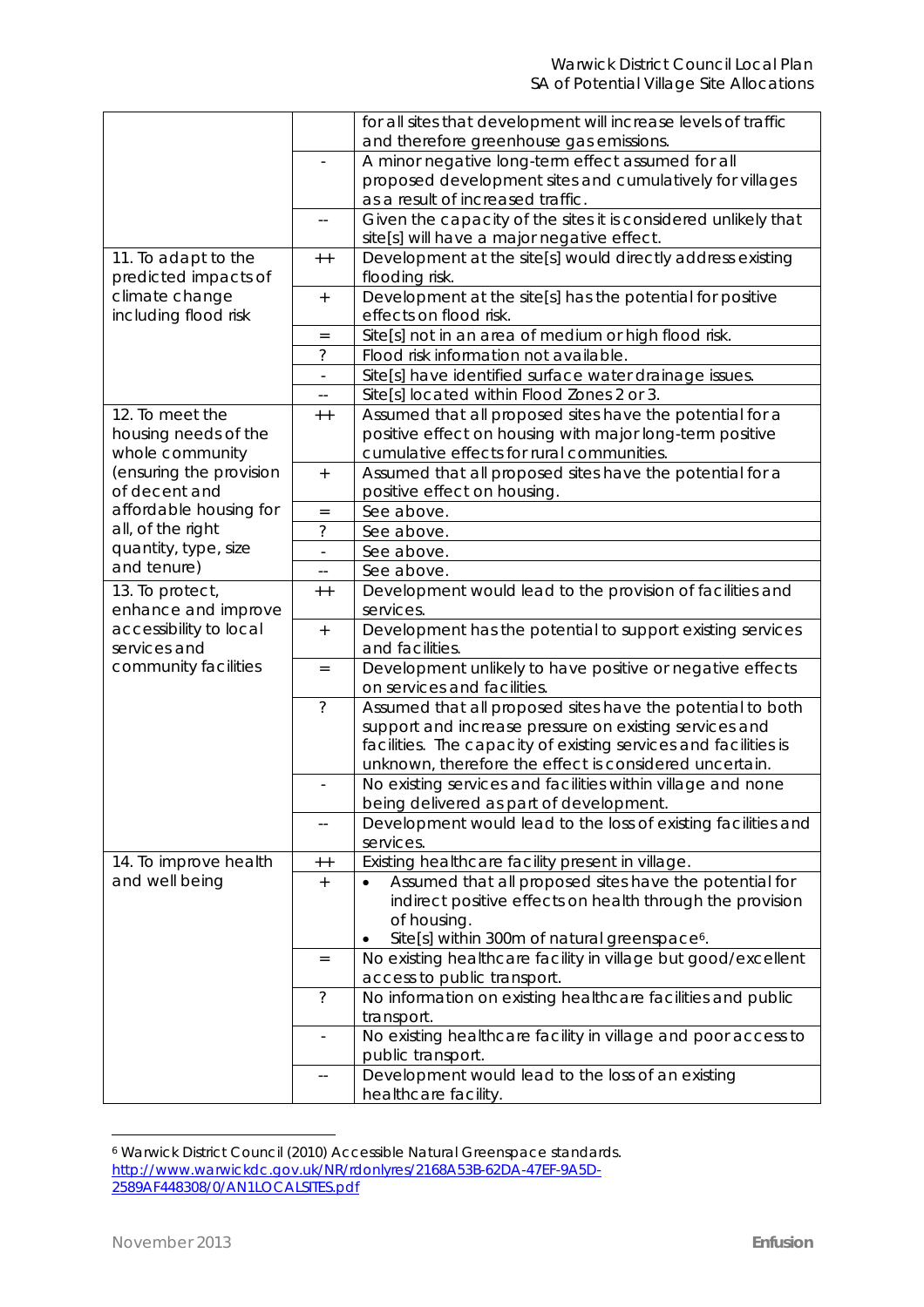| | | |
|---|---|---|
| | | for all sites that development will increase levels of traffic and therefore greenhouse gas emissions. |
| | - | A minor negative long-term effect assumed for all proposed development sites and cumulatively for villages as a result of increased traffic. |
| | -- | Given the capacity of the sites it is considered unlikely that site[s] will have a major negative effect. |
| 11. To adapt to the predicted impacts of climate change including flood risk | ++ | Development at the site[s] would directly address existing flooding risk. |
| | + | Development at the site[s] has the potential for positive effects on flood risk. |
| | = | Site[s] not in an area of medium or high flood risk. |
| | ? | Flood risk information not available. |
| | - | Site[s] have identified surface water drainage issues. |
| | -- | Site[s] located within Flood Zones 2 or 3. |
| 12. To meet the housing needs of the whole community (ensuring the provision of decent and affordable housing for all, of the right quantity, type, size and tenure) | ++ | Assumed that all proposed sites have the potential for a positive effect on housing with major long-term positive cumulative effects for rural communities. |
| | + | Assumed that all proposed sites have the potential for a positive effect on housing. |
| | = | See above. |
| | ? | See above. |
| | - | See above. |
| | -- | See above. |
| 13. To protect, enhance and improve accessibility to local services and community facilities | ++ | Development would lead to the provision of facilities and services. |
| | + | Development has the potential to support existing services and facilities. |
| | = | Development unlikely to have positive or negative effects on services and facilities. |
| | ? | Assumed that all proposed sites have the potential to both support and increase pressure on existing services and facilities. The capacity of existing services and facilities is unknown, therefore the effect is considered uncertain. |
| | - | No existing services and facilities within village and none being delivered as part of development. |
| | -- | Development would lead to the loss of existing facilities and services. |
| 14. To improve health and well being | ++ | Existing healthcare facility present in village. |
| | + | • Assumed that all proposed sites have the potential for indirect positive effects on health through the provision of housing.<br>• Site[s] within 300m of natural greenspace[6]. |
| | = | No existing healthcare facility in village but good/excellent access to public transport. |
| | ? | No information on existing healthcare facilities and public transport. |
| | - | No existing healthcare facility in village and poor access to public transport. |
| | -- | Development would lead to the loss of an existing healthcare facility. |

[6] Warwick District Council (2010) Accessible Natural Greenspace standards. http://www.warwickdc.gov.uk/NR/rdonlyres/2168A53B-62DA-47EF-9A5D-2589AF448308/0/AN1LOCALSITES.pdf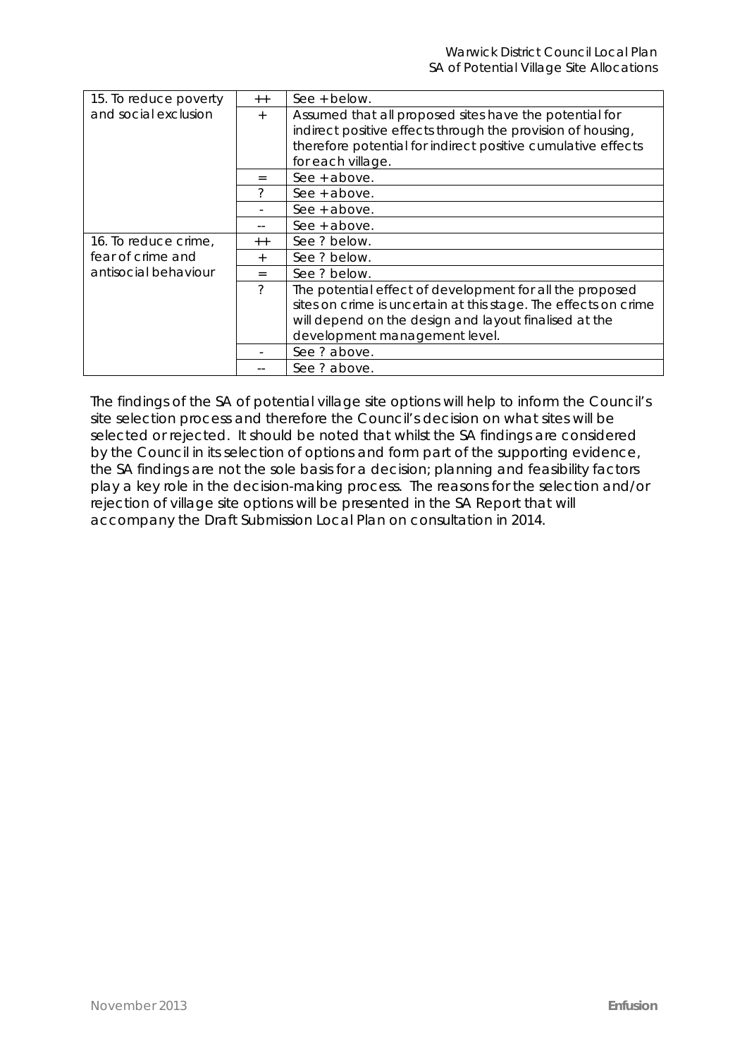| | | |
|---|---|---|
| 15. To reduce poverty and social exclusion | ++ | See + below. |
| | + | Assumed that all proposed sites have the potential for indirect positive effects through the provision of housing, therefore potential for indirect positive cumulative effects for each village. |
| | = | See + above. |
| | ? | See + above. |
| | - | See + above. |
| | -- | See + above. |
| 16. To reduce crime, fear of crime and antisocial behaviour | ++ | See ? below. |
| | + | See ? below. |
| | = | See ? below. |
| | ? | The potential effect of development for all the proposed sites on crime is uncertain at this stage. The effects on crime will depend on the design and layout finalised at the development management level. |
| | - | See ? above. |
| | -- | See ? above. |

The findings of the SA of potential village site options will help to inform the Council's site selection process and therefore the Council's decision on what sites will be selected or rejected. It should be noted that whilst the SA findings are considered by the Council in its selection of options and form part of the supporting evidence, the SA findings are not the sole basis for a decision; planning and feasibility factors play a key role in the decision-making process. The reasons for the selection and/or rejection of village site options will be presented in the SA Report that will accompany the Draft Submission Local Plan on consultation in 2014.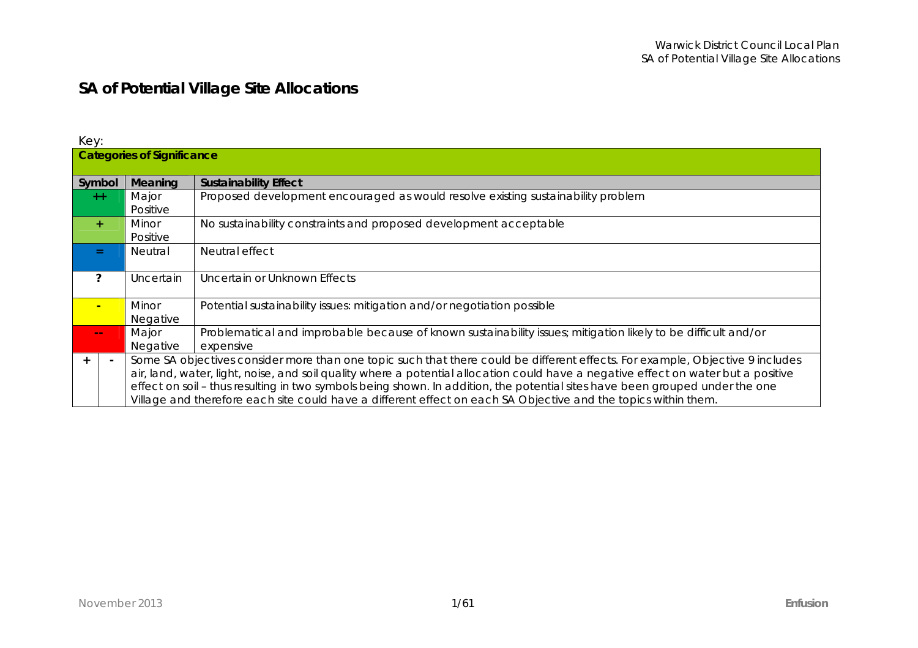# SA of Potential Village Site Allocations

Key:

| Categories of Significance | | | |
|---|---|---|---|
| **Symbol** | | **Meaning** | **Sustainability Effect** |
| ++ | | Major Positive | Proposed development encouraged as would resolve existing sustainability problem |
| + | | Minor Positive | No sustainability constraints and proposed development acceptable |
| = | | Neutral | Neutral effect |
| ? | | Uncertain | Uncertain or Unknown Effects |
| - | | Minor Negative | Potential sustainability issues: mitigation and/or negotiation possible |
| -- | | Major Negative | Problematical and improbable because of known sustainability issues; mitigation likely to be difficult and/or expensive |
| + | - | Some SA objectives consider more than one topic such that there could be different effects. For example, Objective 9 includes air, land, water, light, noise, and soil quality where a potential allocation could have a negative effect on water but a positive effect on soil – thus resulting in two symbols being shown. In addition, the potential sites have been grouped under the one Village and therefore each site could have a different effect on each SA Objective and the topics within them. | |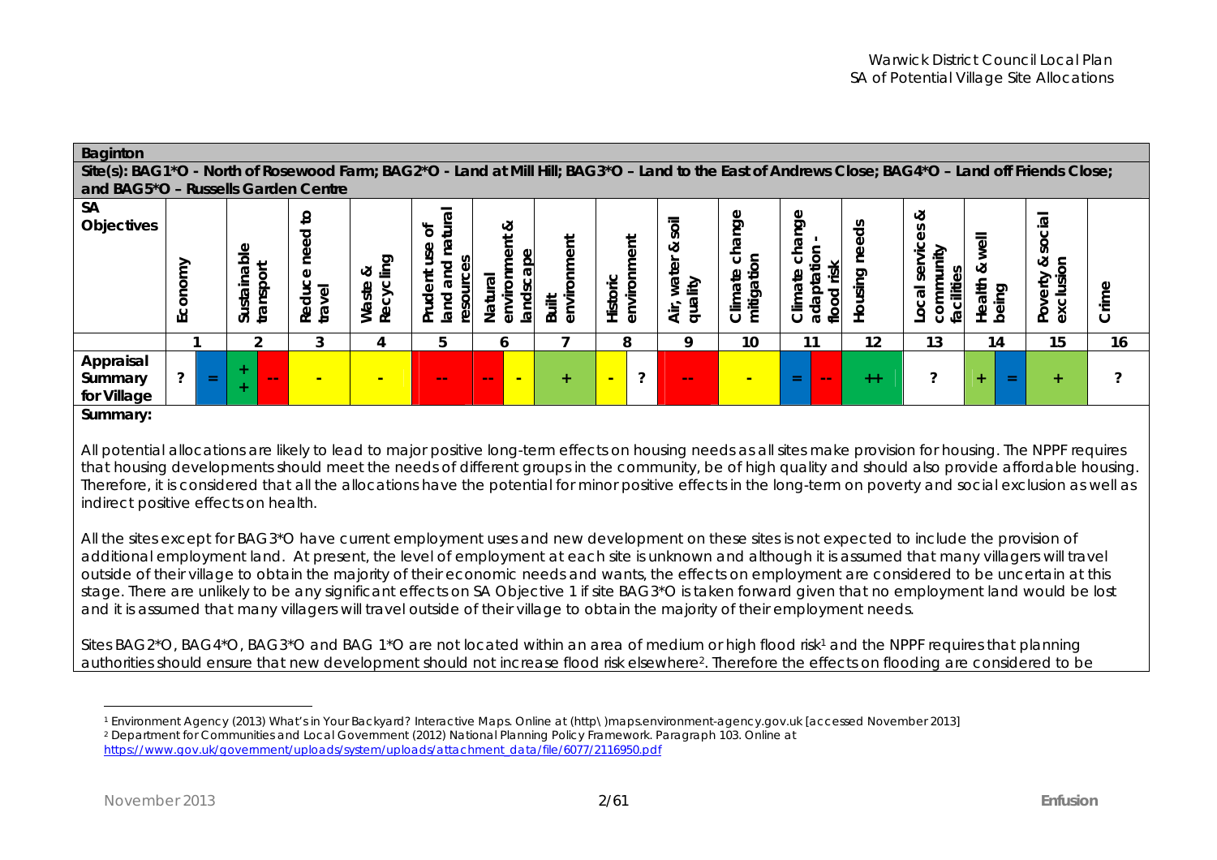| **Baginton** | | | | | | | | | | | | | | | | | | | | | | |
|---|---|---|---|---|---|---|---|---|---|---|---|---|---|---|---|---|---|---|---|---|---|---|
| **Site(s): BAG1*O - North of Rosewood Farm; BAG2*O - Land at Mill Hill; BAG3*O – Land to the East of Andrews Close; BAG4*O – Land off Friends Close; and BAG5*O – Russells Garden Centre** | | | | | | | | | | | | | | | | | | | | | | |
| **SA Objectives** | Economy | | Sustainable transport | | Reduce need to travel | Waste & Recycling | Prudent use of land and natural resources | Natural environment & landscape | | Built environment | Historic environment | | Air, water & soil quality | Climate change mitigation | Climate change adaptation - flood risk | | Housing needs | Local services & community facilities | Health & well being | | Poverty & social exclusion | Crime |
| | 1 | | 2 | | 3 | 4 | 5 | 6 | | 7 | 8 | | 9 | 10 | 11 | | 12 | 13 | 14 | | 15 | 16 |
| **Appraisal Summary for Village** | ? | = | + + | -- | - | - | -- | -- | - | + | - | ? | -- | - | = | -- | ++ | ? | + | = | + | ? |

**Summary:**

All potential allocations are likely to lead to major positive long-term effects on housing needs as all sites make provision for housing. The NPPF requires that housing developments should meet the needs of different groups in the community, be of high quality and should also provide affordable housing. Therefore, it is considered that all the allocations have the potential for minor positive effects in the long-term on poverty and social exclusion as well as indirect positive effects on health.

All the sites except for BAG3*O have current employment uses and new development on these sites is not expected to include the provision of additional employment land. At present, the level of employment at each site is unknown and although it is assumed that many villagers will travel outside of their village to obtain the majority of their economic needs and wants, the effects on employment are considered to be uncertain at this stage. There are unlikely to be any significant effects on SA Objective 1 if site BAG3*O is taken forward given that no employment land would be lost and it is assumed that many villagers will travel outside of their village to obtain the majority of their employment needs.

Sites BAG2*O, BAG4*O, BAG3*O and BAG 1*O are not located within an area of medium or high flood risk[1] and the NPPF requires that planning authorities should ensure that new development should not increase flood risk elsewhere[2]. Therefore the effects on flooding are considered to be

---

[1] Environment Agency (2013) What's in Your Backyard? Interactive Maps. Online at (http\)maps.environment-agency.gov.uk [accessed November 2013]

[2] Department for Communities and Local Government (2012) National Planning Policy Framework. Paragraph 103. Online at https://www.gov.uk/government/uploads/system/uploads/attachment_data/file/6077/2116950.pdf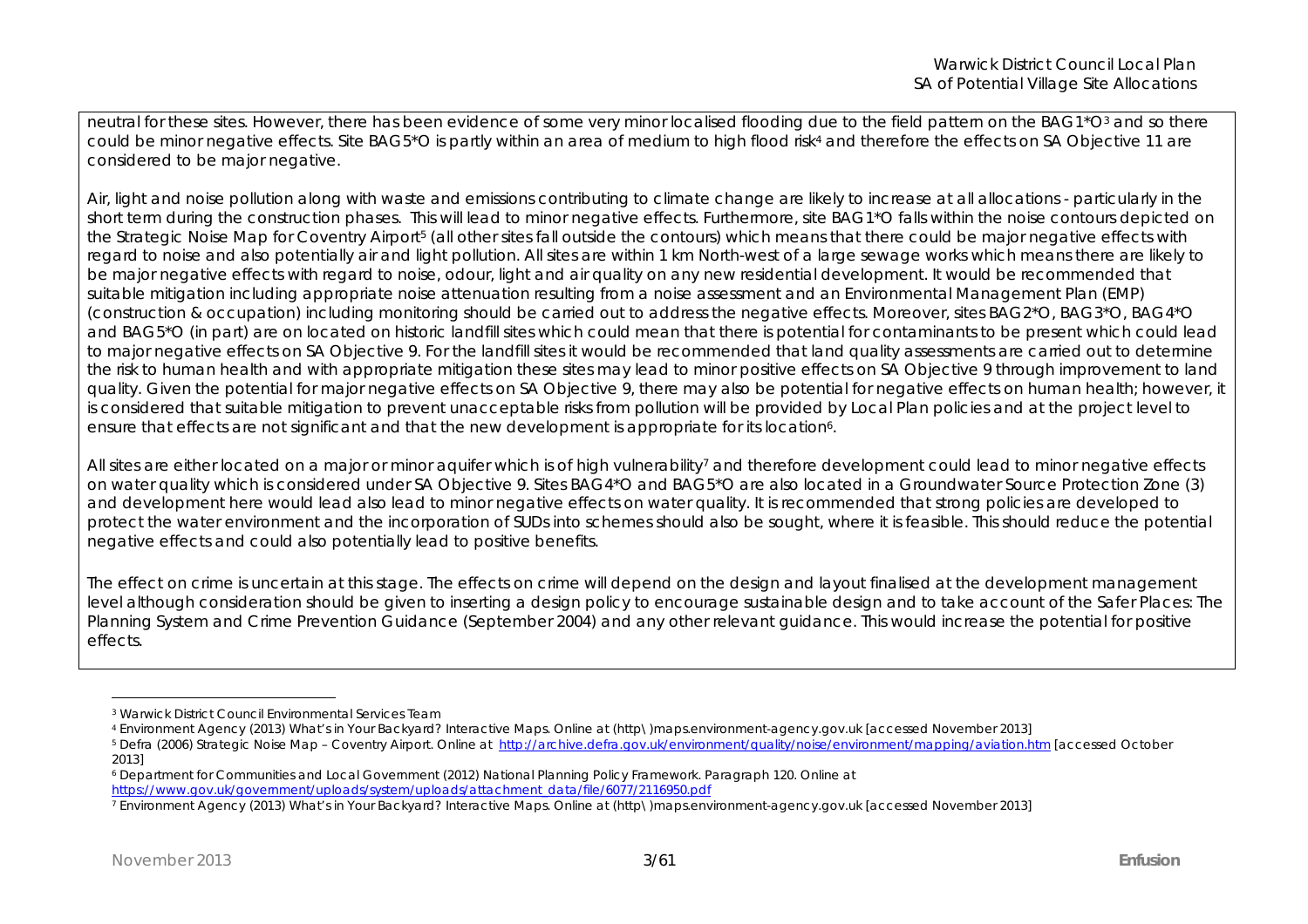neutral for these sites. However, there has been evidence of some very minor localised flooding due to the field pattern on the BAG1*O[3] and so there could be minor negative effects. Site BAG5*O is partly within an area of medium to high flood risk[4] and therefore the effects on SA Objective 11 are considered to be major negative.

Air, light and noise pollution along with waste and emissions contributing to climate change are likely to increase at all allocations - particularly in the short term during the construction phases. This will lead to minor negative effects. Furthermore, site BAG1*O falls within the noise contours depicted on the Strategic Noise Map for Coventry Airport[5] (all other sites fall outside the contours) which means that there could be major negative effects with regard to noise and also potentially air and light pollution. All sites are within 1 km North-west of a large sewage works which means there are likely to be major negative effects with regard to noise, odour, light and air quality on any new residential development. It would be recommended that suitable mitigation including appropriate noise attenuation resulting from a noise assessment and an Environmental Management Plan (EMP) (construction & occupation) including monitoring should be carried out to address the negative effects. Moreover, sites BAG2*O, BAG3*O, BAG4*O and BAG5*O (in part) are on located on historic landfill sites which could mean that there is potential for contaminants to be present which could lead to major negative effects on SA Objective 9. For the landfill sites it would be recommended that land quality assessments are carried out to determine the risk to human health and with appropriate mitigation these sites may lead to minor positive effects on SA Objective 9 through improvement to land quality. Given the potential for major negative effects on SA Objective 9, there may also be potential for negative effects on human health; however, it is considered that suitable mitigation to prevent unacceptable risks from pollution will be provided by Local Plan policies and at the project level to ensure that effects are not significant and that the new development is appropriate for its location[6].

All sites are either located on a major or minor aquifer which is of high vulnerability[7] and therefore development could lead to minor negative effects on water quality which is considered under SA Objective 9. Sites BAG4*O and BAG5*O are also located in a Groundwater Source Protection Zone (3) and development here would lead also lead to minor negative effects on water quality. It is recommended that strong policies are developed to protect the water environment and the incorporation of SUDs into schemes should also be sought, where it is feasible. This should reduce the potential negative effects and could also potentially lead to positive benefits.

The effect on crime is uncertain at this stage. The effects on crime will depend on the design and layout finalised at the development management level although consideration should be given to inserting a design policy to encourage sustainable design and to take account of the Safer Places: The Planning System and Crime Prevention Guidance (September 2004) and any other relevant guidance. This would increase the potential for positive effects.

---

[3] Warwick District Council Environmental Services Team

[4] Environment Agency (2013) What's in Your Backyard? Interactive Maps. Online at (http\)maps.environment-agency.gov.uk [accessed November 2013]

[5] Defra (2006) Strategic Noise Map – Coventry Airport. Online at http://archive.defra.gov.uk/environment/quality/noise/environment/mapping/aviation.htm [accessed October 2013]

[6] Department for Communities and Local Government (2012) National Planning Policy Framework. Paragraph 120. Online at https://www.gov.uk/government/uploads/system/uploads/attachment_data/file/6077/2116950.pdf

[7] Environment Agency (2013) What's in Your Backyard? Interactive Maps. Online at (http\)maps.environment-agency.gov.uk [accessed November 2013]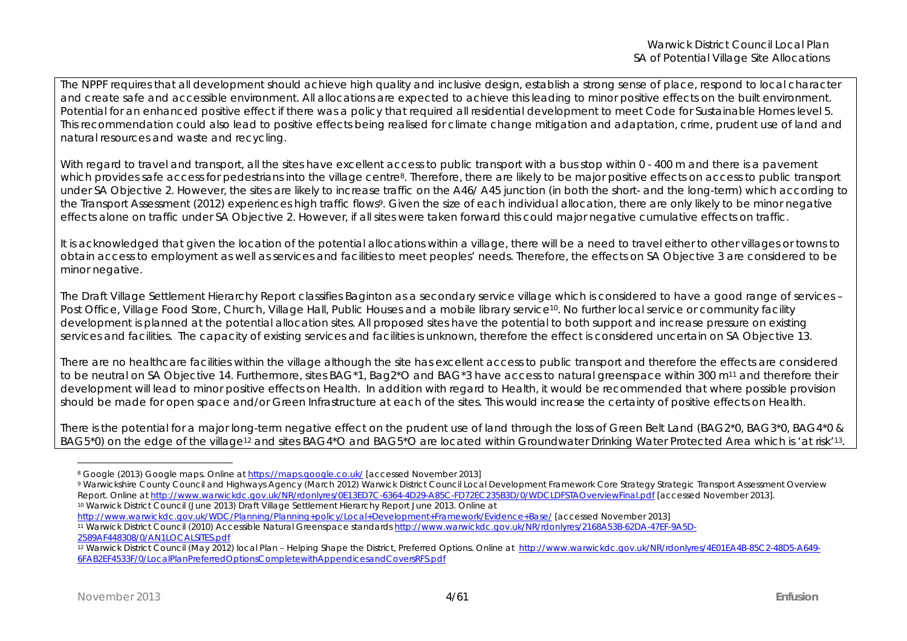The NPPF requires that all development should achieve high quality and inclusive design, establish a strong sense of place, respond to local character and create safe and accessible environment. All allocations are expected to achieve this leading to minor positive effects on the built environment. Potential for an enhanced positive effect if there was a policy that required all residential development to meet Code for Sustainable Homes level 5. This recommendation could also lead to positive effects being realised for climate change mitigation and adaptation, crime, prudent use of land and natural resources and waste and recycling.

With regard to travel and transport, all the sites have excellent access to public transport with a bus stop within 0 - 400 m and there is a pavement which provides safe access for pedestrians into the village centre[8]. Therefore, there are likely to be major positive effects on access to public transport under SA Objective 2. However, the sites are likely to increase traffic on the A46/ A45 junction (in both the short- and the long-term) which according to the Transport Assessment (2012) experiences high traffic flows[9]. Given the size of each individual allocation, there are only likely to be minor negative effects alone on traffic under SA Objective 2. However, if all sites were taken forward this could major negative cumulative effects on traffic.

It is acknowledged that given the location of the potential allocations within a village, there will be a need to travel either to other villages or towns to obtain access to employment as well as services and facilities to meet peoples' needs. Therefore, the effects on SA Objective 3 are considered to be minor negative.

The Draft Village Settlement Hierarchy Report classifies Baginton as a secondary service village which is considered to have a good range of services – Post Office, Village Food Store, Church, Village Hall, Public Houses and a mobile library service[10]. No further local service or community facility development is planned at the potential allocation sites. All proposed sites have the potential to both support and increase pressure on existing services and facilities. The capacity of existing services and facilities is unknown, therefore the effect is considered uncertain on SA Objective 13.

There are no healthcare facilities within the village although the site has excellent access to public transport and therefore the effects are considered to be neutral on SA Objective 14. Furthermore, sites BAG*1, Bag2*O and BAG*3 have access to natural greenspace within 300 m[11] and therefore their development will lead to minor positive effects on Health. In addition with regard to Health, it would be recommended that where possible provision should be made for open space and/or Green Infrastructure at each of the sites. This would increase the certainty of positive effects on Health.

There is the potential for a major long-term negative effect on the prudent use of land through the loss of Green Belt Land (BAG2*0, BAG3*0, BAG4*0 & BAG5*0) on the edge of the village[12] and sites BAG4*O and BAG5*O are located within Groundwater Drinking Water Protected Area which is 'at risk'[13].

---

[8] Google (2013) Google maps. Online at https://maps.google.co.uk/ [accessed November 2013]

[9] Warwickshire County Council and Highways Agency (March 2012) Warwick District Council Local Development Framework Core Strategy Strategic Transport Assessment Overview Report. Online at http://www.warwickdc.gov.uk/NR/rdonlyres/0E13ED7C-6364-4D29-A85C-FD72EC235B3D/0/WDCLDFSTAOverviewFinal.pdf [accessed November 2013].

[10] Warwick District Council (June 2013) Draft Village Settlement Hierarchy Report June 2013. Online at http://www.warwickdc.gov.uk/WDC/Planning/Planning+policy/Local+Development+Framework/Evidence+Base/ [accessed November 2013]

[11] Warwick District Council (2010) Accessible Natural Greenspace standards http://www.warwickdc.gov.uk/NR/rdonlyres/2168A53B-62DA-47EF-9A5D-2589AF448308/0/AN1LOCALSITES.pdf

[12] Warwick District Council (May 2012) local Plan – Helping Shape the District, Preferred Options. Online at http://www.warwickdc.gov.uk/NR/rdonlyres/4E01EA4B-85C2-48D5-A649-6FAB2EF4533F/0/LocalPlanPreferredOptionsCompletewithAppendicesandCoversRFS.pdf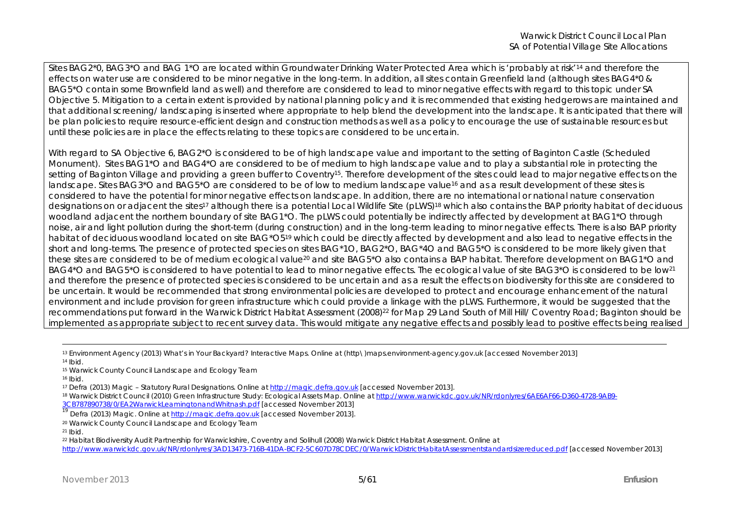Sites BAG2*0, BAG3*O and BAG 1*O are located within Groundwater Drinking Water Protected Area which is 'probably at risk'[14] and therefore the effects on water use are considered to be minor negative in the long-term. In addition, all sites contain Greenfield land (although sites BAG4*0 & BAG5*O contain some Brownfield land as well) and therefore are considered to lead to minor negative effects with regard to this topic under SA Objective 5. Mitigation to a certain extent is provided by national planning policy and it is recommended that existing hedgerows are maintained and that additional screening/ landscaping is inserted where appropriate to help blend the development into the landscape. It is anticipated that there will be plan policies to require resource-efficient design and construction methods as well as a policy to encourage the use of sustainable resources but until these policies are in place the effects relating to these topics are considered to be uncertain.

With regard to SA Objective 6, BAG2*O is considered to be of high landscape value and important to the setting of Baginton Castle (Scheduled Monument). Sites BAG1*O and BAG4*O are considered to be of medium to high landscape value and to play a substantial role in protecting the setting of Baginton Village and providing a green buffer to Coventry[15]. Therefore development of the sites could lead to major negative effects on the landscape. Sites BAG3*O and BAG5*O are considered to be of low to medium landscape value[16] and as a result development of these sites is considered to have the potential for minor negative effects on landscape. In addition, there are no international or national nature conservation designations on or adjacent the sites[17] although there is a potential Local Wildlife Site (pLWS)[18] which also contains the BAP priority habitat of deciduous woodland adjacent the northern boundary of site BAG1*O. The pLWS could potentially be indirectly affected by development at BAG1*O through noise, air and light pollution during the short-term (during construction) and in the long-term leading to minor negative effects. There is also BAP priority habitat of deciduous woodland located on site BAG*O5[19] which could be directly affected by development and also lead to negative effects in the short and long-terms. The presence of protected species on sites BAG*1O, BAG2*O, BAG*4O and BAG5*O is considered to be more likely given that these sites are considered to be of medium ecological value[20] and site BAG5*O also contains a BAP habitat. Therefore development on BAG1*O and BAG4*O and BAG5*O is considered to have potential to lead to minor negative effects. The ecological value of site BAG3*O is considered to be low[21] and therefore the presence of protected species is considered to be uncertain and as a result the effects on biodiversity for this site are considered to be uncertain. It would be recommended that strong environmental policies are developed to protect and encourage enhancement of the natural environment and include provision for green infrastructure which could provide a linkage with the pLWS. Furthermore, it would be suggested that the recommendations put forward in the Warwick District Habitat Assessment (2008)[22] for Map 29 Land South of Mill Hill/ Coventry Road; Baginton should be implemented as appropriate subject to recent survey data. This would mitigate any negative effects and possibly lead to positive effects being realised

---

[13] Environment Agency (2013) What's in Your Backyard? Interactive Maps. Online at (http\ )maps.environment-agency.gov.uk [accessed November 2013]

[14] Ibid.

[15] Warwick County Council Landscape and Ecology Team

[16] Ibid.

[17] Defra (2013) Magic – Statutory Rural Designations. Online at http://magic.defra.gov.uk [accessed November 2013].

[18] Warwick District Council (2010) Green Infrastructure Study: Ecological Assets Map. Online at http://www.warwickdc.gov.uk/NR/rdonlyres/6AE6AF66-D360-4728-9AB9-3CB787890738/0/EA2WarwickLeamingtonandWhitnash.pdf [accessed November 2013]

[19] Defra (2013) Magic. Online at http://magic.defra.gov.uk [accessed November 2013].

[20] Warwick County Council Landscape and Ecology Team

[21] Ibid.

[22] Habitat Biodiversity Audit Partnership for Warwickshire, Coventry and Solihull (2008) Warwick District Habitat Assessment. Online at http://www.warwickdc.gov.uk/NR/rdonlyres/3AD13473-716B-41DA-BCF2-5C607D78CDEC/0/WarwickDistrictHabitatAssessmentstandardsizereduced.pdf [accessed November 2013]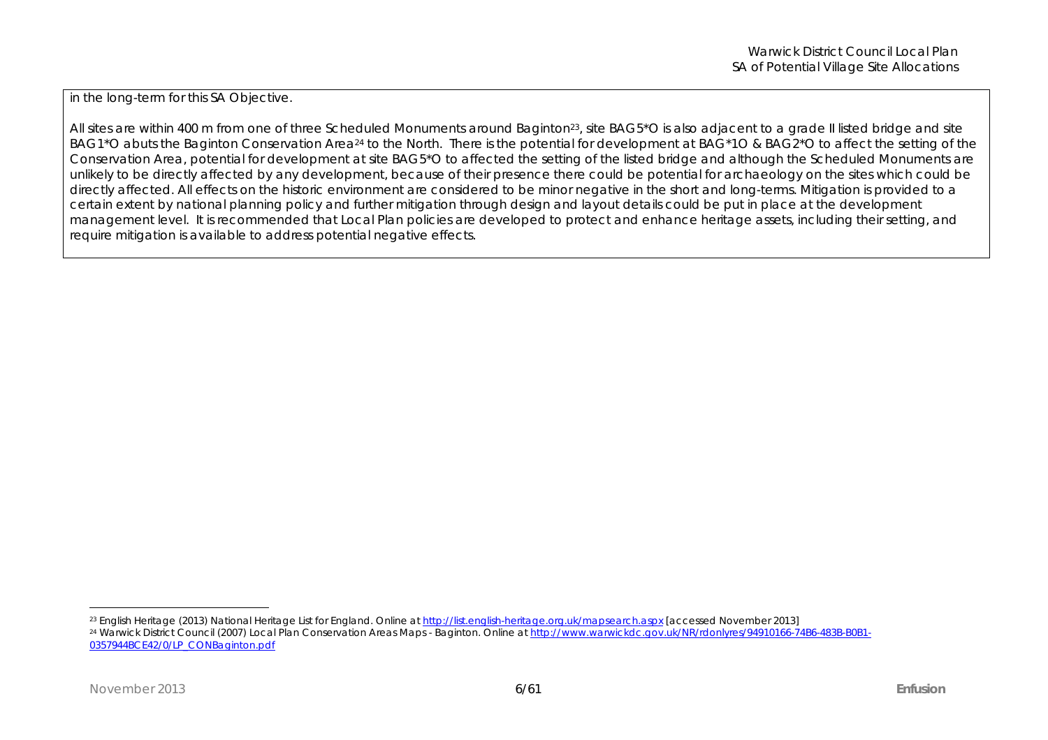in the long-term for this SA Objective.

All sites are within 400 m from one of three Scheduled Monuments around Baginton[23], site BAG5*O is also adjacent to a grade II listed bridge and site BAG1*O abuts the Baginton Conservation Area[24] to the North. There is the potential for development at BAG*1O & BAG2*O to affect the setting of the Conservation Area, potential for development at site BAG5*O to affected the setting of the listed bridge and although the Scheduled Monuments are unlikely to be directly affected by any development, because of their presence there could be potential for archaeology on the sites which could be directly affected. All effects on the historic environment are considered to be minor negative in the short and long-terms. Mitigation is provided to a certain extent by national planning policy and further mitigation through design and layout details could be put in place at the development management level. It is recommended that Local Plan policies are developed to protect and enhance heritage assets, including their setting, and require mitigation is available to address potential negative effects.

---

[23] English Heritage (2013) National Heritage List for England. Online at http://list.english-heritage.org.uk/mapsearch.aspx [accessed November 2013]

[24] Warwick District Council (2007) Local Plan Conservation Areas Maps - Baginton. Online at http://www.warwickdc.gov.uk/NR/rdonlyres/94910166-74B6-483B-B0B1-0357944BCE42/0/LP_CONBaginton.pdf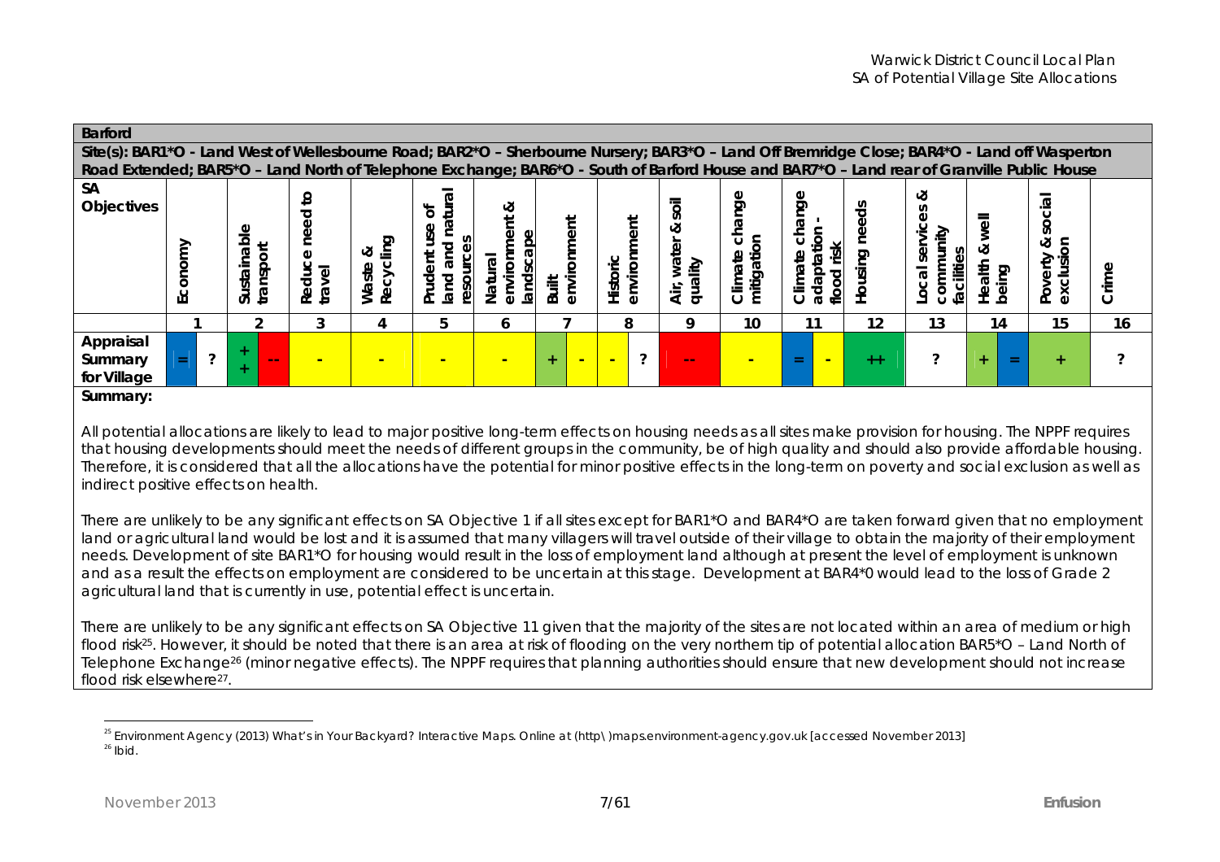| **Barford** | | | | | | | | | | | | | | | | | | | | | |
|---|---|---|---|---|---|---|---|---|---|---|---|---|---|---|---|---|---|---|---|---|---|
| **Site(s): BAR1*O - Land West of Wellesbourne Road; BAR2*O – Sherbourne Nursery; BAR3*O – Land Off Bremridge Close; BAR4*O - Land off Wasperton Road Extended; BAR5*O – Land North of Telephone Exchange; BAR6*O - South of Barford House and BAR7*O – Land rear of Granville Public House** | | | | | | | | | | | | | | | | | | | | | |
| **SA Objectives** | **Economy** | | **Sustainable transport** | | **Reduce need to travel** | **Waste & Recycling** | **Prudent use of land and natural resources** | **Natural environment & landscape** | **Built environment** | | **Historic environment** | | **Air, water & soil quality** | **Climate change mitigation** | **Climate change adaptation - flood risk** | | **Housing needs** | **Local services & community facilities** | **Health & well being** | | **Poverty & social exclusion** | **Crime** |
| | 1 | | 2 | | 3 | 4 | 5 | 6 | 7 | | 8 | | 9 | 10 | 11 | | 12 | 13 | 14 | | 15 | 16 |
| **Appraisal Summary for Village** | = | ? | ++ | -- | - | - | - | - | + | - | - | ? | -- | - | = | - | ++ | ? | + | = | + | ? |

**Summary:**

All potential allocations are likely to lead to major positive long-term effects on housing needs as all sites make provision for housing. The NPPF requires that housing developments should meet the needs of different groups in the community, be of high quality and should also provide affordable housing. Therefore, it is considered that all the allocations have the potential for minor positive effects in the long-term on poverty and social exclusion as well as indirect positive effects on health.

There are unlikely to be any significant effects on SA Objective 1 if all sites except for BAR1*O and BAR4*O are taken forward given that no employment land or agricultural land would be lost and it is assumed that many villagers will travel outside of their village to obtain the majority of their employment needs. Development of site BAR1*O for housing would result in the loss of employment land although at present the level of employment is unknown and as a result the effects on employment are considered to be uncertain at this stage. Development at BAR4*0 would lead to the loss of Grade 2 agricultural land that is currently in use, potential effect is uncertain.

There are unlikely to be any significant effects on SA Objective 11 given that the majority of the sites are not located within an area of medium or high flood risk[25]. However, it should be noted that there is an area at risk of flooding on the very northern tip of potential allocation BAR5*O – Land North of Telephone Exchange[26] (minor negative effects). The NPPF requires that planning authorities should ensure that new development should not increase flood risk elsewhere[27].

---

[25] Environment Agency (2013) What's in Your Backyard? Interactive Maps. Online at (http\)maps.environment-agency.gov.uk [accessed November 2013]

[26] Ibid.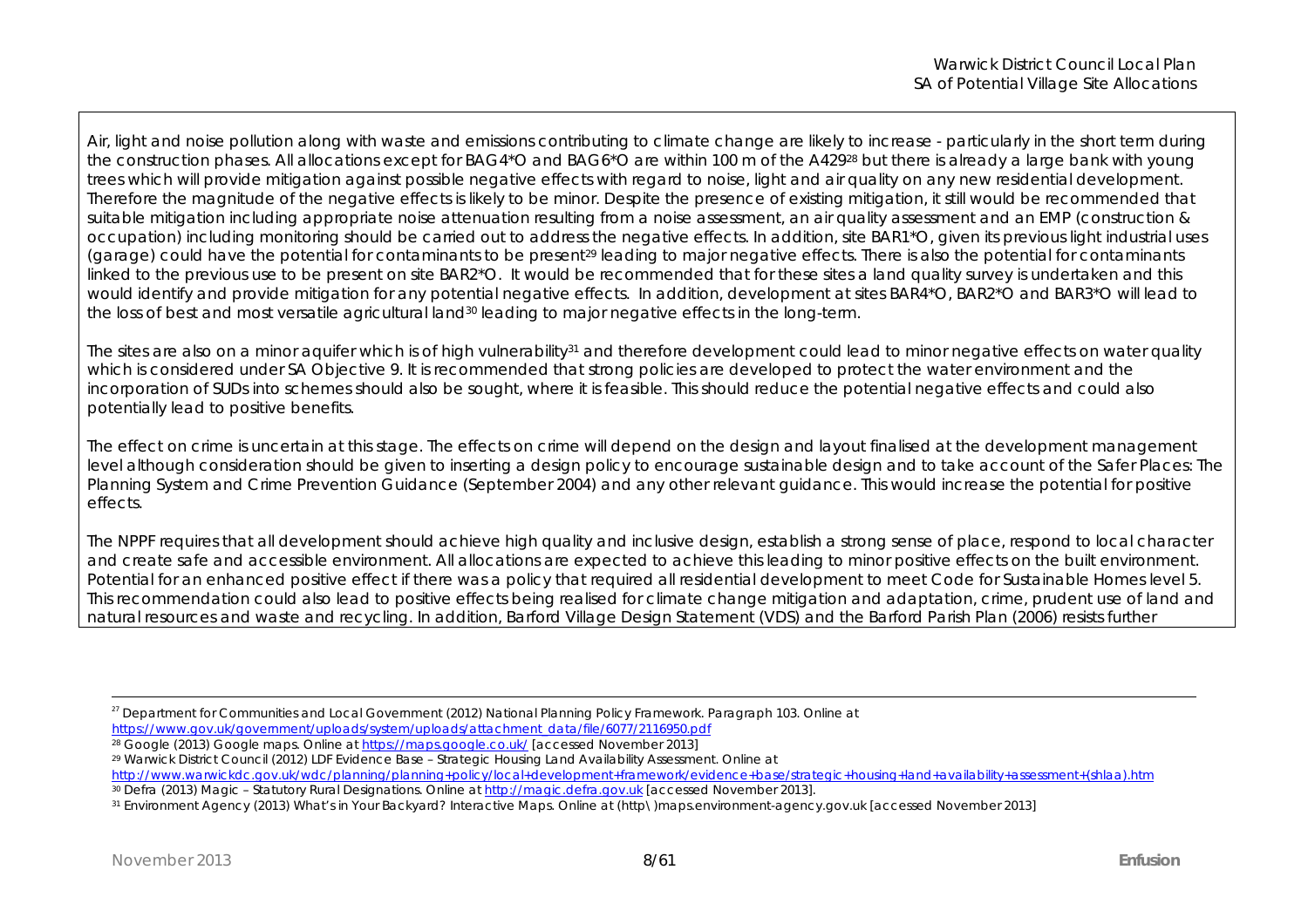Air, light and noise pollution along with waste and emissions contributing to climate change are likely to increase - particularly in the short term during the construction phases. All allocations except for BAG4*O and BAG6*O are within 100 m of the A429[28] but there is already a large bank with young trees which will provide mitigation against possible negative effects with regard to noise, light and air quality on any new residential development. Therefore the magnitude of the negative effects is likely to be minor. Despite the presence of existing mitigation, it still would be recommended that suitable mitigation including appropriate noise attenuation resulting from a noise assessment, an air quality assessment and an EMP (construction & occupation) including monitoring should be carried out to address the negative effects. In addition, site BAR1*O, given its previous light industrial uses (garage) could have the potential for contaminants to be present[29] leading to major negative effects. There is also the potential for contaminants linked to the previous use to be present on site BAR2*O. It would be recommended that for these sites a land quality survey is undertaken and this would identify and provide mitigation for any potential negative effects. In addition, development at sites BAR4*O, BAR2*O and BAR3*O will lead to the loss of best and most versatile agricultural land[30] leading to major negative effects in the long-term.

The sites are also on a minor aquifer which is of high vulnerability[31] and therefore development could lead to minor negative effects on water quality which is considered under SA Objective 9. It is recommended that strong policies are developed to protect the water environment and the incorporation of SUDs into schemes should also be sought, where it is feasible. This should reduce the potential negative effects and could also potentially lead to positive benefits.

The effect on crime is uncertain at this stage. The effects on crime will depend on the design and layout finalised at the development management level although consideration should be given to inserting a design policy to encourage sustainable design and to take account of the Safer Places: The Planning System and Crime Prevention Guidance (September 2004) and any other relevant guidance. This would increase the potential for positive effects.

The NPPF requires that all development should achieve high quality and inclusive design, establish a strong sense of place, respond to local character and create safe and accessible environment. All allocations are expected to achieve this leading to minor positive effects on the built environment. Potential for an enhanced positive effect if there was a policy that required all residential development to meet Code for Sustainable Homes level 5. This recommendation could also lead to positive effects being realised for climate change mitigation and adaptation, crime, prudent use of land and natural resources and waste and recycling. In addition, Barford Village Design Statement (VDS) and the Barford Parish Plan (2006) resists further

---

[27] Department for Communities and Local Government (2012) National Planning Policy Framework. Paragraph 103. Online at https://www.gov.uk/government/uploads/system/uploads/attachment_data/file/6077/2116950.pdf

[28] Google (2013) Google maps. Online at https://maps.google.co.uk/ [accessed November 2013]

[29] Warwick District Council (2012) LDF Evidence Base – Strategic Housing Land Availability Assessment. Online at http://www.warwickdc.gov.uk/wdc/planning/planning+policy/local+development+framework/evidence+base/strategic+housing+land+availability+assessment+(shlaa).htm

[30] Defra (2013) Magic – Statutory Rural Designations. Online at http://magic.defra.gov.uk [accessed November 2013].

[31] Environment Agency (2013) What's in Your Backyard? Interactive Maps. Online at (http\ )maps.environment-agency.gov.uk [accessed November 2013]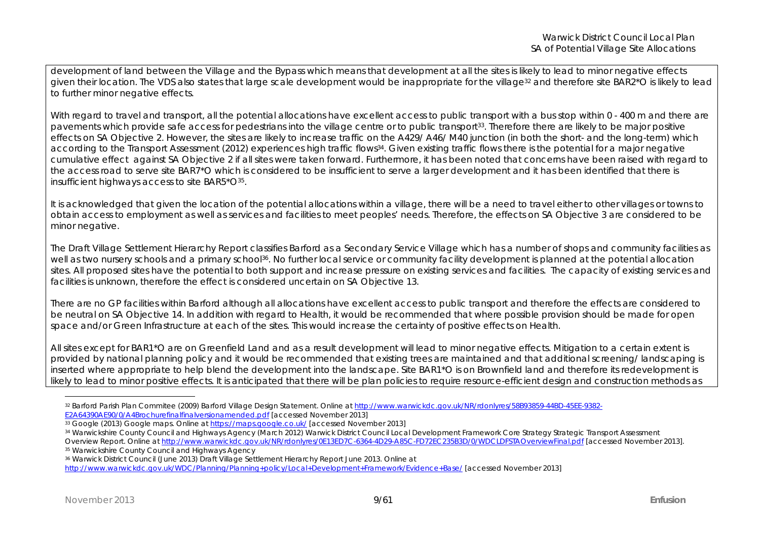development of land between the Village and the Bypass which means that development at all the sites is likely to lead to minor negative effects given their location. The VDS also states that large scale development would be inappropriate for the village[32] and therefore site BAR2*O is likely to lead to further minor negative effects.

With regard to travel and transport, all the potential allocations have excellent access to public transport with a bus stop within 0 - 400 m and there are pavements which provide safe access for pedestrians into the village centre or to public transport[33]. Therefore there are likely to be major positive effects on SA Objective 2. However, the sites are likely to increase traffic on the A429/ A46/ M40 junction (in both the short- and the long-term) which according to the Transport Assessment (2012) experiences high traffic flows[34]. Given existing traffic flows there is the potential for a major negative cumulative effect against SA Objective 2 if all sites were taken forward. Furthermore, it has been noted that concerns have been raised with regard to the access road to serve site BAR7*O which is considered to be insufficient to serve a larger development and it has been identified that there is insufficient highways access to site BAR5*O[35].

It is acknowledged that given the location of the potential allocations within a village, there will be a need to travel either to other villages or towns to obtain access to employment as well as services and facilities to meet peoples' needs. Therefore, the effects on SA Objective 3 are considered to be minor negative.

The Draft Village Settlement Hierarchy Report classifies Barford as a Secondary Service Village which has a number of shops and community facilities as well as two nursery schools and a primary school[36]. No further local service or community facility development is planned at the potential allocation sites. All proposed sites have the potential to both support and increase pressure on existing services and facilities. The capacity of existing services and facilities is unknown, therefore the effect is considered uncertain on SA Objective 13.

There are no GP facilities within Barford although all allocations have excellent access to public transport and therefore the effects are considered to be neutral on SA Objective 14. In addition with regard to Health, it would be recommended that where possible provision should be made for open space and/or Green Infrastructure at each of the sites. This would increase the certainty of positive effects on Health.

All sites except for BAR1*O are on Greenfield Land and as a result development will lead to minor negative effects. Mitigation to a certain extent is provided by national planning policy and it would be recommended that existing trees are maintained and that additional screening/ landscaping is inserted where appropriate to help blend the development into the landscape. Site BAR1*O is on Brownfield land and therefore its redevelopment is likely to lead to minor positive effects. It is anticipated that there will be plan policies to require resource-efficient design and construction methods as

---

[32] Barford Parish Plan Commitee (2009) Barford Village Design Statement. Online at http://www.warwickdc.gov.uk/NR/rdonlyres/58B93859-44BD-45EE-9382-E2A64390AE90/0/A4Brochurefinalfinalversionamended.pdf [accessed November 2013]

[33] Google (2013) Google maps. Online at https://maps.google.co.uk/ [accessed November 2013]

[34] Warwickshire County Council and Highways Agency (March 2012) Warwick District Council Local Development Framework Core Strategy Strategic Transport Assessment Overview Report. Online at http://www.warwickdc.gov.uk/NR/rdonlyres/0E13ED7C-6364-4D29-A85C-FD72EC235B3D/0/WDCLDFSTAOverviewFinal.pdf [accessed November 2013].

[35] Warwickshire County Council and Highways Agency

[36] Warwick District Council (June 2013) Draft Village Settlement Hierarchy Report June 2013. Online at http://www.warwickdc.gov.uk/WDC/Planning/Planning+policy/Local+Development+Framework/Evidence+Base/ [accessed November 2013]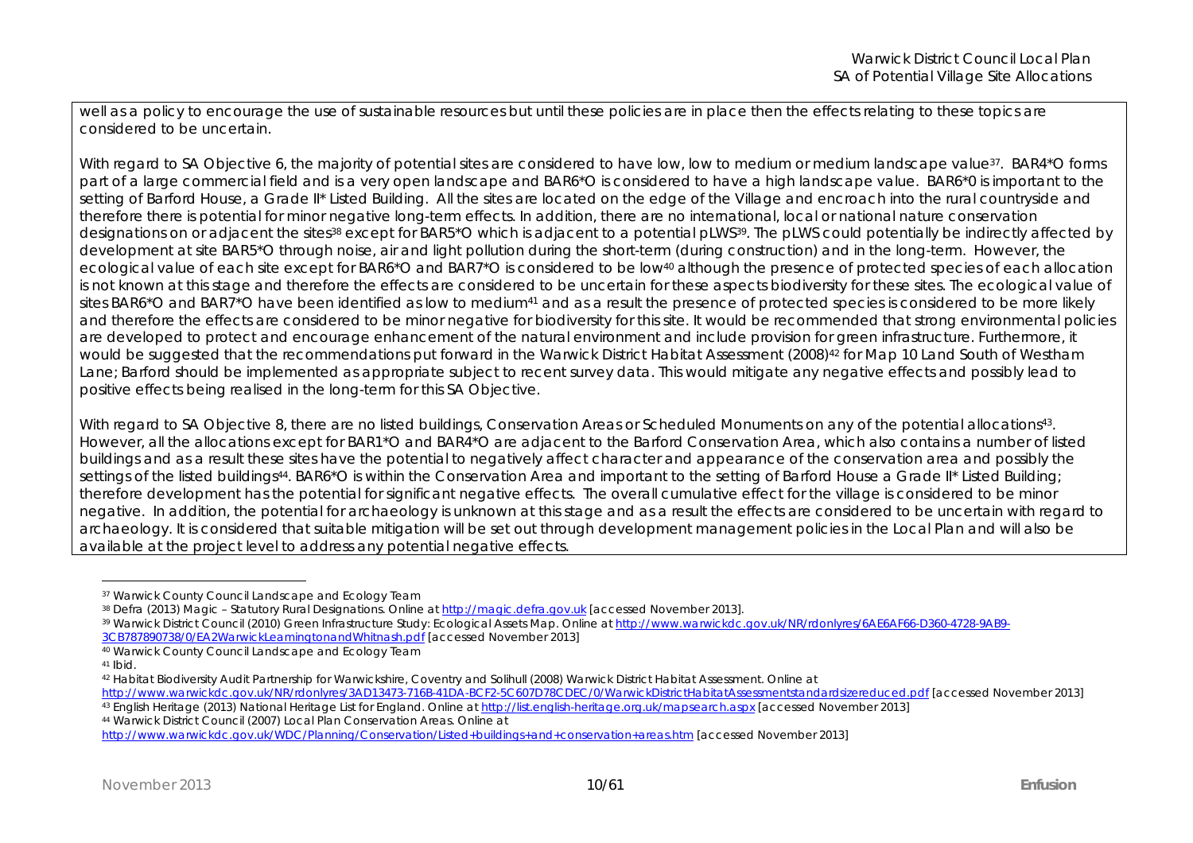well as a policy to encourage the use of sustainable resources but until these policies are in place then the effects relating to these topics are considered to be uncertain.

With regard to SA Objective 6, the majority of potential sites are considered to have low, low to medium or medium landscape value[37]. BAR4*O forms part of a large commercial field and is a very open landscape and BAR6*O is considered to have a high landscape value. BAR6*0 is important to the setting of Barford House, a Grade II* Listed Building. All the sites are located on the edge of the Village and encroach into the rural countryside and therefore there is potential for minor negative long-term effects. In addition, there are no international, local or national nature conservation designations on or adjacent the sites[38] except for BAR5*O which is adjacent to a potential pLWS[39]. The pLWS could potentially be indirectly affected by development at site BAR5*O through noise, air and light pollution during the short-term (during construction) and in the long-term. However, the ecological value of each site except for BAR6*O and BAR7*O is considered to be low[40] although the presence of protected species of each allocation is not known at this stage and therefore the effects are considered to be uncertain for these aspects biodiversity for these sites. The ecological value of sites BAR6*O and BAR7*O have been identified as low to medium[41] and as a result the presence of protected species is considered to be more likely and therefore the effects are considered to be minor negative for biodiversity for this site. It would be recommended that strong environmental policies are developed to protect and encourage enhancement of the natural environment and include provision for green infrastructure. Furthermore, it would be suggested that the recommendations put forward in the Warwick District Habitat Assessment (2008)[42] for Map 10 Land South of Westham Lane; Barford should be implemented as appropriate subject to recent survey data. This would mitigate any negative effects and possibly lead to positive effects being realised in the long-term for this SA Objective.

With regard to SA Objective 8, there are no listed buildings, Conservation Areas or Scheduled Monuments on any of the potential allocations[43]. However, all the allocations except for BAR1*O and BAR4*O are adjacent to the Barford Conservation Area, which also contains a number of listed buildings and as a result these sites have the potential to negatively affect character and appearance of the conservation area and possibly the settings of the listed buildings[44]. BAR6*O is within the Conservation Area and important to the setting of Barford House a Grade II* Listed Building; therefore development has the potential for significant negative effects. The overall cumulative effect for the village is considered to be minor negative. In addition, the potential for archaeology is unknown at this stage and as a result the effects are considered to be uncertain with regard to archaeology. It is considered that suitable mitigation will be set out through development management policies in the Local Plan and will also be available at the project level to address any potential negative effects.

---

[37] Warwick County Council Landscape and Ecology Team

[38] Defra (2013) Magic – Statutory Rural Designations. Online at http://magic.defra.gov.uk [accessed November 2013].

[39] Warwick District Council (2010) Green Infrastructure Study: Ecological Assets Map. Online at http://www.warwickdc.gov.uk/NR/rdonlyres/6AE6AF66-D360-4728-9AB9-3CB787890738/0/EA2WarwickLeamingtonandWhitnash.pdf [accessed November 2013]

[40] Warwick County Council Landscape and Ecology Team

[41] Ibid.

[42] Habitat Biodiversity Audit Partnership for Warwickshire, Coventry and Solihull (2008) Warwick District Habitat Assessment. Online at http://www.warwickdc.gov.uk/NR/rdonlyres/3AD13473-716B-41DA-BCF2-5C607D78CDEC/0/WarwickDistrictHabitatAssessmentstandardsizereduced.pdf [accessed November 2013]

[43] English Heritage (2013) National Heritage List for England. Online at http://list.english-heritage.org.uk/mapsearch.aspx [accessed November 2013]

[44] Warwick District Council (2007) Local Plan Conservation Areas. Online at http://www.warwickdc.gov.uk/WDC/Planning/Conservation/Listed+buildings+and+conservation+areas.htm [accessed November 2013]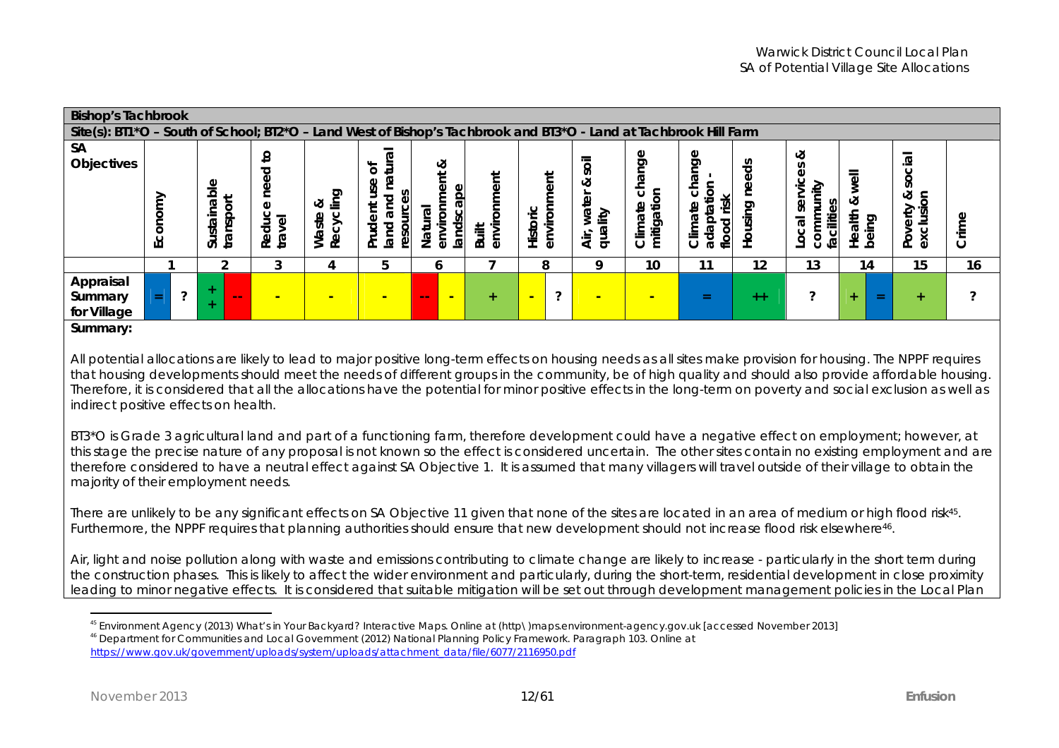| Bishop's Tachbrook | | | | | | | | | | | | | | | | |
|---|---|---|---|---|---|---|---|---|---|---|---|---|---|---|---|---|
| Site(s): BT1*O – South of School; BT2*O – Land West of Bishop's Tachbrook and BT3*O - Land at Tachbrook Hill Farm | | | | | | | | | | | | | | | | |
| SA Objectives | Economy | Sustainable transport | Reduce need to travel | Waste & Recycling | Prudent use of land and natural resources | Natural environment & landscape | Built environment | Historic environment | Air, water & soil quality | Climate change mitigation | Climate change - adaptation - flood risk | Housing needs | Local services & community facilities | Health & well being | Poverty & social exclusion | Crime |
| | 1 | 2 | 3 | 4 | 5 | 6 | 7 | 8 | 9 | 10 | 11 | 12 | 13 | 14 | 15 | 16 |
| Appraisal Summary for Village | = ? | ++ -- | - | - | - | -- - | + | - ? | - | - | = | ++ | ? | + = | + | ? |

**Summary:**

All potential allocations are likely to lead to major positive long-term effects on housing needs as all sites make provision for housing. The NPPF requires that housing developments should meet the needs of different groups in the community, be of high quality and should also provide affordable housing. Therefore, it is considered that all the allocations have the potential for minor positive effects in the long-term on poverty and social exclusion as well as indirect positive effects on health.

BT3*O is Grade 3 agricultural land and part of a functioning farm, therefore development could have a negative effect on employment; however, at this stage the precise nature of any proposal is not known so the effect is considered uncertain. The other sites contain no existing employment and are therefore considered to have a neutral effect against SA Objective 1. It is assumed that many villagers will travel outside of their village to obtain the majority of their employment needs.

There are unlikely to be any significant effects on SA Objective 11 given that none of the sites are located in an area of medium or high flood risk[45]. Furthermore, the NPPF requires that planning authorities should ensure that new development should not increase flood risk elsewhere[46].

Air, light and noise pollution along with waste and emissions contributing to climate change are likely to increase - particularly in the short term during the construction phases. This is likely to affect the wider environment and particularly, during the short-term, residential development in close proximity leading to minor negative effects. It is considered that suitable mitigation will be set out through development management policies in the Local Plan

---

[45] Environment Agency (2013) What's in Your Backyard? Interactive Maps. Online at (http\)maps.environment-agency.gov.uk [accessed November 2013]

[46] Department for Communities and Local Government (2012) National Planning Policy Framework. Paragraph 103. Online at https://www.gov.uk/government/uploads/system/uploads/attachment_data/file/6077/2116950.pdf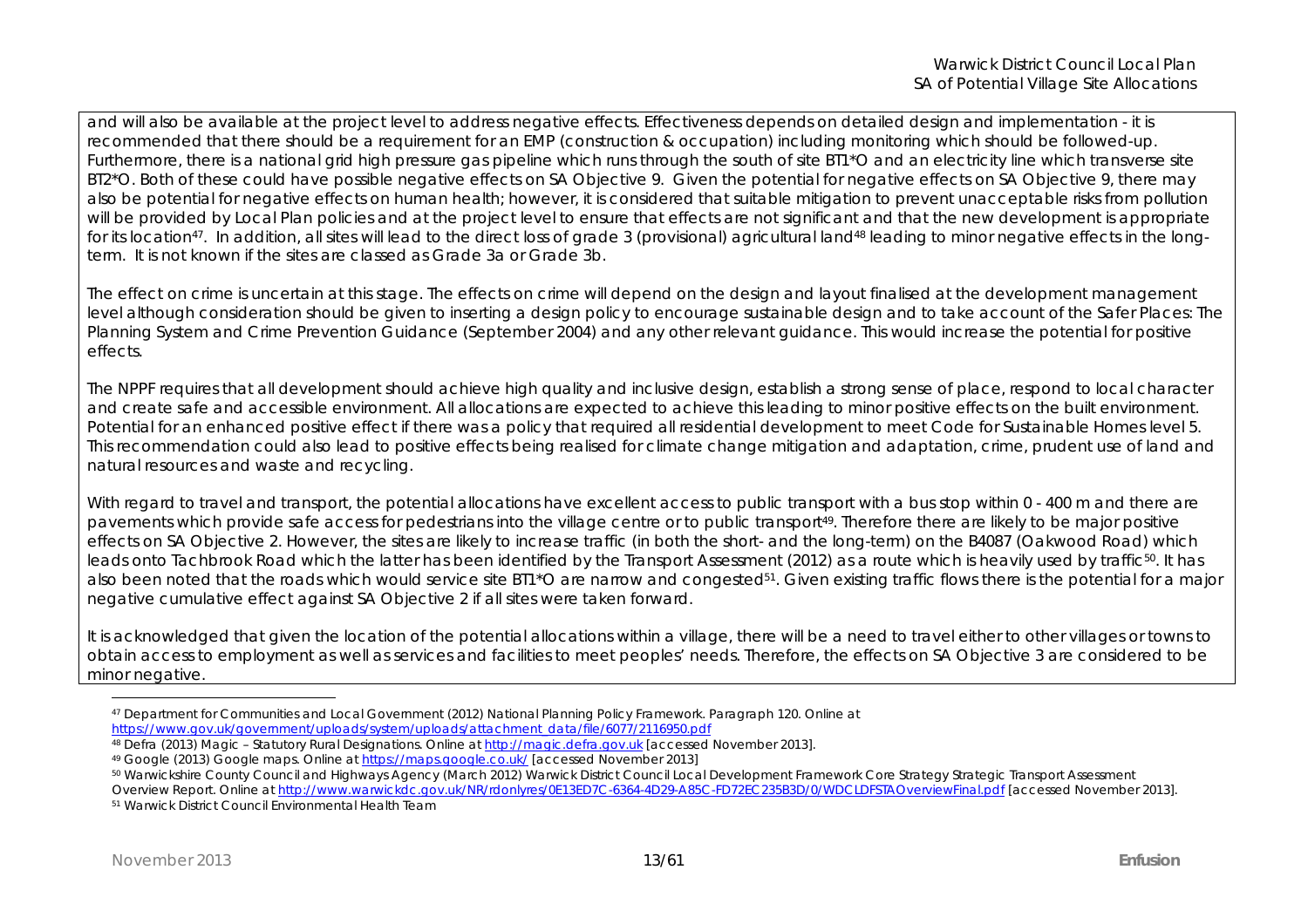and will also be available at the project level to address negative effects. Effectiveness depends on detailed design and implementation - it is recommended that there should be a requirement for an EMP (construction & occupation) including monitoring which should be followed-up. Furthermore, there is a national grid high pressure gas pipeline which runs through the south of site BT1*O and an electricity line which transverse site BT2*O. Both of these could have possible negative effects on SA Objective 9. Given the potential for negative effects on SA Objective 9, there may also be potential for negative effects on human health; however, it is considered that suitable mitigation to prevent unacceptable risks from pollution will be provided by Local Plan policies and at the project level to ensure that effects are not significant and that the new development is appropriate for its location[47]. In addition, all sites will lead to the direct loss of grade 3 (provisional) agricultural land[48] leading to minor negative effects in the long-term. It is not known if the sites are classed as Grade 3a or Grade 3b.

The effect on crime is uncertain at this stage. The effects on crime will depend on the design and layout finalised at the development management level although consideration should be given to inserting a design policy to encourage sustainable design and to take account of the Safer Places: The Planning System and Crime Prevention Guidance (September 2004) and any other relevant guidance. This would increase the potential for positive effects.

The NPPF requires that all development should achieve high quality and inclusive design, establish a strong sense of place, respond to local character and create safe and accessible environment. All allocations are expected to achieve this leading to minor positive effects on the built environment. Potential for an enhanced positive effect if there was a policy that required all residential development to meet Code for Sustainable Homes level 5. This recommendation could also lead to positive effects being realised for climate change mitigation and adaptation, crime, prudent use of land and natural resources and waste and recycling.

With regard to travel and transport, the potential allocations have excellent access to public transport with a bus stop within 0 - 400 m and there are pavements which provide safe access for pedestrians into the village centre or to public transport[49]. Therefore there are likely to be major positive effects on SA Objective 2. However, the sites are likely to increase traffic (in both the short- and the long-term) on the B4087 (Oakwood Road) which leads onto Tachbrook Road which the latter has been identified by the Transport Assessment (2012) as a route which is heavily used by traffic[50]. It has also been noted that the roads which would service site BT1*O are narrow and congested[51]. Given existing traffic flows there is the potential for a major negative cumulative effect against SA Objective 2 if all sites were taken forward.

It is acknowledged that given the location of the potential allocations within a village, there will be a need to travel either to other villages or towns to obtain access to employment as well as services and facilities to meet peoples' needs. Therefore, the effects on SA Objective 3 are considered to be minor negative.

---

[47] Department for Communities and Local Government (2012) National Planning Policy Framework. Paragraph 120. Online at https://www.gov.uk/government/uploads/system/uploads/attachment_data/file/6077/2116950.pdf

[48] Defra (2013) Magic – Statutory Rural Designations. Online at http://magic.defra.gov.uk [accessed November 2013].

[49] Google (2013) Google maps. Online at https://maps.google.co.uk/ [accessed November 2013]

[50] Warwickshire County Council and Highways Agency (March 2012) Warwick District Council Local Development Framework Core Strategy Strategic Transport Assessment Overview Report. Online at http://www.warwickdc.gov.uk/NR/rdonlyres/0E13ED7C-6364-4D29-A85C-FD72EC235B3D/0/WDCLDFSTAOverviewFinal.pdf [accessed November 2013].

[51] Warwick District Council Environmental Health Team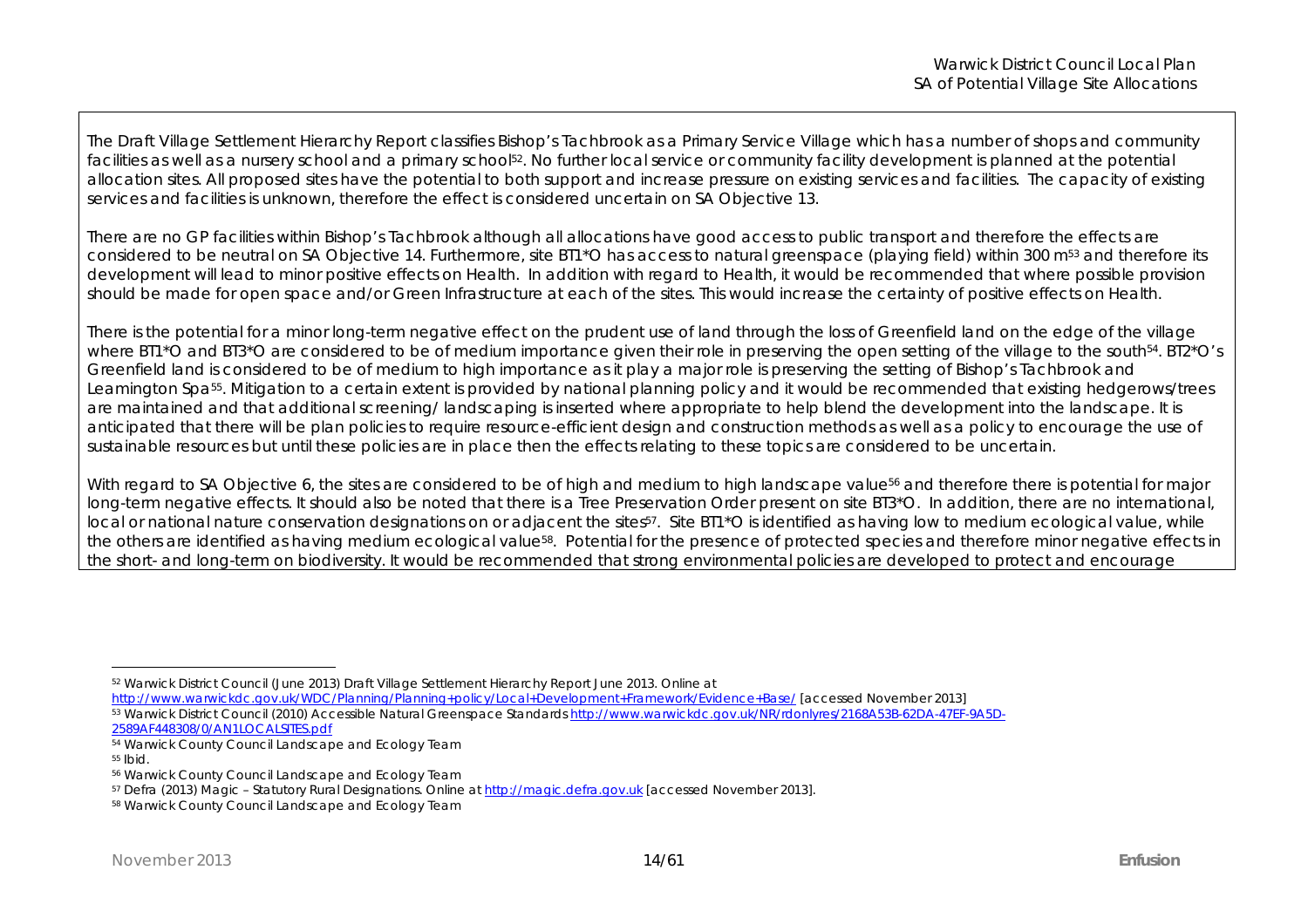The Draft Village Settlement Hierarchy Report classifies Bishop's Tachbrook as a Primary Service Village which has a number of shops and community facilities as well as a nursery school and a primary school[52]. No further local service or community facility development is planned at the potential allocation sites. All proposed sites have the potential to both support and increase pressure on existing services and facilities. The capacity of existing services and facilities is unknown, therefore the effect is considered uncertain on SA Objective 13.

There are no GP facilities within Bishop's Tachbrook although all allocations have good access to public transport and therefore the effects are considered to be neutral on SA Objective 14. Furthermore, site BT1*O has access to natural greenspace (playing field) within 300 m[53] and therefore its development will lead to minor positive effects on Health. In addition with regard to Health, it would be recommended that where possible provision should be made for open space and/or Green Infrastructure at each of the sites. This would increase the certainty of positive effects on Health.

There is the potential for a minor long-term negative effect on the prudent use of land through the loss of Greenfield land on the edge of the village where BT1*O and BT3*O are considered to be of medium importance given their role in preserving the open setting of the village to the south[54]. BT2*O's Greenfield land is considered to be of medium to high importance as it play a major role is preserving the setting of Bishop's Tachbrook and Leamington Spa[55]. Mitigation to a certain extent is provided by national planning policy and it would be recommended that existing hedgerows/trees are maintained and that additional screening/ landscaping is inserted where appropriate to help blend the development into the landscape. It is anticipated that there will be plan policies to require resource-efficient design and construction methods as well as a policy to encourage the use of sustainable resources but until these policies are in place then the effects relating to these topics are considered to be uncertain.

With regard to SA Objective 6, the sites are considered to be of high and medium to high landscape value[56] and therefore there is potential for major long-term negative effects. It should also be noted that there is a Tree Preservation Order present on site BT3*O. In addition, there are no international, local or national nature conservation designations on or adjacent the sites[57]. Site BT1*O is identified as having low to medium ecological value, while the others are identified as having medium ecological value[58]. Potential for the presence of protected species and therefore minor negative effects in the short- and long-term on biodiversity. It would be recommended that strong environmental policies are developed to protect and encourage

---

[52] Warwick District Council (June 2013) Draft Village Settlement Hierarchy Report June 2013. Online at http://www.warwickdc.gov.uk/WDC/Planning/Planning+policy/Local+Development+Framework/Evidence+Base/ [accessed November 2013]

[53] Warwick District Council (2010) Accessible Natural Greenspace Standards http://www.warwickdc.gov.uk/NR/rdonlyres/2168A53B-62DA-47EF-9A5D-2589AF448308/0/AN1LOCALSITES.pdf

[54] Warwick County Council Landscape and Ecology Team

[55] Ibid.

[56] Warwick County Council Landscape and Ecology Team

[57] Defra (2013) Magic – Statutory Rural Designations. Online at http://magic.defra.gov.uk [accessed November 2013].

[58] Warwick County Council Landscape and Ecology Team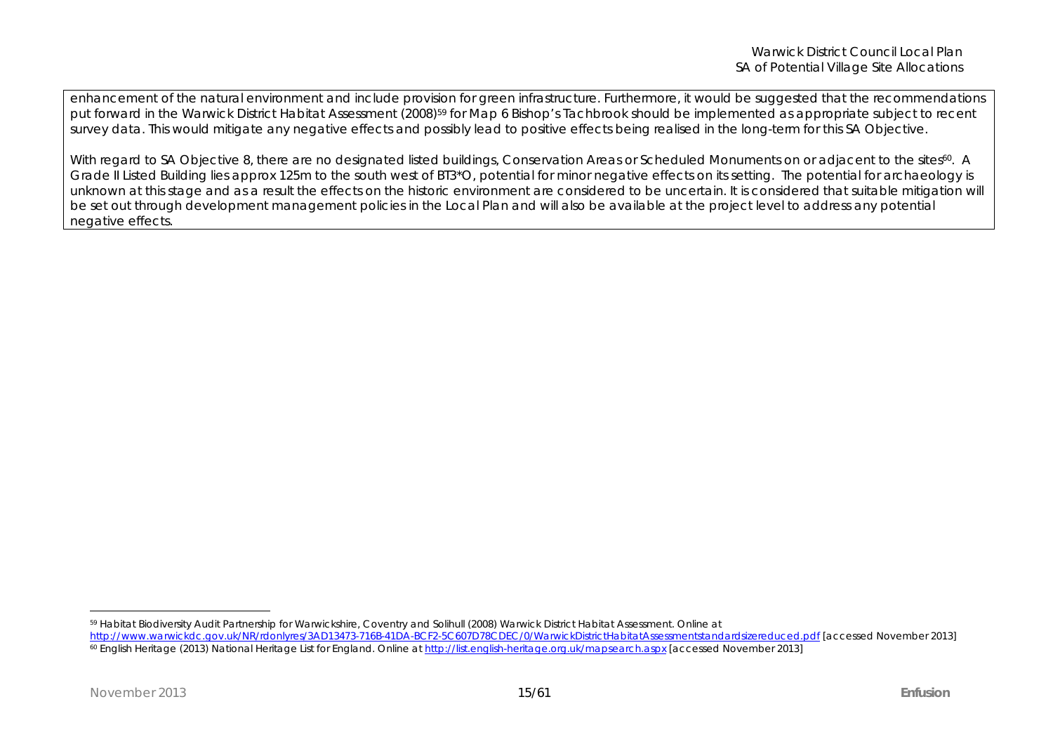enhancement of the natural environment and include provision for green infrastructure. Furthermore, it would be suggested that the recommendations put forward in the Warwick District Habitat Assessment (2008)[59] for Map 6 Bishop's Tachbrook should be implemented as appropriate subject to recent survey data. This would mitigate any negative effects and possibly lead to positive effects being realised in the long-term for this SA Objective.

With regard to SA Objective 8, there are no designated listed buildings, Conservation Areas or Scheduled Monuments on or adjacent to the sites[60]. A Grade II Listed Building lies approx 125m to the south west of BT3*O, potential for minor negative effects on its setting. The potential for archaeology is unknown at this stage and as a result the effects on the historic environment are considered to be uncertain. It is considered that suitable mitigation will be set out through development management policies in the Local Plan and will also be available at the project level to address any potential negative effects.

---

[59] Habitat Biodiversity Audit Partnership for Warwickshire, Coventry and Solihull (2008) Warwick District Habitat Assessment. Online at http://www.warwickdc.gov.uk/NR/rdonlyres/3AD13473-716B-41DA-BCF2-5C607D78CDEC/0/WarwickDistrictHabitatAssessmentstandardsizereduced.pdf [accessed November 2013]

[60] English Heritage (2013) National Heritage List for England. Online at http://list.english-heritage.org.uk/mapsearch.aspx [accessed November 2013]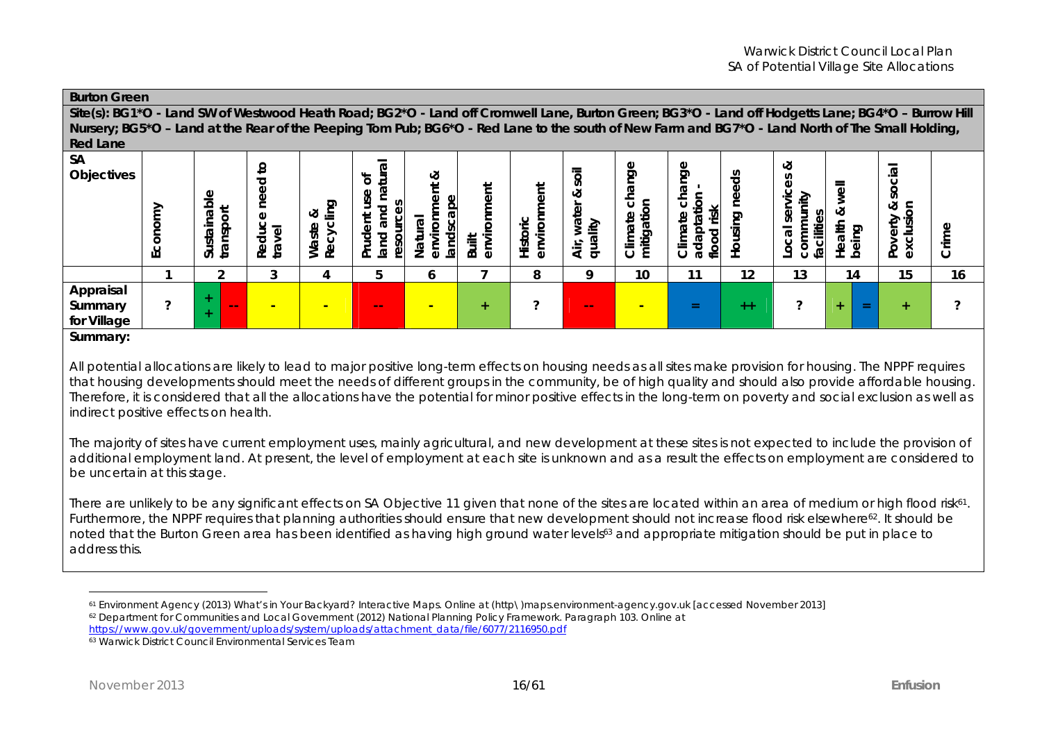**Burton Green**

**Site(s): BG1*O - Land SW of Westwood Heath Road; BG2*O - Land off Cromwell Lane, Burton Green; BG3*O - Land off Hodgetts Lane; BG4*O – Burrow Hill Nursery; BG5*O – Land at the Rear of the Peeping Tom Pub; BG6*O - Red Lane to the south of New Farm and BG7*O - Land North of The Small Holding, Red Lane**

| SA Objectives | Economy | Sustainable transport | | Reduce need to travel | Waste & Recycling | Prudent use of land and natural resources | Natural environment & landscape | Built environment | Historic environment | Air, water & soil quality | Climate change mitigation | Climate change - adaptation - flood risk | Housing needs | Local services & community facilities | Health & well being | | Poverty & social exclusion | Crime |
|---|---|---|---|---|---|---|---|---|---|---|---|---|---|---|---|---|---|---|
| | 1 | 2 | | 3 | 4 | 5 | 6 | 7 | 8 | 9 | 10 | 11 | 12 | 13 | 14 | | 15 | 16 |
| **Appraisal Summary for Village** | ? | ++ | -- | - | - | -- | - | + | ? | -- | - | = | ++ | ? | + | = | + | ? |

**Summary:**

All potential allocations are likely to lead to major positive long-term effects on housing needs as all sites make provision for housing. The NPPF requires that housing developments should meet the needs of different groups in the community, be of high quality and should also provide affordable housing. Therefore, it is considered that all the allocations have the potential for minor positive effects in the long-term on poverty and social exclusion as well as indirect positive effects on health.

The majority of sites have current employment uses, mainly agricultural, and new development at these sites is not expected to include the provision of additional employment land. At present, the level of employment at each site is unknown and as a result the effects on employment are considered to be uncertain at this stage.

There are unlikely to be any significant effects on SA Objective 11 given that none of the sites are located within an area of medium or high flood risk[61]. Furthermore, the NPPF requires that planning authorities should ensure that new development should not increase flood risk elsewhere[62]. It should be noted that the Burton Green area has been identified as having high ground water levels[63] and appropriate mitigation should be put in place to address this.

---

[61] Environment Agency (2013) What's in Your Backyard? Interactive Maps. Online at (http\)maps.environment-agency.gov.uk [accessed November 2013]

[62] Department for Communities and Local Government (2012) National Planning Policy Framework. Paragraph 103. Online at https://www.gov.uk/government/uploads/system/uploads/attachment_data/file/6077/2116950.pdf

[63] Warwick District Council Environmental Services Team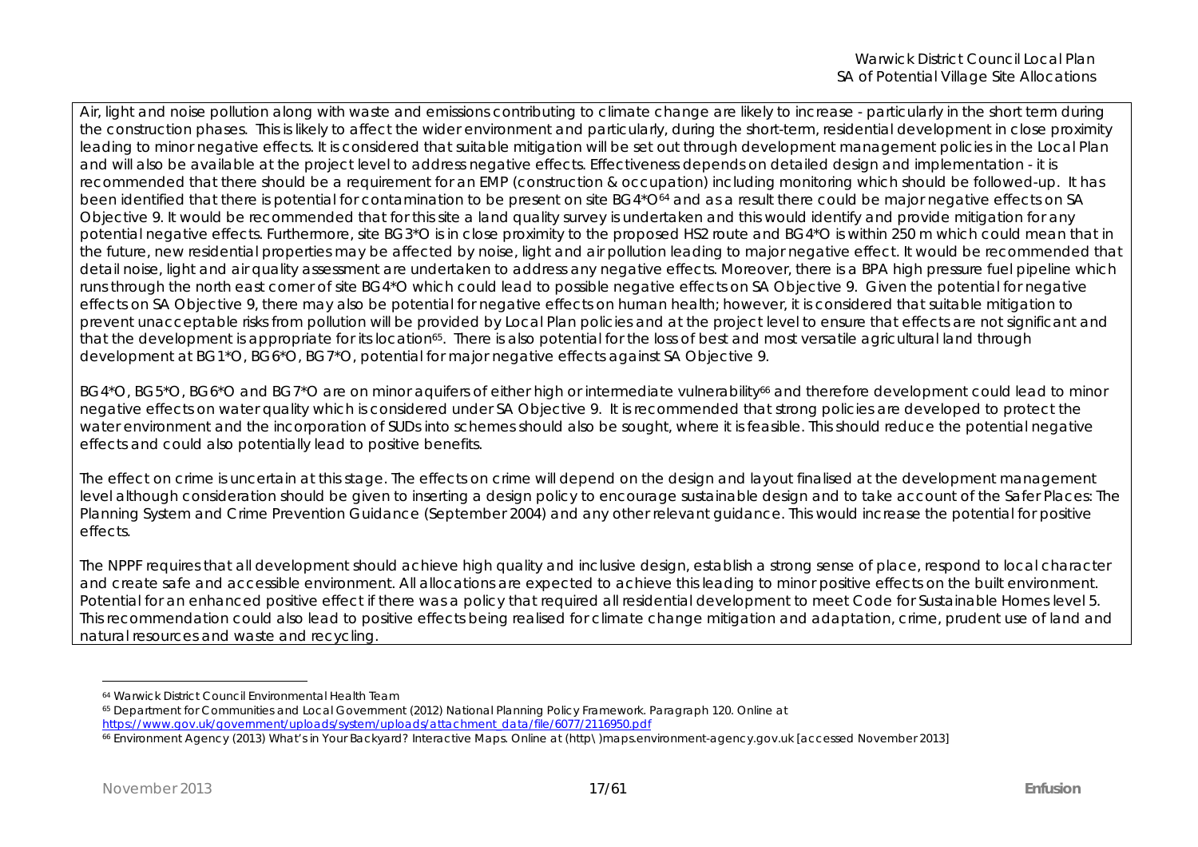Air, light and noise pollution along with waste and emissions contributing to climate change are likely to increase - particularly in the short term during the construction phases. This is likely to affect the wider environment and particularly, during the short-term, residential development in close proximity leading to minor negative effects. It is considered that suitable mitigation will be set out through development management policies in the Local Plan and will also be available at the project level to address negative effects. Effectiveness depends on detailed design and implementation - it is recommended that there should be a requirement for an EMP (construction & occupation) including monitoring which should be followed-up. It has been identified that there is potential for contamination to be present on site BG4*O[64] and as a result there could be major negative effects on SA Objective 9. It would be recommended that for this site a land quality survey is undertaken and this would identify and provide mitigation for any potential negative effects. Furthermore, site BG3*O is in close proximity to the proposed HS2 route and BG4*O is within 250 m which could mean that in the future, new residential properties may be affected by noise, light and air pollution leading to major negative effect. It would be recommended that detail noise, light and air quality assessment are undertaken to address any negative effects. Moreover, there is a BPA high pressure fuel pipeline which runs through the north east corner of site BG4*O which could lead to possible negative effects on SA Objective 9. Given the potential for negative effects on SA Objective 9, there may also be potential for negative effects on human health; however, it is considered that suitable mitigation to prevent unacceptable risks from pollution will be provided by Local Plan policies and at the project level to ensure that effects are not significant and that the development is appropriate for its location[65]. There is also potential for the loss of best and most versatile agricultural land through development at BG1*O, BG6*O, BG7*O, potential for major negative effects against SA Objective 9.

BG4*O, BG5*O, BG6*O and BG7*O are on minor aquifers of either high or intermediate vulnerability[66] and therefore development could lead to minor negative effects on water quality which is considered under SA Objective 9. It is recommended that strong policies are developed to protect the water environment and the incorporation of SUDs into schemes should also be sought, where it is feasible. This should reduce the potential negative effects and could also potentially lead to positive benefits.

The effect on crime is uncertain at this stage. The effects on crime will depend on the design and layout finalised at the development management level although consideration should be given to inserting a design policy to encourage sustainable design and to take account of the Safer Places: The Planning System and Crime Prevention Guidance (September 2004) and any other relevant guidance. This would increase the potential for positive effects.

The NPPF requires that all development should achieve high quality and inclusive design, establish a strong sense of place, respond to local character and create safe and accessible environment. All allocations are expected to achieve this leading to minor positive effects on the built environment. Potential for an enhanced positive effect if there was a policy that required all residential development to meet Code for Sustainable Homes level 5. This recommendation could also lead to positive effects being realised for climate change mitigation and adaptation, crime, prudent use of land and natural resources and waste and recycling.

---

[64] Warwick District Council Environmental Health Team

[65] Department for Communities and Local Government (2012) National Planning Policy Framework. Paragraph 120. Online at https://www.gov.uk/government/uploads/system/uploads/attachment_data/file/6077/2116950.pdf

[66] Environment Agency (2013) What's in Your Backyard? Interactive Maps. Online at (http\)maps.environment-agency.gov.uk [accessed November 2013]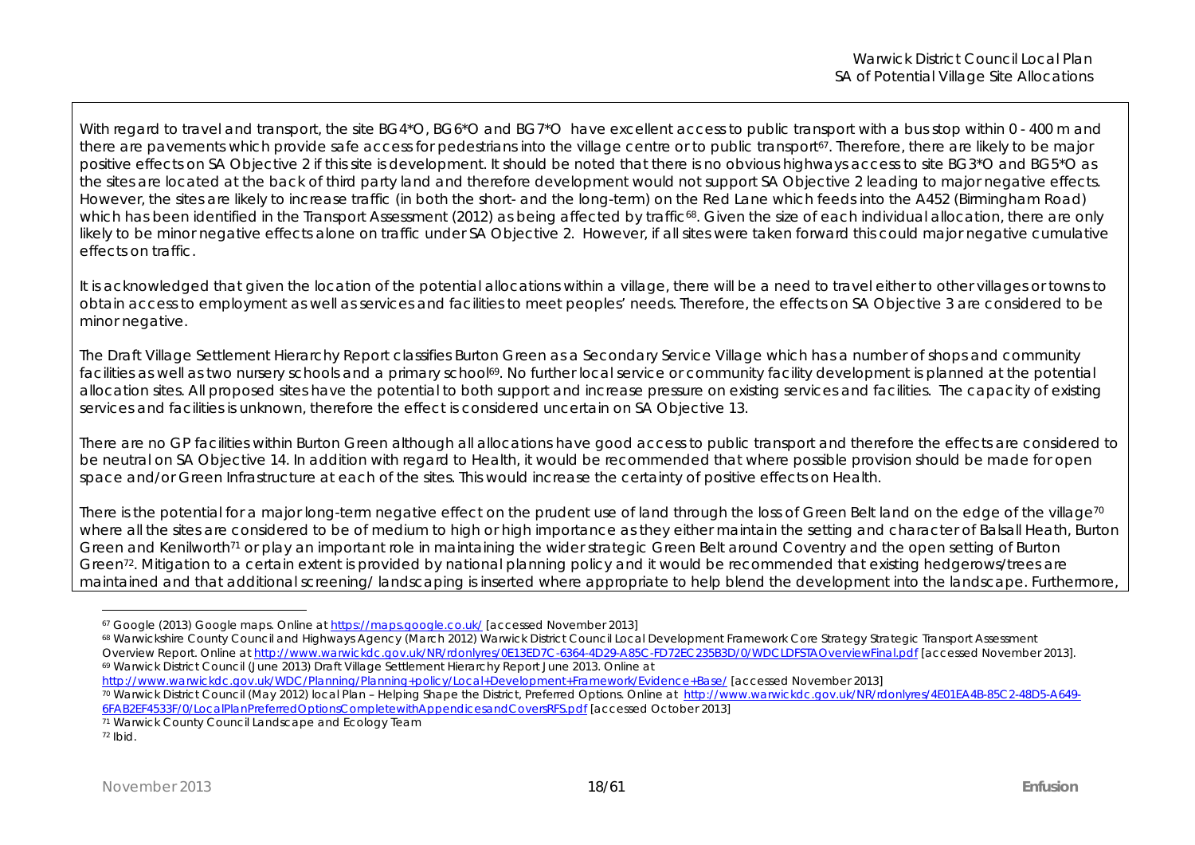With regard to travel and transport, the site BG4*O, BG6*O and BG7*O have excellent access to public transport with a bus stop within 0 - 400 m and there are pavements which provide safe access for pedestrians into the village centre or to public transport[67]. Therefore, there are likely to be major positive effects on SA Objective 2 if this site is development. It should be noted that there is no obvious highways access to site BG3*O and BG5*O as the sites are located at the back of third party land and therefore development would not support SA Objective 2 leading to major negative effects. However, the sites are likely to increase traffic (in both the short- and the long-term) on the Red Lane which feeds into the A452 (Birmingham Road) which has been identified in the Transport Assessment (2012) as being affected by traffic[68]. Given the size of each individual allocation, there are only likely to be minor negative effects alone on traffic under SA Objective 2. However, if all sites were taken forward this could major negative cumulative effects on traffic.

It is acknowledged that given the location of the potential allocations within a village, there will be a need to travel either to other villages or towns to obtain access to employment as well as services and facilities to meet peoples' needs. Therefore, the effects on SA Objective 3 are considered to be minor negative.

The Draft Village Settlement Hierarchy Report classifies Burton Green as a Secondary Service Village which has a number of shops and community facilities as well as two nursery schools and a primary school[69]. No further local service or community facility development is planned at the potential allocation sites. All proposed sites have the potential to both support and increase pressure on existing services and facilities. The capacity of existing services and facilities is unknown, therefore the effect is considered uncertain on SA Objective 13.

There are no GP facilities within Burton Green although all allocations have good access to public transport and therefore the effects are considered to be neutral on SA Objective 14. In addition with regard to Health, it would be recommended that where possible provision should be made for open space and/or Green Infrastructure at each of the sites. This would increase the certainty of positive effects on Health.

There is the potential for a major long-term negative effect on the prudent use of land through the loss of Green Belt land on the edge of the village[70] where all the sites are considered to be of medium to high or high importance as they either maintain the setting and character of Balsall Heath, Burton Green and Kenilworth[71] or play an important role in maintaining the wider strategic Green Belt around Coventry and the open setting of Burton Green[72]. Mitigation to a certain extent is provided by national planning policy and it would be recommended that existing hedgerows/trees are maintained and that additional screening/ landscaping is inserted where appropriate to help blend the development into the landscape. Furthermore,

---

[67] Google (2013) Google maps. Online at https://maps.google.co.uk/ [accessed November 2013]

[68] Warwickshire County Council and Highways Agency (March 2012) Warwick District Council Local Development Framework Core Strategy Strategic Transport Assessment Overview Report. Online at http://www.warwickdc.gov.uk/NR/rdonlyres/0E13ED7C-6364-4D29-A85C-FD72EC235B3D/0/WDCLDFSTAOverviewFinal.pdf [accessed November 2013].

[69] Warwick District Council (June 2013) Draft Village Settlement Hierarchy Report June 2013. Online at http://www.warwickdc.gov.uk/WDC/Planning/Planning+policy/Local+Development+Framework/Evidence+Base/ [accessed November 2013]

[70] Warwick District Council (May 2012) local Plan – Helping Shape the District, Preferred Options. Online at http://www.warwickdc.gov.uk/NR/rdonlyres/4E01EA4B-85C2-48D5-A649-6FAB2EF4533F/0/LocalPlanPreferredOptionsCompletewithAppendicesandCoversRFS.pdf [accessed October 2013]

[71] Warwick County Council Landscape and Ecology Team

[72] Ibid.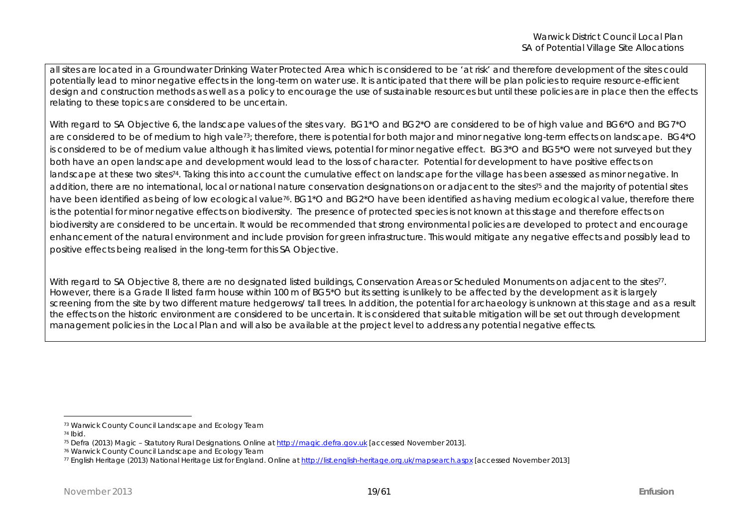all sites are located in a Groundwater Drinking Water Protected Area which is considered to be 'at risk' and therefore development of the sites could potentially lead to minor negative effects in the long-term on water use. It is anticipated that there will be plan policies to require resource-efficient design and construction methods as well as a policy to encourage the use of sustainable resources but until these policies are in place then the effects relating to these topics are considered to be uncertain.

With regard to SA Objective 6, the landscape values of the sites vary. BG1*O and BG2*O are considered to be of high value and BG6*O and BG7*O are considered to be of medium to high vale[73]; therefore, there is potential for both major and minor negative long-term effects on landscape. BG4*O is considered to be of medium value although it has limited views, potential for minor negative effect. BG3*O and BG5*O were not surveyed but they both have an open landscape and development would lead to the loss of character. Potential for development to have positive effects on landscape at these two sites[74]. Taking this into account the cumulative effect on landscape for the village has been assessed as minor negative. In addition, there are no international, local or national nature conservation designations on or adjacent to the sites[75] and the majority of potential sites have been identified as being of low ecological value[76]. BG1*O and BG2*O have been identified as having medium ecological value, therefore there is the potential for minor negative effects on biodiversity. The presence of protected species is not known at this stage and therefore effects on biodiversity are considered to be uncertain. It would be recommended that strong environmental policies are developed to protect and encourage enhancement of the natural environment and include provision for green infrastructure. This would mitigate any negative effects and possibly lead to positive effects being realised in the long-term for this SA Objective.

With regard to SA Objective 8, there are no designated listed buildings, Conservation Areas or Scheduled Monuments on adjacent to the sites[77]. However, there is a Grade II listed farm house within 100 m of BG5*O but its setting is unlikely to be affected by the development as it is largely screening from the site by two different mature hedgerows/ tall trees. In addition, the potential for archaeology is unknown at this stage and as a result the effects on the historic environment are considered to be uncertain. It is considered that suitable mitigation will be set out through development management policies in the Local Plan and will also be available at the project level to address any potential negative effects.

---

[73] Warwick County Council Landscape and Ecology Team

[74] Ibid.

[75] Defra (2013) Magic – Statutory Rural Designations. Online at http://magic.defra.gov.uk [accessed November 2013].

[76] Warwick County Council Landscape and Ecology Team

[77] English Heritage (2013) National Heritage List for England. Online at http://list.english-heritage.org.uk/mapsearch.aspx [accessed November 2013]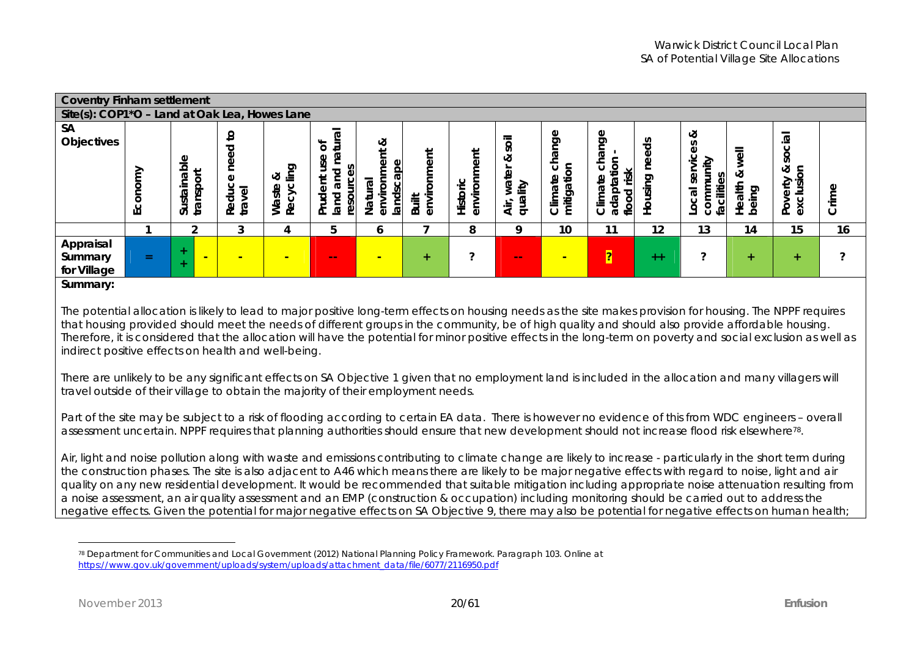| Coventry Finham settlement | | | | | | | | | | | | | | | | | |
|---|---|---|---|---|---|---|---|---|---|---|---|---|---|---|---|---|---|
| Site(s): COP1*O – Land at Oak Lea, Howes Lane | | | | | | | | | | | | | | | | | |
| SA Objectives | Economy | Sustainable transport | | Reduce need to travel | Waste & Recycling | Prudent use of land and natural resources | Natural environment & landscape | Built environment | Historic environment | Air, water & soil quality | Climate change mitigation | Climate change adaptation - flood risk | Housing needs | Local services & community facilities | Health & well being | Poverty & social exclusion | Crime |
| | 1 | 2 | | 3 | 4 | 5 | 6 | 7 | 8 | 9 | 10 | 11 | 12 | 13 | 14 | 15 | 16 |
| Appraisal Summary for Village | = | ++ | - | - | - | -- | - | + | ? | -- | - | ? | ++ | ? | + | + | ? |

**Summary:**

The potential allocation is likely to lead to major positive long-term effects on housing needs as the site makes provision for housing. The NPPF requires that housing provided should meet the needs of different groups in the community, be of high quality and should also provide affordable housing. Therefore, it is considered that the allocation will have the potential for minor positive effects in the long-term on poverty and social exclusion as well as indirect positive effects on health and well-being.

There are unlikely to be any significant effects on SA Objective 1 given that no employment land is included in the allocation and many villagers will travel outside of their village to obtain the majority of their employment needs.

Part of the site may be subject to a risk of flooding according to certain EA data. There is however no evidence of this from WDC engineers – overall assessment uncertain. NPPF requires that planning authorities should ensure that new development should not increase flood risk elsewhere[78].

Air, light and noise pollution along with waste and emissions contributing to climate change are likely to increase - particularly in the short term during the construction phases. The site is also adjacent to A46 which means there are likely to be major negative effects with regard to noise, light and air quality on any new residential development. It would be recommended that suitable mitigation including appropriate noise attenuation resulting from a noise assessment, an air quality assessment and an EMP (construction & occupation) including monitoring should be carried out to address the negative effects. Given the potential for major negative effects on SA Objective 9, there may also be potential for negative effects on human health;

[78] Department for Communities and Local Government (2012) National Planning Policy Framework. Paragraph 103. Online at https://www.gov.uk/government/uploads/system/uploads/attachment_data/file/6077/2116950.pdf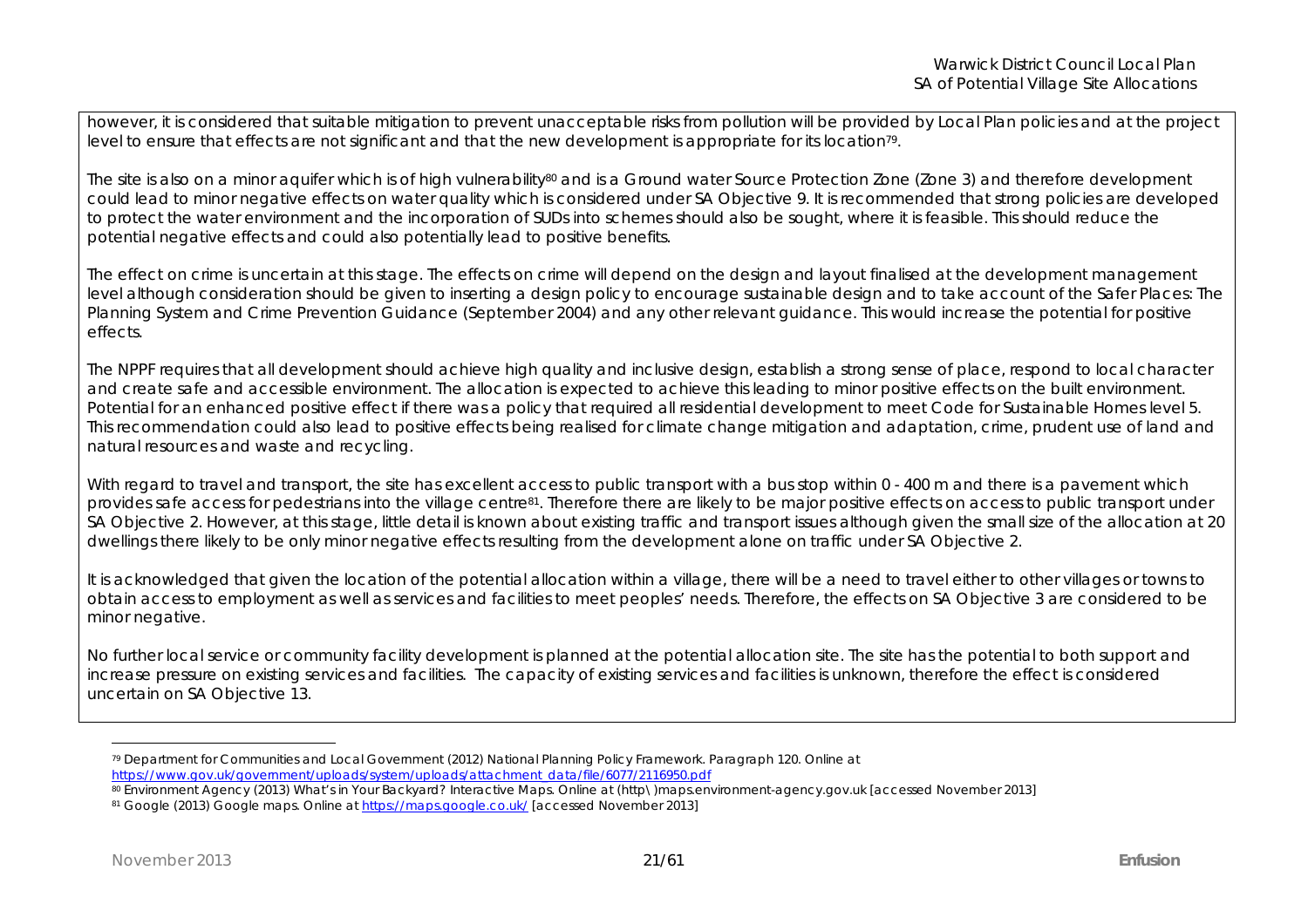however, it is considered that suitable mitigation to prevent unacceptable risks from pollution will be provided by Local Plan policies and at the project level to ensure that effects are not significant and that the new development is appropriate for its location[79].

The site is also on a minor aquifer which is of high vulnerability[80] and is a Ground water Source Protection Zone (Zone 3) and therefore development could lead to minor negative effects on water quality which is considered under SA Objective 9. It is recommended that strong policies are developed to protect the water environment and the incorporation of SUDs into schemes should also be sought, where it is feasible. This should reduce the potential negative effects and could also potentially lead to positive benefits.

The effect on crime is uncertain at this stage. The effects on crime will depend on the design and layout finalised at the development management level although consideration should be given to inserting a design policy to encourage sustainable design and to take account of the Safer Places: The Planning System and Crime Prevention Guidance (September 2004) and any other relevant guidance. This would increase the potential for positive effects.

The NPPF requires that all development should achieve high quality and inclusive design, establish a strong sense of place, respond to local character and create safe and accessible environment. The allocation is expected to achieve this leading to minor positive effects on the built environment. Potential for an enhanced positive effect if there was a policy that required all residential development to meet Code for Sustainable Homes level 5. This recommendation could also lead to positive effects being realised for climate change mitigation and adaptation, crime, prudent use of land and natural resources and waste and recycling.

With regard to travel and transport, the site has excellent access to public transport with a bus stop within 0 - 400 m and there is a pavement which provides safe access for pedestrians into the village centre[81]. Therefore there are likely to be major positive effects on access to public transport under SA Objective 2. However, at this stage, little detail is known about existing traffic and transport issues although given the small size of the allocation at 20 dwellings there likely to be only minor negative effects resulting from the development alone on traffic under SA Objective 2.

It is acknowledged that given the location of the potential allocation within a village, there will be a need to travel either to other villages or towns to obtain access to employment as well as services and facilities to meet peoples' needs. Therefore, the effects on SA Objective 3 are considered to be minor negative.

No further local service or community facility development is planned at the potential allocation site. The site has the potential to both support and increase pressure on existing services and facilities. The capacity of existing services and facilities is unknown, therefore the effect is considered uncertain on SA Objective 13.

---

[79] Department for Communities and Local Government (2012) National Planning Policy Framework. Paragraph 120. Online at https://www.gov.uk/government/uploads/system/uploads/attachment_data/file/6077/2116950.pdf

[80] Environment Agency (2013) What's in Your Backyard? Interactive Maps. Online at (http\ )maps.environment-agency.gov.uk [accessed November 2013]

[81] Google (2013) Google maps. Online at https://maps.google.co.uk/ [accessed November 2013]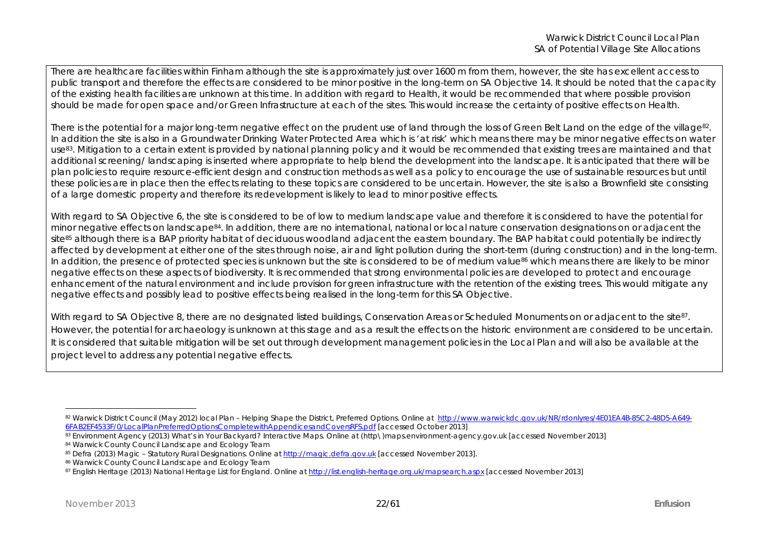There are healthcare facilities within Finham although the site is approximately just over 1600 m from them, however, the site has excellent access to public transport and therefore the effects are considered to be minor positive in the long-term on SA Objective 14. It should be noted that the capacity of the existing health facilities are unknown at this time. In addition with regard to Health, it would be recommended that where possible provision should be made for open space and/or Green Infrastructure at each of the sites. This would increase the certainty of positive effects on Health.

There is the potential for a major long-term negative effect on the prudent use of land through the loss of Green Belt Land on the edge of the village[82]. In addition the site is also in a Groundwater Drinking Water Protected Area which is 'at risk' which means there may be minor negative effects on water use[83]. Mitigation to a certain extent is provided by national planning policy and it would be recommended that existing trees are maintained and that additional screening/ landscaping is inserted where appropriate to help blend the development into the landscape. It is anticipated that there will be plan policies to require resource-efficient design and construction methods as well as a policy to encourage the use of sustainable resources but until these policies are in place then the effects relating to these topics are considered to be uncertain. However, the site is also a Brownfield site consisting of a large domestic property and therefore its redevelopment is likely to lead to minor positive effects.

With regard to SA Objective 6, the site is considered to be of low to medium landscape value and therefore it is considered to have the potential for minor negative effects on landscape[84]. In addition, there are no international, national or local nature conservation designations on or adjacent the site[85] although there is a BAP priority habitat of deciduous woodland adjacent the eastern boundary. The BAP habitat could potentially be indirectly affected by development at either one of the sites through noise, air and light pollution during the short-term (during construction) and in the long-term. In addition, the presence of protected species is unknown but the site is considered to be of medium value[86] which means there are likely to be minor negative effects on these aspects of biodiversity. It is recommended that strong environmental policies are developed to protect and encourage enhancement of the natural environment and include provision for green infrastructure with the retention of the existing trees. This would mitigate any negative effects and possibly lead to positive effects being realised in the long-term for this SA Objective.

With regard to SA Objective 8, there are no designated listed buildings, Conservation Areas or Scheduled Monuments on or adjacent to the site[87]. However, the potential for archaeology is unknown at this stage and as a result the effects on the historic environment are considered to be uncertain. It is considered that suitable mitigation will be set out through development management policies in the Local Plan and will also be available at the project level to address any potential negative effects.

---

[82] Warwick District Council (May 2012) local Plan – Helping Shape the District, Preferred Options. Online at http://www.warwickdc.gov.uk/NR/rdonlyres/4E01EA4B-85C2-48D5-A649-6FAB2EF4533F/0/LocalPlanPreferredOptionsCompletewithAppendicesandCoversRFS.pdf [accessed October 2013]

[83] Environment Agency (2013) What's in Your Backyard? Interactive Maps. Online at (http\ )maps.environment-agency.gov.uk [accessed November 2013]

[84] Warwick County Council Landscape and Ecology Team

[85] Defra (2013) Magic – Statutory Rural Designations. Online at http://magic.defra.gov.uk [accessed November 2013].

[86] Warwick County Council Landscape and Ecology Team

[87] English Heritage (2013) National Heritage List for England. Online at http://list.english-heritage.org.uk/mapsearch.aspx [accessed November 2013]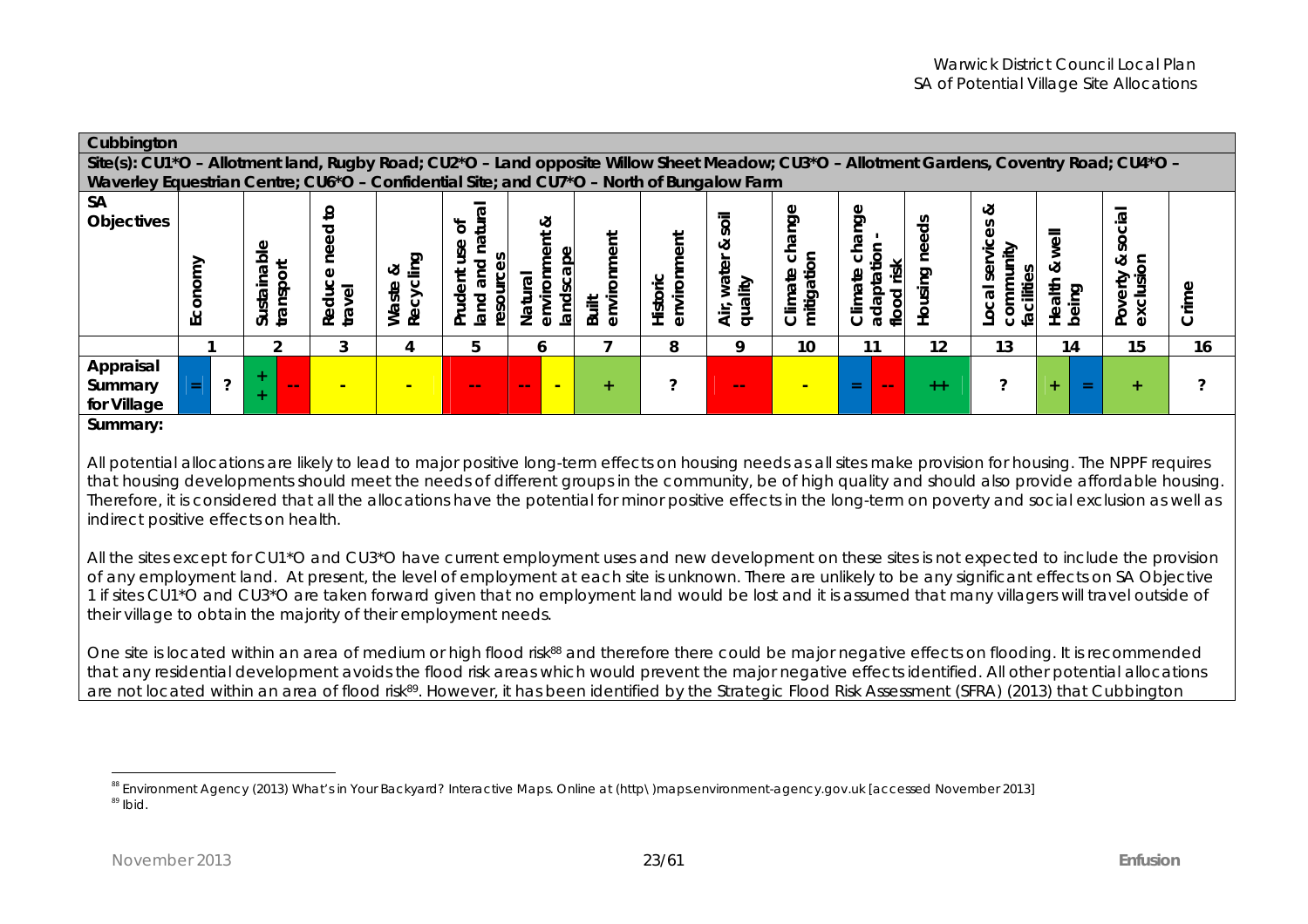| Cubbington | | | | | | | | | | | | | | | | | | | | |
|---|---|---|---|---|---|---|---|---|---|---|---|---|---|---|---|---|---|---|---|---|
| Site(s): CU1*O – Allotment land, Rugby Road; CU2*O – Land opposite Willow Sheet Meadow; CU3*O – Allotment Gardens, Coventry Road; CU4*O – Waverley Equestrian Centre; CU6*O – Confidential Site; and CU7*O – North of Bungalow Farm | | | | | | | | | | | | | | | | | | | | |
| SA Objectives | Economy | | Sustainable transport | | Reduce need to travel | Waste & Recycling | Prudent use of land and natural resources | Natural environment & landscape | | Built environment | Historic environment | Air, water & soil quality | Climate change mitigation | Climate change adaptation - flood risk | | Housing needs | Local services & community facilities | Health & well being | | Poverty & social exclusion | Crime |
| | 1 | | 2 | | 3 | 4 | 5 | 6 | | 7 | 8 | 9 | 10 | 11 | | 12 | 13 | 14 | | 15 | 16 |
| Appraisal Summary for Village | = | ? | ++ | -- | - | - | -- | -- | - | + | ? | -- | - | = | -- | ++ | ? | + | = | + | ? |

**Summary:**

All potential allocations are likely to lead to major positive long-term effects on housing needs as all sites make provision for housing. The NPPF requires that housing developments should meet the needs of different groups in the community, be of high quality and should also provide affordable housing. Therefore, it is considered that all the allocations have the potential for minor positive effects in the long-term on poverty and social exclusion as well as indirect positive effects on health.

All the sites except for CU1*O and CU3*O have current employment uses and new development on these sites is not expected to include the provision of any employment land. At present, the level of employment at each site is unknown. There are unlikely to be any significant effects on SA Objective 1 if sites CU1*O and CU3*O are taken forward given that no employment land would be lost and it is assumed that many villagers will travel outside of their village to obtain the majority of their employment needs.

One site is located within an area of medium or high flood risk[88] and therefore there could be major negative effects on flooding. It is recommended that any residential development avoids the flood risk areas which would prevent the major negative effects identified. All other potential allocations are not located within an area of flood risk[89]. However, it has been identified by the Strategic Flood Risk Assessment (SFRA) (2013) that Cubbington

[88] Environment Agency (2013) What's in Your Backyard? Interactive Maps. Online at (http\)maps.environment-agency.gov.uk [accessed November 2013]
[89] Ibid.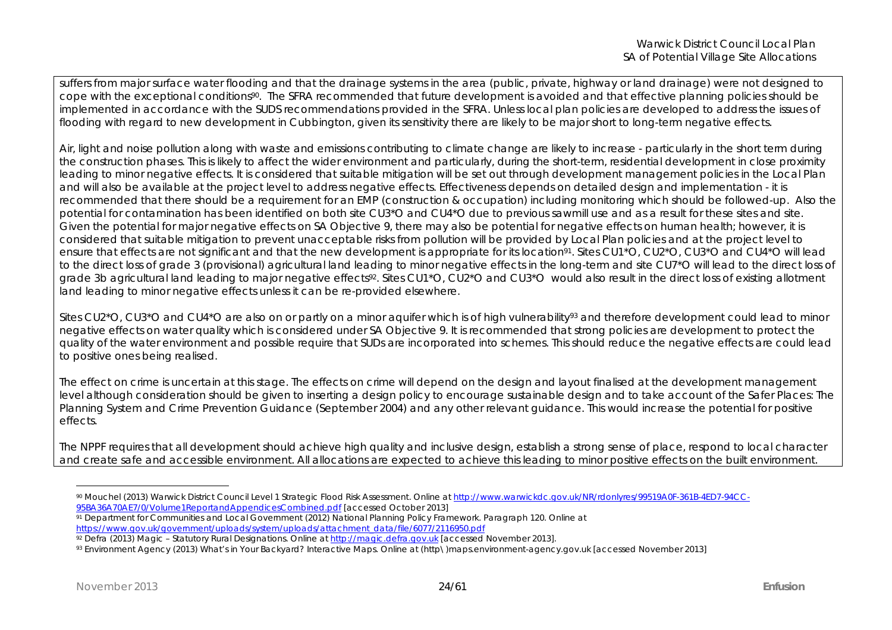suffers from major surface water flooding and that the drainage systems in the area (public, private, highway or land drainage) were not designed to cope with the exceptional conditions[90]. The SFRA recommended that future development is avoided and that effective planning policies should be implemented in accordance with the SUDS recommendations provided in the SFRA. Unless local plan policies are developed to address the issues of flooding with regard to new development in Cubbington, given its sensitivity there are likely to be major short to long-term negative effects.

Air, light and noise pollution along with waste and emissions contributing to climate change are likely to increase - particularly in the short term during the construction phases. This is likely to affect the wider environment and particularly, during the short-term, residential development in close proximity leading to minor negative effects. It is considered that suitable mitigation will be set out through development management policies in the Local Plan and will also be available at the project level to address negative effects. Effectiveness depends on detailed design and implementation - it is recommended that there should be a requirement for an EMP (construction & occupation) including monitoring which should be followed-up. Also the potential for contamination has been identified on both site CU3*O and CU4*O due to previous sawmill use and as a result for these sites and site. Given the potential for major negative effects on SA Objective 9, there may also be potential for negative effects on human health; however, it is considered that suitable mitigation to prevent unacceptable risks from pollution will be provided by Local Plan policies and at the project level to ensure that effects are not significant and that the new development is appropriate for its location[91]. Sites CU1*O, CU2*O, CU3*O and CU4*O will lead to the direct loss of grade 3 (provisional) agricultural land leading to minor negative effects in the long-term and site CU7*O will lead to the direct loss of grade 3b agricultural land leading to major negative effects[92]. Sites CU1*O, CU2*O and CU3*O would also result in the direct loss of existing allotment land leading to minor negative effects unless it can be re-provided elsewhere.

Sites CU2*O, CU3*O and CU4*O are also on or partly on a minor aquifer which is of high vulnerability[93] and therefore development could lead to minor negative effects on water quality which is considered under SA Objective 9. It is recommended that strong policies are development to protect the quality of the water environment and possible require that SUDs are incorporated into schemes. This should reduce the negative effects are could lead to positive ones being realised.

The effect on crime is uncertain at this stage. The effects on crime will depend on the design and layout finalised at the development management level although consideration should be given to inserting a design policy to encourage sustainable design and to take account of the Safer Places: The Planning System and Crime Prevention Guidance (September 2004) and any other relevant guidance. This would increase the potential for positive effects.

The NPPF requires that all development should achieve high quality and inclusive design, establish a strong sense of place, respond to local character and create safe and accessible environment. All allocations are expected to achieve this leading to minor positive effects on the built environment.

---

[90] Mouchel (2013) Warwick District Council Level 1 Strategic Flood Risk Assessment. Online at http://www.warwickdc.gov.uk/NR/rdonlyres/99519A0F-361B-4ED7-94CC-95BA36A70AE7/0/Volume1ReportandAppendicesCombined.pdf [accessed October 2013]

[91] Department for Communities and Local Government (2012) National Planning Policy Framework. Paragraph 120. Online at https://www.gov.uk/government/uploads/system/uploads/attachment_data/file/6077/2116950.pdf

[92] Defra (2013) Magic – Statutory Rural Designations. Online at http://magic.defra.gov.uk [accessed November 2013].

[93] Environment Agency (2013) What's in Your Backyard? Interactive Maps. Online at (http\ )maps.environment-agency.gov.uk [accessed November 2013]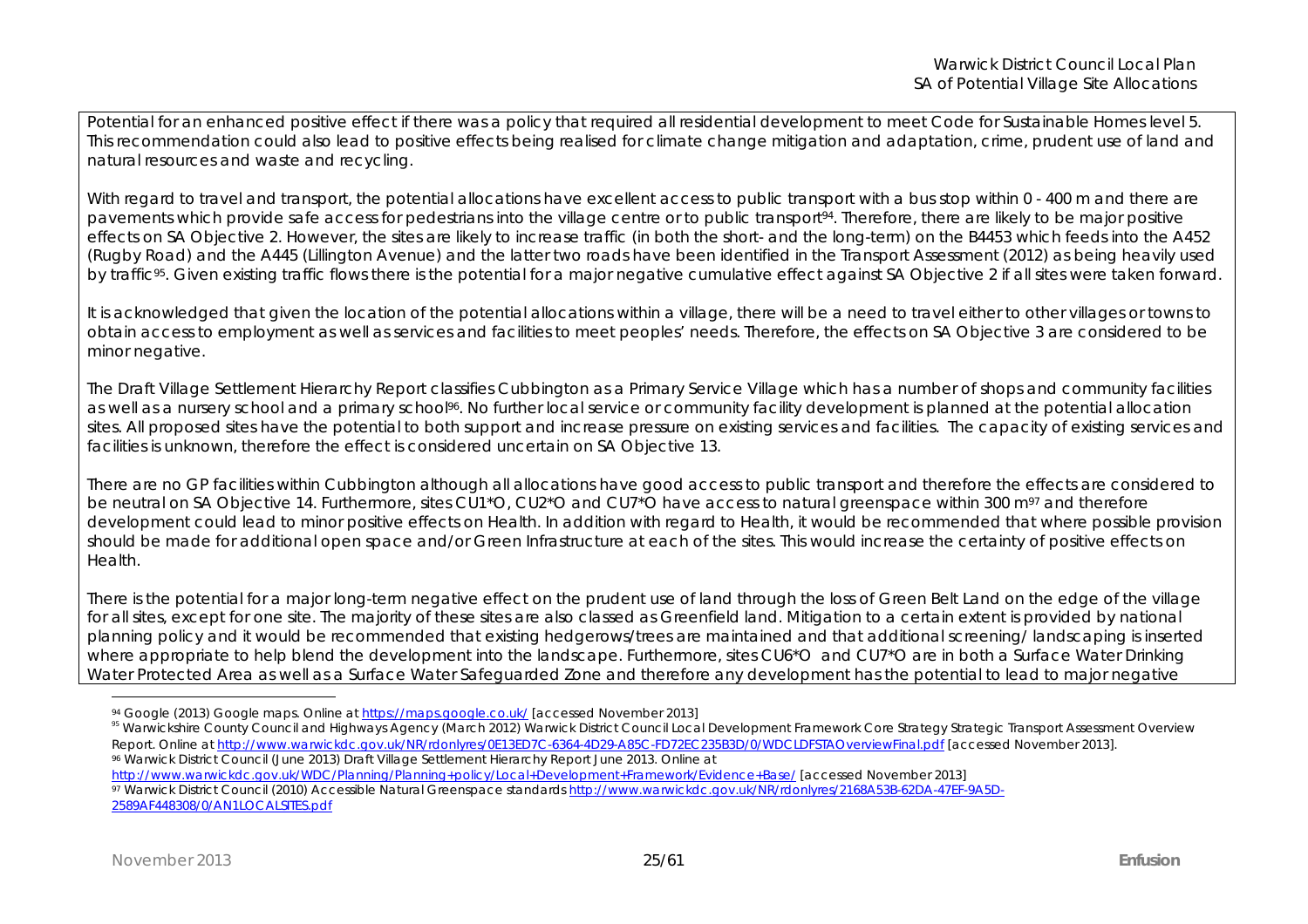Potential for an enhanced positive effect if there was a policy that required all residential development to meet Code for Sustainable Homes level 5. This recommendation could also lead to positive effects being realised for climate change mitigation and adaptation, crime, prudent use of land and natural resources and waste and recycling.

With regard to travel and transport, the potential allocations have excellent access to public transport with a bus stop within 0 - 400 m and there are pavements which provide safe access for pedestrians into the village centre or to public transport[94]. Therefore, there are likely to be major positive effects on SA Objective 2. However, the sites are likely to increase traffic (in both the short- and the long-term) on the B4453 which feeds into the A452 (Rugby Road) and the A445 (Lillington Avenue) and the latter two roads have been identified in the Transport Assessment (2012) as being heavily used by traffic[95]. Given existing traffic flows there is the potential for a major negative cumulative effect against SA Objective 2 if all sites were taken forward.

It is acknowledged that given the location of the potential allocations within a village, there will be a need to travel either to other villages or towns to obtain access to employment as well as services and facilities to meet peoples' needs. Therefore, the effects on SA Objective 3 are considered to be minor negative.

The Draft Village Settlement Hierarchy Report classifies Cubbington as a Primary Service Village which has a number of shops and community facilities as well as a nursery school and a primary school[96]. No further local service or community facility development is planned at the potential allocation sites. All proposed sites have the potential to both support and increase pressure on existing services and facilities. The capacity of existing services and facilities is unknown, therefore the effect is considered uncertain on SA Objective 13.

There are no GP facilities within Cubbington although all allocations have good access to public transport and therefore the effects are considered to be neutral on SA Objective 14. Furthermore, sites CU1*O, CU2*O and CU7*O have access to natural greenspace within 300 m[97] and therefore development could lead to minor positive effects on Health. In addition with regard to Health, it would be recommended that where possible provision should be made for additional open space and/or Green Infrastructure at each of the sites. This would increase the certainty of positive effects on Health.

There is the potential for a major long-term negative effect on the prudent use of land through the loss of Green Belt Land on the edge of the village for all sites, except for one site. The majority of these sites are also classed as Greenfield land. Mitigation to a certain extent is provided by national planning policy and it would be recommended that existing hedgerows/trees are maintained and that additional screening/ landscaping is inserted where appropriate to help blend the development into the landscape. Furthermore, sites CU6*O and CU7*O are in both a Surface Water Drinking Water Protected Area as well as a Surface Water Safeguarded Zone and therefore any development has the potential to lead to major negative

---

[94] Google (2013) Google maps. Online at https://maps.google.co.uk/ [accessed November 2013]

[95] Warwickshire County Council and Highways Agency (March 2012) Warwick District Council Local Development Framework Core Strategy Strategic Transport Assessment Overview Report. Online at http://www.warwickdc.gov.uk/NR/rdonlyres/0E13ED7C-6364-4D29-A85C-FD72EC235B3D/0/WDCLDFSTAOverviewFinal.pdf [accessed November 2013].

[96] Warwick District Council (June 2013) Draft Village Settlement Hierarchy Report June 2013. Online at http://www.warwickdc.gov.uk/WDC/Planning/Planning+policy/Local+Development+Framework/Evidence+Base/ [accessed November 2013]

[97] Warwick District Council (2010) Accessible Natural Greenspace standards http://www.warwickdc.gov.uk/NR/rdonlyres/2168A53B-62DA-47EF-9A5D-2589AF448308/0/AN1LOCALSITES.pdf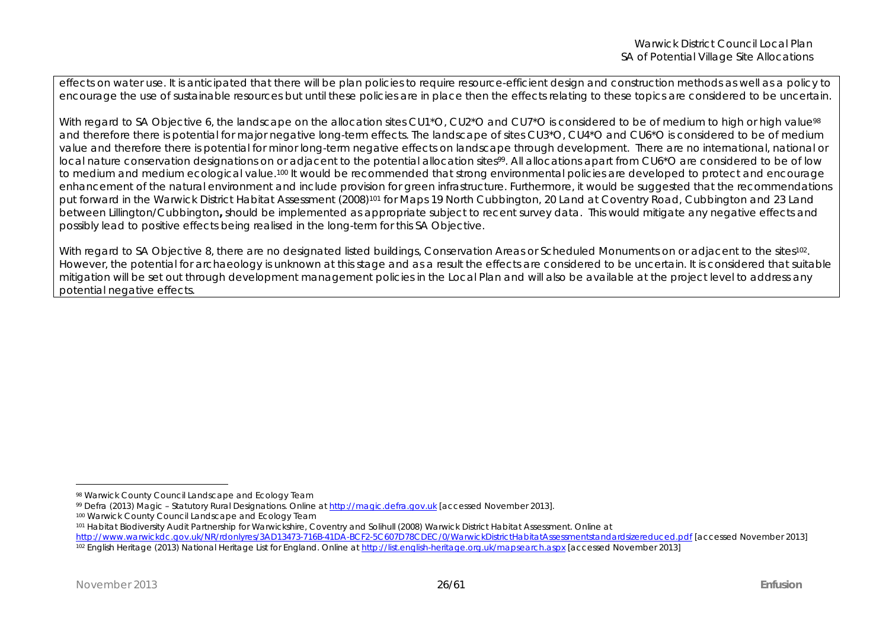effects on water use. It is anticipated that there will be plan policies to require resource-efficient design and construction methods as well as a policy to encourage the use of sustainable resources but until these policies are in place then the effects relating to these topics are considered to be uncertain.

With regard to SA Objective 6, the landscape on the allocation sites CU1*O, CU2*O and CU7*O is considered to be of medium to high or high value[98] and therefore there is potential for major negative long-term effects. The landscape of sites CU3*O, CU4*O and CU6*O is considered to be of medium value and therefore there is potential for minor long-term negative effects on landscape through development. There are no international, national or local nature conservation designations on or adjacent to the potential allocation sites[99]. All allocations apart from CU6*O are considered to be of low to medium and medium ecological value.[100] It would be recommended that strong environmental policies are developed to protect and encourage enhancement of the natural environment and include provision for green infrastructure. Furthermore, it would be suggested that the recommendations put forward in the Warwick District Habitat Assessment (2008)[101] for Maps 19 North Cubbington, 20 Land at Coventry Road, Cubbington and 23 Land between Lillington/Cubbington**,** should be implemented as appropriate subject to recent survey data. This would mitigate any negative effects and possibly lead to positive effects being realised in the long-term for this SA Objective.

With regard to SA Objective 8, there are no designated listed buildings, Conservation Areas or Scheduled Monuments on or adjacent to the sites[102]. However, the potential for archaeology is unknown at this stage and as a result the effects are considered to be uncertain. It is considered that suitable mitigation will be set out through development management policies in the Local Plan and will also be available at the project level to address any potential negative effects.

---

[98] Warwick County Council Landscape and Ecology Team

[99] Defra (2013) Magic – Statutory Rural Designations. Online at http://magic.defra.gov.uk [accessed November 2013].

[100] Warwick County Council Landscape and Ecology Team

[101] Habitat Biodiversity Audit Partnership for Warwickshire, Coventry and Solihull (2008) Warwick District Habitat Assessment. Online at http://www.warwickdc.gov.uk/NR/rdonlyres/3AD13473-716B-41DA-BCF2-5C607D78CDEC/0/WarwickDistrictHabitatAssessmentstandardsizereduced.pdf [accessed November 2013]

[102] English Heritage (2013) National Heritage List for England. Online at http://list.english-heritage.org.uk/mapsearch.aspx [accessed November 2013]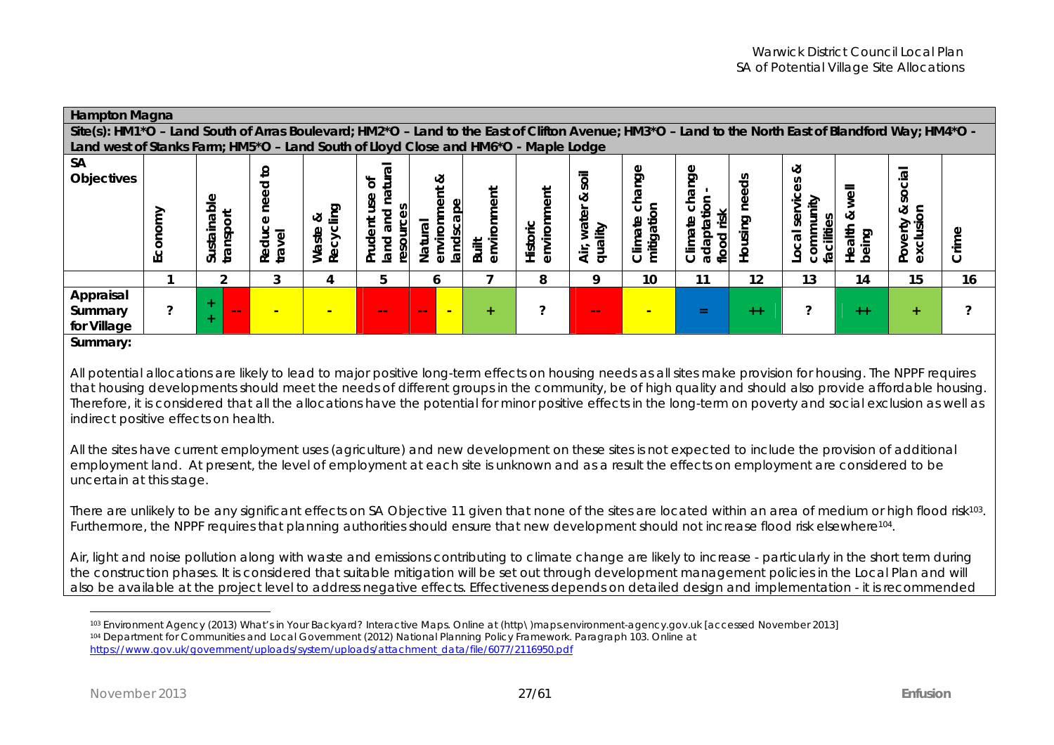| **Hampton Magna** | | | | | | | | | | | | | | | | | | |
|---|---|---|---|---|---|---|---|---|---|---|---|---|---|---|---|---|---|---|
| **Site(s): HM1*O – Land South of Arras Boulevard; HM2*O – Land to the East of Clifton Avenue; HM3*O – Land to the North East of Blandford Way; HM4*O - Land west of Stanks Farm; HM5*O – Land South of Lloyd Close and HM6*O - Maple Lodge** | | | | | | | | | | | | | | | | | | |
| **SA Objectives** | Economy | Sustainable transport | | Reduce need to travel | Waste & Recycling | Prudent use of land and natural resources | Natural environment & landscape | | Built environment | Historic environment | Air, water & soil quality | Climate change mitigation | Climate change adaptation - flood risk | Housing needs | Local services & community facilities | Health & well being | Poverty & social exclusion | Crime |
| | 1 | 2 | | 3 | 4 | 5 | 6 | | 7 | 8 | 9 | 10 | 11 | 12 | 13 | 14 | 15 | 16 |
| **Appraisal Summary for Village** | ? | ++ | -- | - | - | -- | -- | - | + | ? | -- | - | = | ++ | ? | ++ | + | ? |

**Summary:**

All potential allocations are likely to lead to major positive long-term effects on housing needs as all sites make provision for housing. The NPPF requires that housing developments should meet the needs of different groups in the community, be of high quality and should also provide affordable housing. Therefore, it is considered that all the allocations have the potential for minor positive effects in the long-term on poverty and social exclusion as well as indirect positive effects on health.

All the sites have current employment uses (agriculture) and new development on these sites is not expected to include the provision of additional employment land. At present, the level of employment at each site is unknown and as a result the effects on employment are considered to be uncertain at this stage.

There are unlikely to be any significant effects on SA Objective 11 given that none of the sites are located within an area of medium or high flood risk[103]. Furthermore, the NPPF requires that planning authorities should ensure that new development should not increase flood risk elsewhere[104].

Air, light and noise pollution along with waste and emissions contributing to climate change are likely to increase - particularly in the short term during the construction phases. It is considered that suitable mitigation will be set out through development management policies in the Local Plan and will also be available at the project level to address negative effects. Effectiveness depends on detailed design and implementation - it is recommended

---

[103] Environment Agency (2013) What's in Your Backyard? Interactive Maps. Online at (http\)maps.environment-agency.gov.uk [accessed November 2013]

[104] Department for Communities and Local Government (2012) National Planning Policy Framework. Paragraph 103. Online at https://www.gov.uk/government/uploads/system/uploads/attachment_data/file/6077/2116950.pdf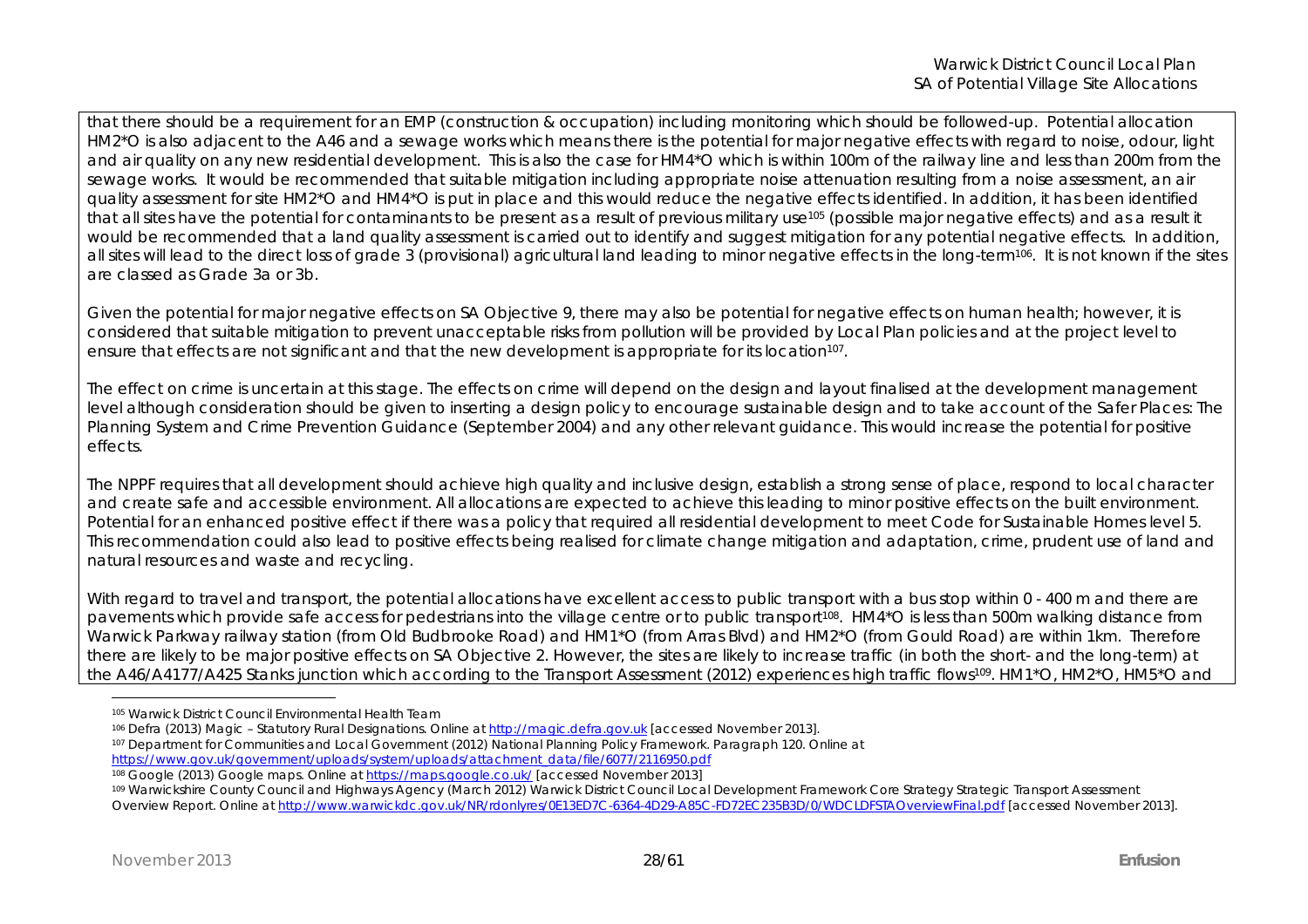that there should be a requirement for an EMP (construction & occupation) including monitoring which should be followed-up. Potential allocation HM2*O is also adjacent to the A46 and a sewage works which means there is the potential for major negative effects with regard to noise, odour, light and air quality on any new residential development. This is also the case for HM4*O which is within 100m of the railway line and less than 200m from the sewage works. It would be recommended that suitable mitigation including appropriate noise attenuation resulting from a noise assessment, an air quality assessment for site HM2*O and HM4*O is put in place and this would reduce the negative effects identified. In addition, it has been identified that all sites have the potential for contaminants to be present as a result of previous military use[105] (possible major negative effects) and as a result it would be recommended that a land quality assessment is carried out to identify and suggest mitigation for any potential negative effects. In addition, all sites will lead to the direct loss of grade 3 (provisional) agricultural land leading to minor negative effects in the long-term[106]. It is not known if the sites are classed as Grade 3a or 3b.

Given the potential for major negative effects on SA Objective 9, there may also be potential for negative effects on human health; however, it is considered that suitable mitigation to prevent unacceptable risks from pollution will be provided by Local Plan policies and at the project level to ensure that effects are not significant and that the new development is appropriate for its location[107].

The effect on crime is uncertain at this stage. The effects on crime will depend on the design and layout finalised at the development management level although consideration should be given to inserting a design policy to encourage sustainable design and to take account of the Safer Places: The Planning System and Crime Prevention Guidance (September 2004) and any other relevant guidance. This would increase the potential for positive effects.

The NPPF requires that all development should achieve high quality and inclusive design, establish a strong sense of place, respond to local character and create safe and accessible environment. All allocations are expected to achieve this leading to minor positive effects on the built environment. Potential for an enhanced positive effect if there was a policy that required all residential development to meet Code for Sustainable Homes level 5. This recommendation could also lead to positive effects being realised for climate change mitigation and adaptation, crime, prudent use of land and natural resources and waste and recycling.

With regard to travel and transport, the potential allocations have excellent access to public transport with a bus stop within 0 - 400 m and there are pavements which provide safe access for pedestrians into the village centre or to public transport[108]. HM4*O is less than 500m walking distance from Warwick Parkway railway station (from Old Budbrooke Road) and HM1*O (from Arras Blvd) and HM2*O (from Gould Road) are within 1km. Therefore there are likely to be major positive effects on SA Objective 2. However, the sites are likely to increase traffic (in both the short- and the long-term) at the A46/A4177/A425 Stanks junction which according to the Transport Assessment (2012) experiences high traffic flows[109]. HM1*O, HM2*O, HM5*O and

---

[105] Warwick District Council Environmental Health Team

[106] Defra (2013) Magic – Statutory Rural Designations. Online at http://magic.defra.gov.uk [accessed November 2013].

[107] Department for Communities and Local Government (2012) National Planning Policy Framework. Paragraph 120. Online at https://www.gov.uk/government/uploads/system/uploads/attachment_data/file/6077/2116950.pdf

[108] Google (2013) Google maps. Online at https://maps.google.co.uk/ [accessed November 2013]

[109] Warwickshire County Council and Highways Agency (March 2012) Warwick District Council Local Development Framework Core Strategy Strategic Transport Assessment Overview Report. Online at http://www.warwickdc.gov.uk/NR/rdonlyres/0E13ED7C-6364-4D29-A85C-FD72EC235B3D/0/WDCLDFSTAOverviewFinal.pdf [accessed November 2013].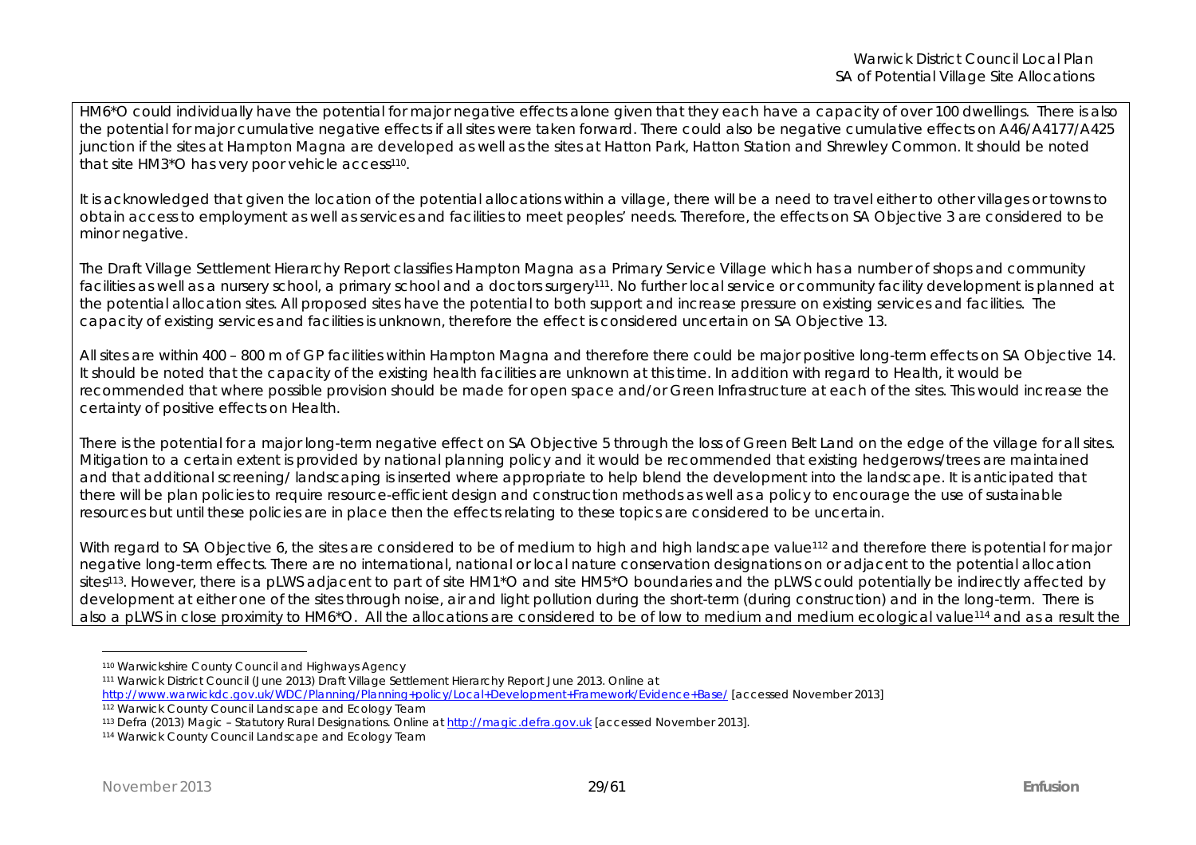HM6*O could individually have the potential for major negative effects alone given that they each have a capacity of over 100 dwellings. There is also the potential for major cumulative negative effects if all sites were taken forward. There could also be negative cumulative effects on A46/A4177/A425 junction if the sites at Hampton Magna are developed as well as the sites at Hatton Park, Hatton Station and Shrewley Common. It should be noted that site HM3*O has very poor vehicle access[110].

It is acknowledged that given the location of the potential allocations within a village, there will be a need to travel either to other villages or towns to obtain access to employment as well as services and facilities to meet peoples' needs. Therefore, the effects on SA Objective 3 are considered to be minor negative.

The Draft Village Settlement Hierarchy Report classifies Hampton Magna as a Primary Service Village which has a number of shops and community facilities as well as a nursery school, a primary school and a doctors surgery[111]. No further local service or community facility development is planned at the potential allocation sites. All proposed sites have the potential to both support and increase pressure on existing services and facilities. The capacity of existing services and facilities is unknown, therefore the effect is considered uncertain on SA Objective 13.

All sites are within 400 – 800 m of GP facilities within Hampton Magna and therefore there could be major positive long-term effects on SA Objective 14. It should be noted that the capacity of the existing health facilities are unknown at this time. In addition with regard to Health, it would be recommended that where possible provision should be made for open space and/or Green Infrastructure at each of the sites. This would increase the certainty of positive effects on Health.

There is the potential for a major long-term negative effect on SA Objective 5 through the loss of Green Belt Land on the edge of the village for all sites. Mitigation to a certain extent is provided by national planning policy and it would be recommended that existing hedgerows/trees are maintained and that additional screening/ landscaping is inserted where appropriate to help blend the development into the landscape. It is anticipated that there will be plan policies to require resource-efficient design and construction methods as well as a policy to encourage the use of sustainable resources but until these policies are in place then the effects relating to these topics are considered to be uncertain.

With regard to SA Objective 6, the sites are considered to be of medium to high and high landscape value[112] and therefore there is potential for major negative long-term effects. There are no international, national or local nature conservation designations on or adjacent to the potential allocation sites[113]. However, there is a pLWS adjacent to part of site HM1*O and site HM5*O boundaries and the pLWS could potentially be indirectly affected by development at either one of the sites through noise, air and light pollution during the short-term (during construction) and in the long-term. There is also a pLWS in close proximity to HM6*O. All the allocations are considered to be of low to medium and medium ecological value[114] and as a result the

---

[110] Warwickshire County Council and Highways Agency

[111] Warwick District Council (June 2013) Draft Village Settlement Hierarchy Report June 2013. Online at http://www.warwickdc.gov.uk/WDC/Planning/Planning+policy/Local+Development+Framework/Evidence+Base/ [accessed November 2013]

[112] Warwick County Council Landscape and Ecology Team

[113] Defra (2013) Magic – Statutory Rural Designations. Online at http://magic.defra.gov.uk [accessed November 2013].

[114] Warwick County Council Landscape and Ecology Team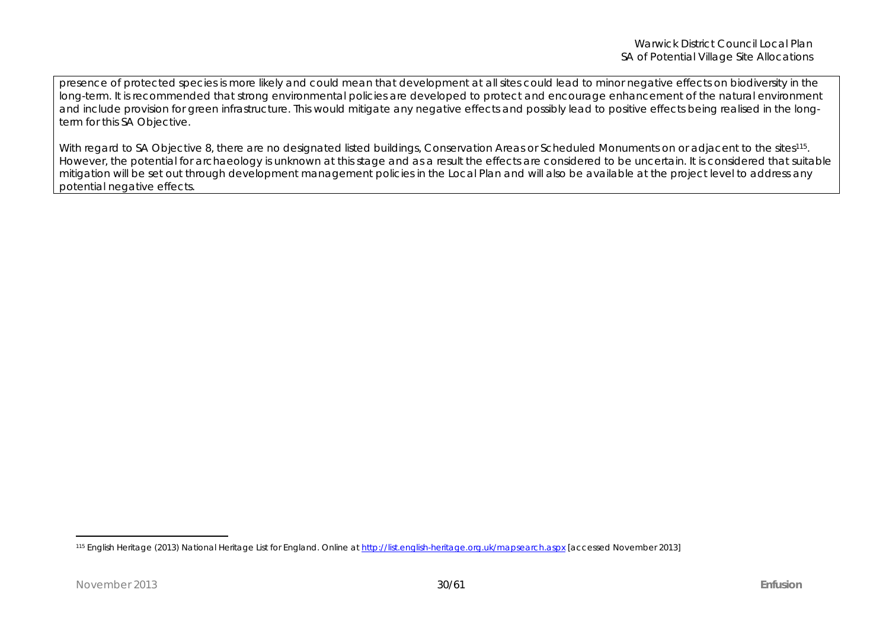presence of protected species is more likely and could mean that development at all sites could lead to minor negative effects on biodiversity in the long-term. It is recommended that strong environmental policies are developed to protect and encourage enhancement of the natural environment and include provision for green infrastructure. This would mitigate any negative effects and possibly lead to positive effects being realised in the long-term for this SA Objective.

With regard to SA Objective 8, there are no designated listed buildings, Conservation Areas or Scheduled Monuments on or adjacent to the sites[115]. However, the potential for archaeology is unknown at this stage and as a result the effects are considered to be uncertain. It is considered that suitable mitigation will be set out through development management policies in the Local Plan and will also be available at the project level to address any potential negative effects.

---

[115] English Heritage (2013) National Heritage List for England. Online at http://list.english-heritage.org.uk/mapsearch.aspx [accessed November 2013]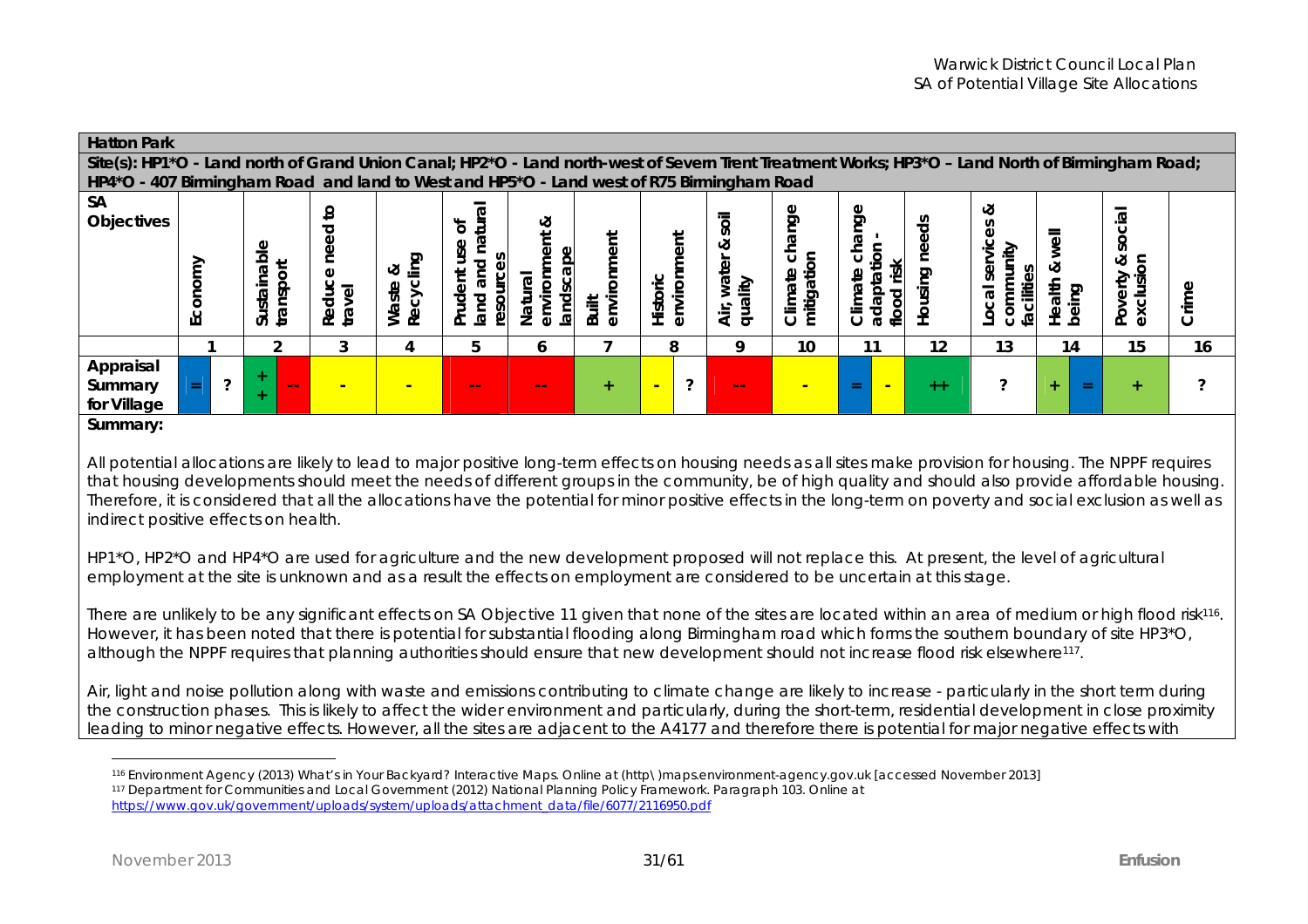| Hatton Park | | | | | | | | | | | | | | | | | | | | |
|---|---|---|---|---|---|---|---|---|---|---|---|---|---|---|---|---|---|---|---|---|
| Site(s): HP1*O - Land north of Grand Union Canal; HP2*O - Land north-west of Severn Trent Treatment Works; HP3*O – Land North of Birmingham Road; HP4*O - 407 Birmingham Road and land to West and HP5*O - Land west of R75 Birmingham Road | | | | | | | | | | | | | | | | | | | | |
| SA Objectives | Economy | | Sustainable transport | | Reduce need to travel | Waste & Recycling | Prudent use of land and natural resources | Natural environment & landscape | Built environment | Historic environment | | Air, water & soil quality | Climate change mitigation | Climate change adaptation - flood risk | | Housing needs | Local services & community facilities | Health & well being | | Poverty & social exclusion | Crime |
| | 1 | | 2 | | 3 | 4 | 5 | 6 | 7 | 8 | | 9 | 10 | 11 | | 12 | 13 | 14 | | 15 | 16 |
| Appraisal Summary for Village | = | ? | ++ | -- | - | - | -- | -- | + | - | ? | -- | - | = | - | ++ | ? | + | = | + | ? |

**Summary:**

All potential allocations are likely to lead to major positive long-term effects on housing needs as all sites make provision for housing. The NPPF requires that housing developments should meet the needs of different groups in the community, be of high quality and should also provide affordable housing. Therefore, it is considered that all the allocations have the potential for minor positive effects in the long-term on poverty and social exclusion as well as indirect positive effects on health.

HP1*O, HP2*O and HP4*O are used for agriculture and the new development proposed will not replace this. At present, the level of agricultural employment at the site is unknown and as a result the effects on employment are considered to be uncertain at this stage.

There are unlikely to be any significant effects on SA Objective 11 given that none of the sites are located within an area of medium or high flood risk[116]. However, it has been noted that there is potential for substantial flooding along Birmingham road which forms the southern boundary of site HP3*O, although the NPPF requires that planning authorities should ensure that new development should not increase flood risk elsewhere[117].

Air, light and noise pollution along with waste and emissions contributing to climate change are likely to increase - particularly in the short term during the construction phases. This is likely to affect the wider environment and particularly, during the short-term, residential development in close proximity leading to minor negative effects. However, all the sites are adjacent to the A4177 and therefore there is potential for major negative effects with

---

[116] Environment Agency (2013) What's in Your Backyard? Interactive Maps. Online at (http\)maps.environment-agency.gov.uk [accessed November 2013]

[117] Department for Communities and Local Government (2012) National Planning Policy Framework. Paragraph 103. Online at https://www.gov.uk/government/uploads/system/uploads/attachment_data/file/6077/2116950.pdf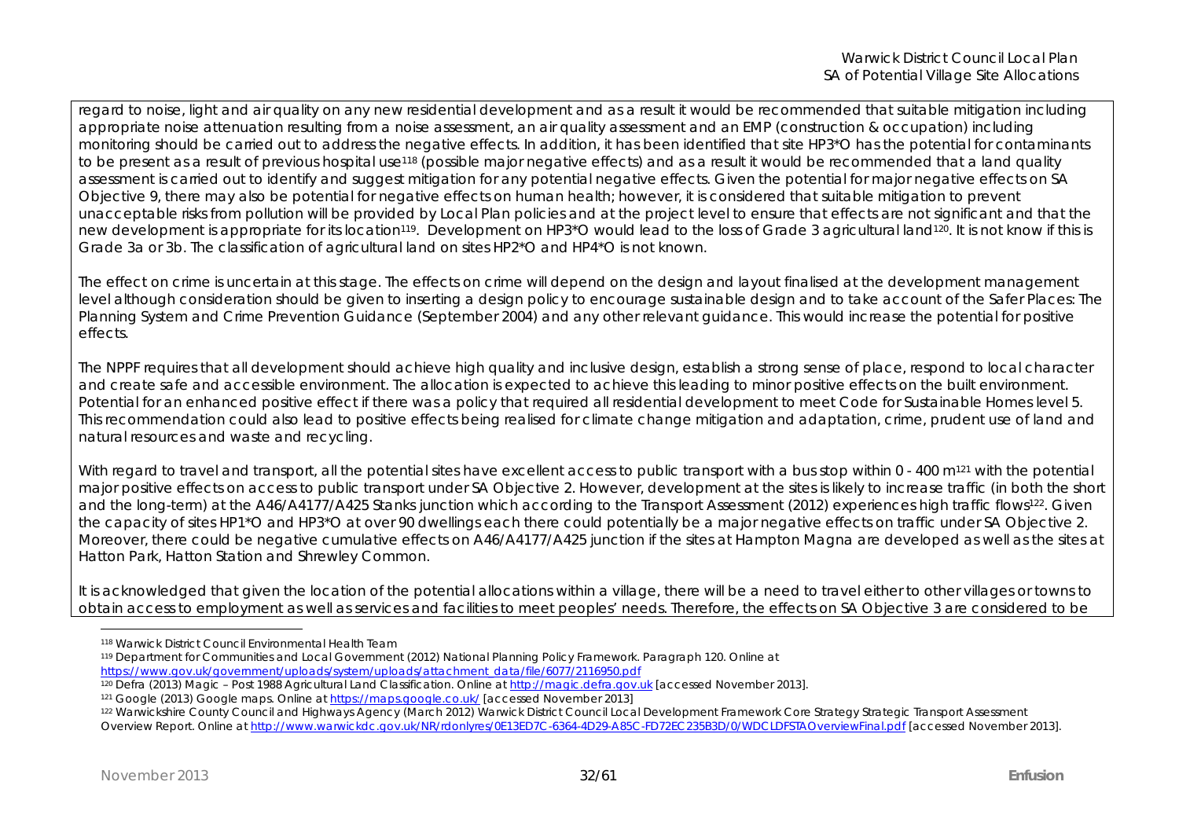regard to noise, light and air quality on any new residential development and as a result it would be recommended that suitable mitigation including appropriate noise attenuation resulting from a noise assessment, an air quality assessment and an EMP (construction & occupation) including monitoring should be carried out to address the negative effects. In addition, it has been identified that site HP3*O has the potential for contaminants to be present as a result of previous hospital use[118] (possible major negative effects) and as a result it would be recommended that a land quality assessment is carried out to identify and suggest mitigation for any potential negative effects. Given the potential for major negative effects on SA Objective 9, there may also be potential for negative effects on human health; however, it is considered that suitable mitigation to prevent unacceptable risks from pollution will be provided by Local Plan policies and at the project level to ensure that effects are not significant and that the new development is appropriate for its location[119]. Development on HP3*O would lead to the loss of Grade 3 agricultural land[120]. It is not know if this is Grade 3a or 3b. The classification of agricultural land on sites HP2*O and HP4*O is not known.

The effect on crime is uncertain at this stage. The effects on crime will depend on the design and layout finalised at the development management level although consideration should be given to inserting a design policy to encourage sustainable design and to take account of the Safer Places: The Planning System and Crime Prevention Guidance (September 2004) and any other relevant guidance. This would increase the potential for positive effects.

The NPPF requires that all development should achieve high quality and inclusive design, establish a strong sense of place, respond to local character and create safe and accessible environment. The allocation is expected to achieve this leading to minor positive effects on the built environment. Potential for an enhanced positive effect if there was a policy that required all residential development to meet Code for Sustainable Homes level 5. This recommendation could also lead to positive effects being realised for climate change mitigation and adaptation, crime, prudent use of land and natural resources and waste and recycling.

With regard to travel and transport, all the potential sites have excellent access to public transport with a bus stop within 0 - 400 m[121] with the potential major positive effects on access to public transport under SA Objective 2. However, development at the sites is likely to increase traffic (in both the short and the long-term) at the A46/A4177/A425 Stanks junction which according to the Transport Assessment (2012) experiences high traffic flows[122]. Given the capacity of sites HP1*O and HP3*O at over 90 dwellings each there could potentially be a major negative effects on traffic under SA Objective 2. Moreover, there could be negative cumulative effects on A46/A4177/A425 junction if the sites at Hampton Magna are developed as well as the sites at Hatton Park, Hatton Station and Shrewley Common.

It is acknowledged that given the location of the potential allocations within a village, there will be a need to travel either to other villages or towns to obtain access to employment as well as services and facilities to meet peoples' needs. Therefore, the effects on SA Objective 3 are considered to be

---

[118] Warwick District Council Environmental Health Team

[119] Department for Communities and Local Government (2012) National Planning Policy Framework. Paragraph 120. Online at https://www.gov.uk/government/uploads/system/uploads/attachment_data/file/6077/2116950.pdf

[120] Defra (2013) Magic – Post 1988 Agricultural Land Classification. Online at http://magic.defra.gov.uk [accessed November 2013].

[121] Google (2013) Google maps. Online at https://maps.google.co.uk/ [accessed November 2013]

[122] Warwickshire County Council and Highways Agency (March 2012) Warwick District Council Local Development Framework Core Strategy Strategic Transport Assessment Overview Report. Online at http://www.warwickdc.gov.uk/NR/rdonlyres/0E13ED7C-6364-4D29-A85C-FD72EC235B3D/0/WDCLDFSTAOverviewFinal.pdf [accessed November 2013].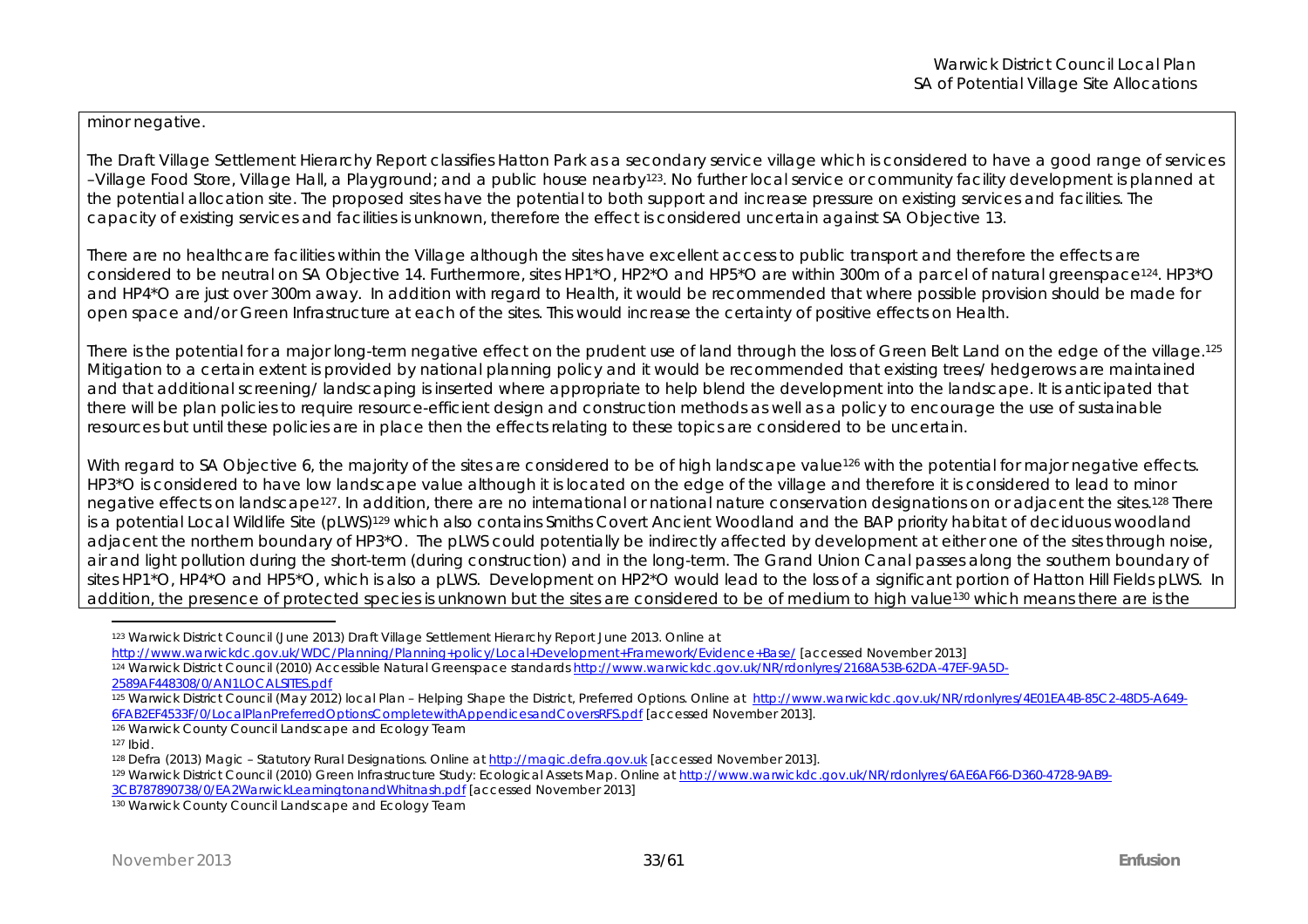minor negative.

The Draft Village Settlement Hierarchy Report classifies Hatton Park as a secondary service village which is considered to have a good range of services –Village Food Store, Village Hall, a Playground; and a public house nearby[123]. No further local service or community facility development is planned at the potential allocation site. The proposed sites have the potential to both support and increase pressure on existing services and facilities. The capacity of existing services and facilities is unknown, therefore the effect is considered uncertain against SA Objective 13.

There are no healthcare facilities within the Village although the sites have excellent access to public transport and therefore the effects are considered to be neutral on SA Objective 14. Furthermore, sites HP1*O, HP2*O and HP5*O are within 300m of a parcel of natural greenspace[124]. HP3*O and HP4*O are just over 300m away. In addition with regard to Health, it would be recommended that where possible provision should be made for open space and/or Green Infrastructure at each of the sites. This would increase the certainty of positive effects on Health.

There is the potential for a major long-term negative effect on the prudent use of land through the loss of Green Belt Land on the edge of the village.[125] Mitigation to a certain extent is provided by national planning policy and it would be recommended that existing trees/ hedgerows are maintained and that additional screening/ landscaping is inserted where appropriate to help blend the development into the landscape. It is anticipated that there will be plan policies to require resource-efficient design and construction methods as well as a policy to encourage the use of sustainable resources but until these policies are in place then the effects relating to these topics are considered to be uncertain.

With regard to SA Objective 6, the majority of the sites are considered to be of high landscape value[126] with the potential for major negative effects. HP3*O is considered to have low landscape value although it is located on the edge of the village and therefore it is considered to lead to minor negative effects on landscape[127]. In addition, there are no international or national nature conservation designations on or adjacent the sites.[128] There is a potential Local Wildlife Site (pLWS)[129] which also contains Smiths Covert Ancient Woodland and the BAP priority habitat of deciduous woodland adjacent the northern boundary of HP3*O. The pLWS could potentially be indirectly affected by development at either one of the sites through noise, air and light pollution during the short-term (during construction) and in the long-term. The Grand Union Canal passes along the southern boundary of sites HP1*O, HP4*O and HP5*O, which is also a pLWS. Development on HP2*O would lead to the loss of a significant portion of Hatton Hill Fields pLWS. In addition, the presence of protected species is unknown but the sites are considered to be of medium to high value[130] which means there are is the

---

[123] Warwick District Council (June 2013) Draft Village Settlement Hierarchy Report June 2013. Online at http://www.warwickdc.gov.uk/WDC/Planning/Planning+policy/Local+Development+Framework/Evidence+Base/ [accessed November 2013]

[124] Warwick District Council (2010) Accessible Natural Greenspace standards http://www.warwickdc.gov.uk/NR/rdonlyres/2168A53B-62DA-47EF-9A5D-2589AF448308/0/AN1LOCALSITES.pdf

[125] Warwick District Council (May 2012) local Plan – Helping Shape the District, Preferred Options. Online at http://www.warwickdc.gov.uk/NR/rdonlyres/4E01EA4B-85C2-48D5-A649-6FAB2EF4533F/0/LocalPlanPreferredOptionsCompletewithAppendicesandCoversRFS.pdf [accessed November 2013].

[126] Warwick County Council Landscape and Ecology Team

[127] Ibid.

[128] Defra (2013) Magic – Statutory Rural Designations. Online at http://magic.defra.gov.uk [accessed November 2013].

[129] Warwick District Council (2010) Green Infrastructure Study: Ecological Assets Map. Online at http://www.warwickdc.gov.uk/NR/rdonlyres/6AE6AF66-D360-4728-9AB9-3CB787890738/0/EA2WarwickLeamingtonandWhitnash.pdf [accessed November 2013]

[130] Warwick County Council Landscape and Ecology Team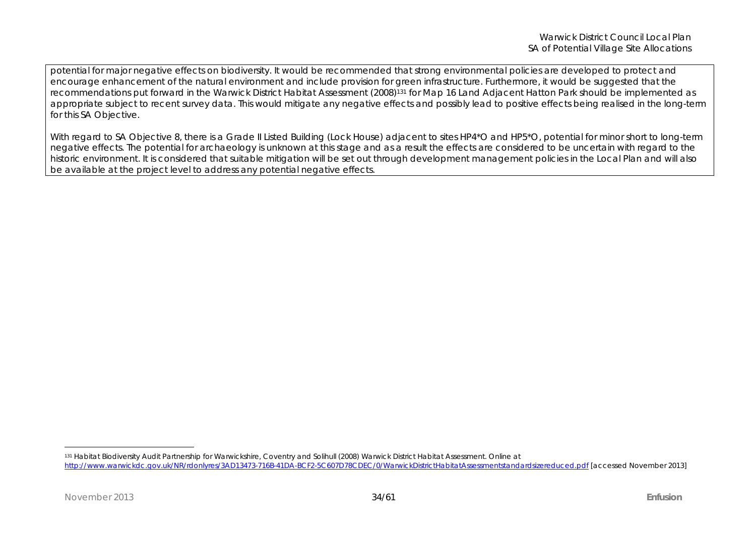potential for major negative effects on biodiversity. It would be recommended that strong environmental policies are developed to protect and encourage enhancement of the natural environment and include provision for green infrastructure. Furthermore, it would be suggested that the recommendations put forward in the Warwick District Habitat Assessment (2008)[131] for Map 16 Land Adjacent Hatton Park should be implemented as appropriate subject to recent survey data. This would mitigate any negative effects and possibly lead to positive effects being realised in the long-term for this SA Objective.

With regard to SA Objective 8, there is a Grade II Listed Building (Lock House) adjacent to sites HP4*O and HP5*O, potential for minor short to long-term negative effects. The potential for archaeology is unknown at this stage and as a result the effects are considered to be uncertain with regard to the historic environment. It is considered that suitable mitigation will be set out through development management policies in the Local Plan and will also be available at the project level to address any potential negative effects.

---

[131] Habitat Biodiversity Audit Partnership for Warwickshire, Coventry and Solihull (2008) Warwick District Habitat Assessment. Online at http://www.warwickdc.gov.uk/NR/rdonlyres/3AD13473-716B-41DA-BCF2-5C607D78CDEC/0/WarwickDistrictHabitatAssessmentstandardsizereduced.pdf [accessed November 2013]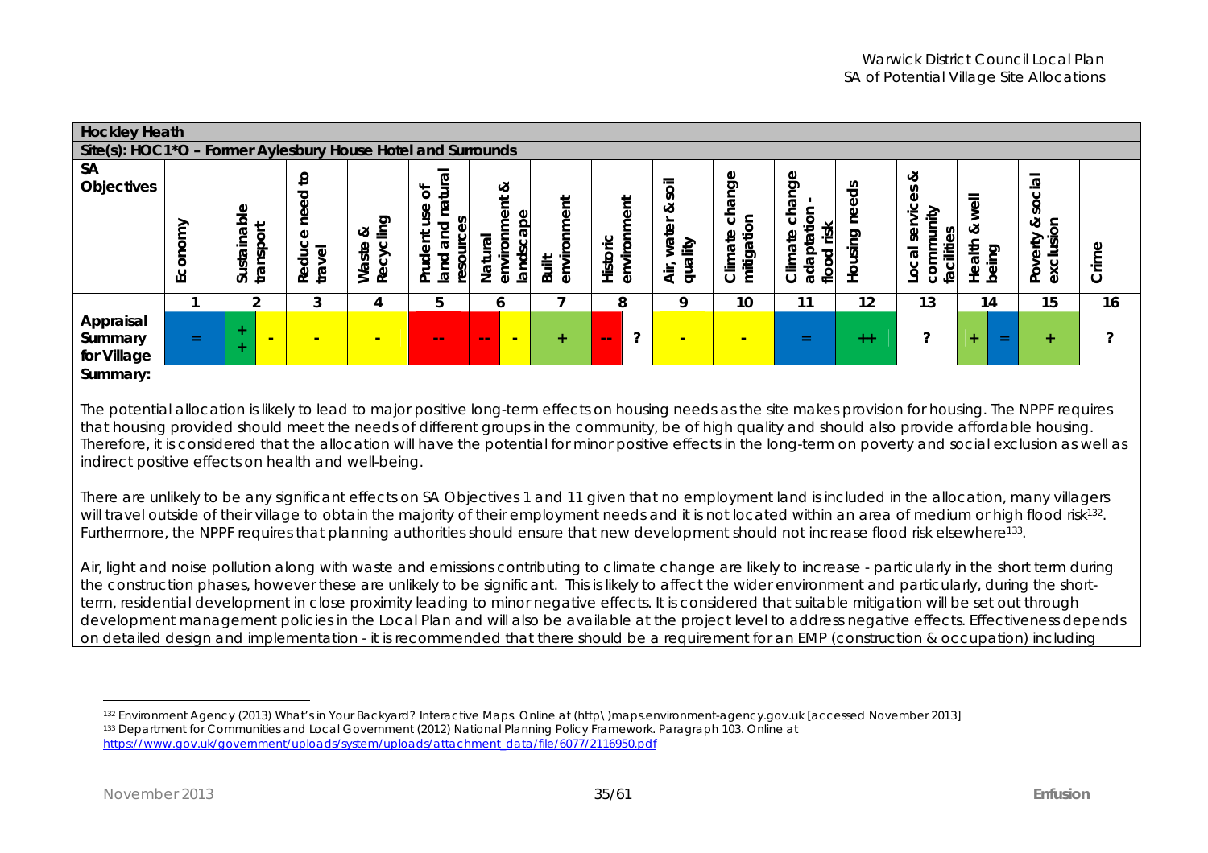| Hockley Heath | | | | | | | | | | | | | | | | |
|---|---|---|---|---|---|---|---|---|---|---|---|---|---|---|---|---|
| Site(s): HOC1*O – Former Aylesbury House Hotel and Surrounds | | | | | | | | | | | | | | | | |
| SA Objectives | Economy | Sustainable transport | Reduce need to travel | Waste & Recycling | Prudent use of land and natural resources | Natural environment & landscape | Built environment | Historic environment | Air, water & soil quality | Climate change mitigation | Climate change adaptation - flood risk | Housing needs | Local services & community facilities | Health & well being | Poverty & social exclusion | Crime |
| | 1 | 2 | 3 | 4 | 5 | 6 | 7 | 8 | 9 | 10 | 11 | 12 | 13 | 14 | 15 | 16 |
| Appraisal Summary for Village | = | ++ / - | - | - | -- | -- / - | + | -- / ? | - | - | = | ++ | ? | + / = | + | ? |

**Summary:**

The potential allocation is likely to lead to major positive long-term effects on housing needs as the site makes provision for housing. The NPPF requires that housing provided should meet the needs of different groups in the community, be of high quality and should also provide affordable housing. Therefore, it is considered that the allocation will have the potential for minor positive effects in the long-term on poverty and social exclusion as well as indirect positive effects on health and well-being.

There are unlikely to be any significant effects on SA Objectives 1 and 11 given that no employment land is included in the allocation, many villagers will travel outside of their village to obtain the majority of their employment needs and it is not located within an area of medium or high flood risk[132]. Furthermore, the NPPF requires that planning authorities should ensure that new development should not increase flood risk elsewhere[133].

Air, light and noise pollution along with waste and emissions contributing to climate change are likely to increase - particularly in the short term during the construction phases, however these are unlikely to be significant. This is likely to affect the wider environment and particularly, during the short-term, residential development in close proximity leading to minor negative effects. It is considered that suitable mitigation will be set out through development management policies in the Local Plan and will also be available at the project level to address negative effects. Effectiveness depends on detailed design and implementation - it is recommended that there should be a requirement for an EMP (construction & occupation) including

---

[132] Environment Agency (2013) What's in Your Backyard? Interactive Maps. Online at (http\)maps.environment-agency.gov.uk [accessed November 2013]

[133] Department for Communities and Local Government (2012) National Planning Policy Framework. Paragraph 103. Online at https://www.gov.uk/government/uploads/system/uploads/attachment_data/file/6077/2116950.pdf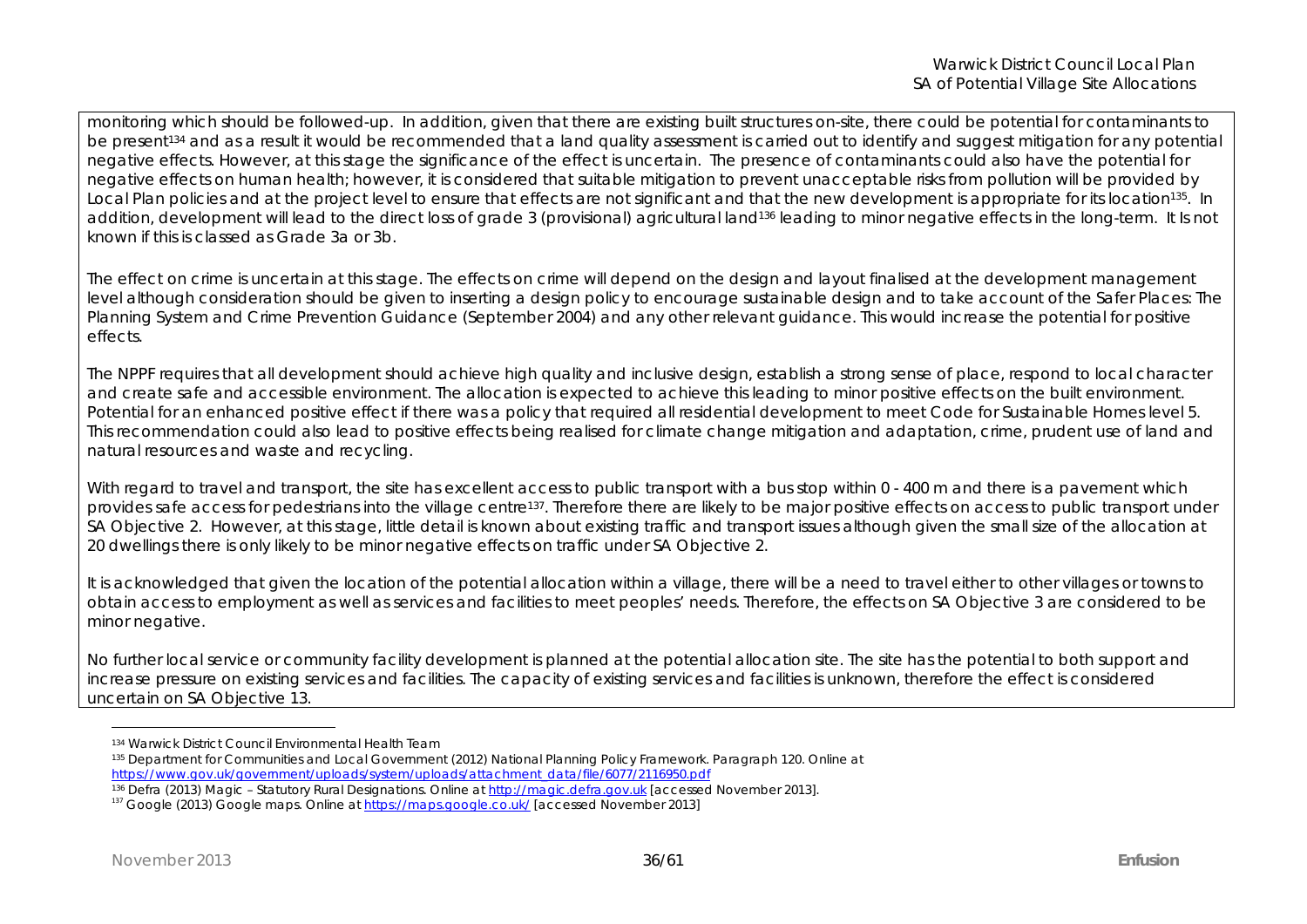monitoring which should be followed-up. In addition, given that there are existing built structures on-site, there could be potential for contaminants to be present[134] and as a result it would be recommended that a land quality assessment is carried out to identify and suggest mitigation for any potential negative effects. However, at this stage the significance of the effect is uncertain. The presence of contaminants could also have the potential for negative effects on human health; however, it is considered that suitable mitigation to prevent unacceptable risks from pollution will be provided by Local Plan policies and at the project level to ensure that effects are not significant and that the new development is appropriate for its location[135]. In addition, development will lead to the direct loss of grade 3 (provisional) agricultural land[136] leading to minor negative effects in the long-term. It Is not known if this is classed as Grade 3a or 3b.

The effect on crime is uncertain at this stage. The effects on crime will depend on the design and layout finalised at the development management level although consideration should be given to inserting a design policy to encourage sustainable design and to take account of the Safer Places: The Planning System and Crime Prevention Guidance (September 2004) and any other relevant guidance. This would increase the potential for positive effects.

The NPPF requires that all development should achieve high quality and inclusive design, establish a strong sense of place, respond to local character and create safe and accessible environment. The allocation is expected to achieve this leading to minor positive effects on the built environment. Potential for an enhanced positive effect if there was a policy that required all residential development to meet Code for Sustainable Homes level 5. This recommendation could also lead to positive effects being realised for climate change mitigation and adaptation, crime, prudent use of land and natural resources and waste and recycling.

With regard to travel and transport, the site has excellent access to public transport with a bus stop within 0 - 400 m and there is a pavement which provides safe access for pedestrians into the village centre[137]. Therefore there are likely to be major positive effects on access to public transport under SA Objective 2. However, at this stage, little detail is known about existing traffic and transport issues although given the small size of the allocation at 20 dwellings there is only likely to be minor negative effects on traffic under SA Objective 2.

It is acknowledged that given the location of the potential allocation within a village, there will be a need to travel either to other villages or towns to obtain access to employment as well as services and facilities to meet peoples' needs. Therefore, the effects on SA Objective 3 are considered to be minor negative.

No further local service or community facility development is planned at the potential allocation site. The site has the potential to both support and increase pressure on existing services and facilities. The capacity of existing services and facilities is unknown, therefore the effect is considered uncertain on SA Objective 13.

---

[134] Warwick District Council Environmental Health Team

[135] Department for Communities and Local Government (2012) National Planning Policy Framework. Paragraph 120. Online at https://www.gov.uk/government/uploads/system/uploads/attachment_data/file/6077/2116950.pdf

[136] Defra (2013) Magic – Statutory Rural Designations. Online at http://magic.defra.gov.uk [accessed November 2013].

[137] Google (2013) Google maps. Online at https://maps.google.co.uk/ [accessed November 2013]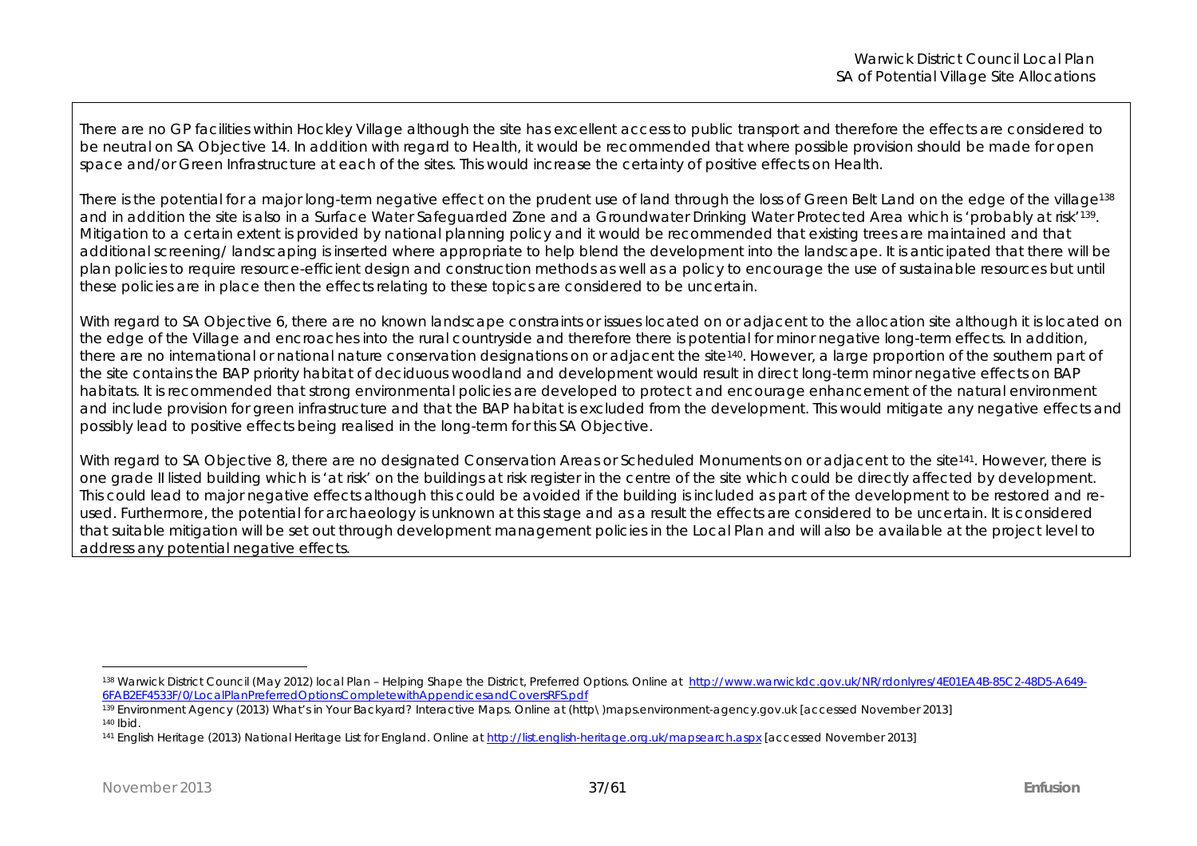There are no GP facilities within Hockley Village although the site has excellent access to public transport and therefore the effects are considered to be neutral on SA Objective 14. In addition with regard to Health, it would be recommended that where possible provision should be made for open space and/or Green Infrastructure at each of the sites. This would increase the certainty of positive effects on Health.

There is the potential for a major long-term negative effect on the prudent use of land through the loss of Green Belt Land on the edge of the village[138] and in addition the site is also in a Surface Water Safeguarded Zone and a Groundwater Drinking Water Protected Area which is 'probably at risk'[139]. Mitigation to a certain extent is provided by national planning policy and it would be recommended that existing trees are maintained and that additional screening/ landscaping is inserted where appropriate to help blend the development into the landscape. It is anticipated that there will be plan policies to require resource-efficient design and construction methods as well as a policy to encourage the use of sustainable resources but until these policies are in place then the effects relating to these topics are considered to be uncertain.

With regard to SA Objective 6, there are no known landscape constraints or issues located on or adjacent to the allocation site although it is located on the edge of the Village and encroaches into the rural countryside and therefore there is potential for minor negative long-term effects. In addition, there are no international or national nature conservation designations on or adjacent the site[140]. However, a large proportion of the southern part of the site contains the BAP priority habitat of deciduous woodland and development would result in direct long-term minor negative effects on BAP habitats. It is recommended that strong environmental policies are developed to protect and encourage enhancement of the natural environment and include provision for green infrastructure and that the BAP habitat is excluded from the development. This would mitigate any negative effects and possibly lead to positive effects being realised in the long-term for this SA Objective.

With regard to SA Objective 8, there are no designated Conservation Areas or Scheduled Monuments on or adjacent to the site[141]. However, there is one grade II listed building which is 'at risk' on the buildings at risk register in the centre of the site which could be directly affected by development. This could lead to major negative effects although this could be avoided if the building is included as part of the development to be restored and re-used. Furthermore, the potential for archaeology is unknown at this stage and as a result the effects are considered to be uncertain. It is considered that suitable mitigation will be set out through development management policies in the Local Plan and will also be available at the project level to address any potential negative effects.

---

[138] Warwick District Council (May 2012) local Plan – Helping Shape the District, Preferred Options. Online at http://www.warwickdc.gov.uk/NR/rdonlyres/4E01EA4B-85C2-48D5-A649-6FAB2EF4533F/0/LocalPlanPreferredOptionsCompletewithAppendicesandCoversRFS.pdf

[139] Environment Agency (2013) What's in Your Backyard? Interactive Maps. Online at (http\)maps.environment-agency.gov.uk [accessed November 2013]

[140] Ibid.

[141] English Heritage (2013) National Heritage List for England. Online at http://list.english-heritage.org.uk/mapsearch.aspx [accessed November 2013]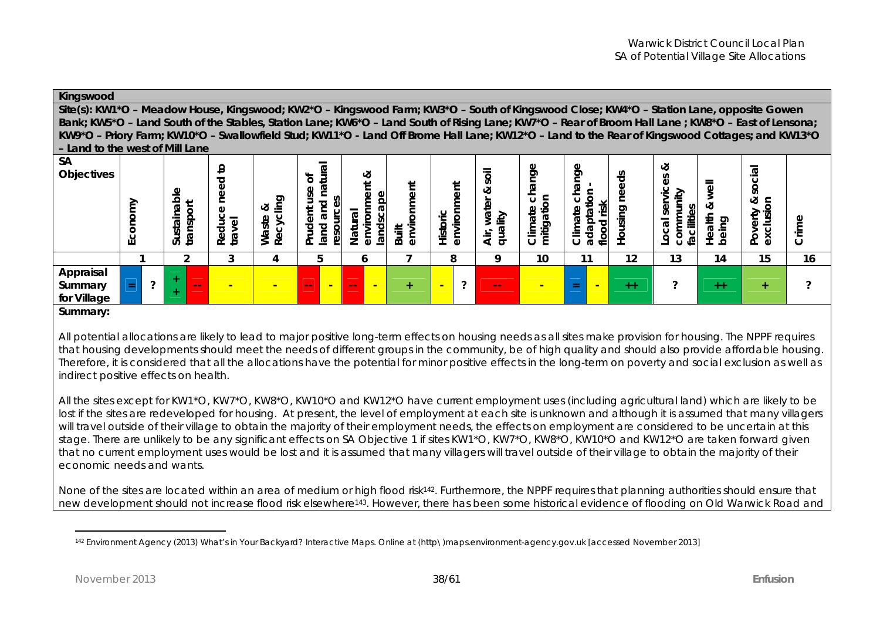| **Kingswood** | | | | | | | | | | | | | | | | |
|---|---|---|---|---|---|---|---|---|---|---|---|---|---|---|---|---|
| **Site(s): KW1*O – Meadow House, Kingswood; KW2*O – Kingswood Farm; KW3*O – South of Kingswood Close; KW4*O – Station Lane, opposite Gowen Bank; KW5*O – Land South of the Stables, Station Lane; KW6*O – Land South of Rising Lane; KW7*O – Rear of Broom Hall Lane ; KW8*O – East of Lensona; KW9*O – Priory Farm; KW10*O – Swallowfield Stud; KW11*O - Land Off Brome Hall Lane; KW12*O – Land to the Rear of Kingswood Cottages; and KW13*O – Land to the west of Mill Lane** | | | | | | | | | | | | | | | | |
| **SA Objectives** | **Economy** | **Sustainable transport** | **Reduce need to travel** | **Waste & Recycling** | **Prudent use of land and natural resources** | **Natural environment & landscape** | **Built environment** | **Historic environment** | **Air, water & soil quality** | **Climate change mitigation** | **Climate change adaptation - flood risk** | **Housing needs** | **Local services & community facilities** | **Health & well being** | **Poverty & social exclusion** | **Crime** |
| | 1 | 2 | 3 | 4 | 5 | 6 | 7 | 8 | 9 | 10 | 11 | 12 | 13 | 14 | 15 | 16 |
| **Appraisal Summary for Village** | = ? | ++ -- | - | - | -- - | -- - | + | - ? | -- | - | = - | ++ | ? | ++ | + | ? |

**Summary:**

All potential allocations are likely to lead to major positive long-term effects on housing needs as all sites make provision for housing. The NPPF requires that housing developments should meet the needs of different groups in the community, be of high quality and should also provide affordable housing. Therefore, it is considered that all the allocations have the potential for minor positive effects in the long-term on poverty and social exclusion as well as indirect positive effects on health.

All the sites except for KW1*O, KW7*O, KW8*O, KW10*O and KW12*O have current employment uses (including agricultural land) which are likely to be lost if the sites are redeveloped for housing. At present, the level of employment at each site is unknown and although it is assumed that many villagers will travel outside of their village to obtain the majority of their employment needs, the effects on employment are considered to be uncertain at this stage. There are unlikely to be any significant effects on SA Objective 1 if sites KW1*O, KW7*O, KW8*O, KW10*O and KW12*O are taken forward given that no current employment uses would be lost and it is assumed that many villagers will travel outside of their village to obtain the majority of their economic needs and wants.

None of the sites are located within an area of medium or high flood risk[142]. Furthermore, the NPPF requires that planning authorities should ensure that new development should not increase flood risk elsewhere[143]. However, there has been some historical evidence of flooding on Old Warwick Road and

[142] Environment Agency (2013) What's in Your Backyard? Interactive Maps. Online at (http\)maps.environment-agency.gov.uk [accessed November 2013]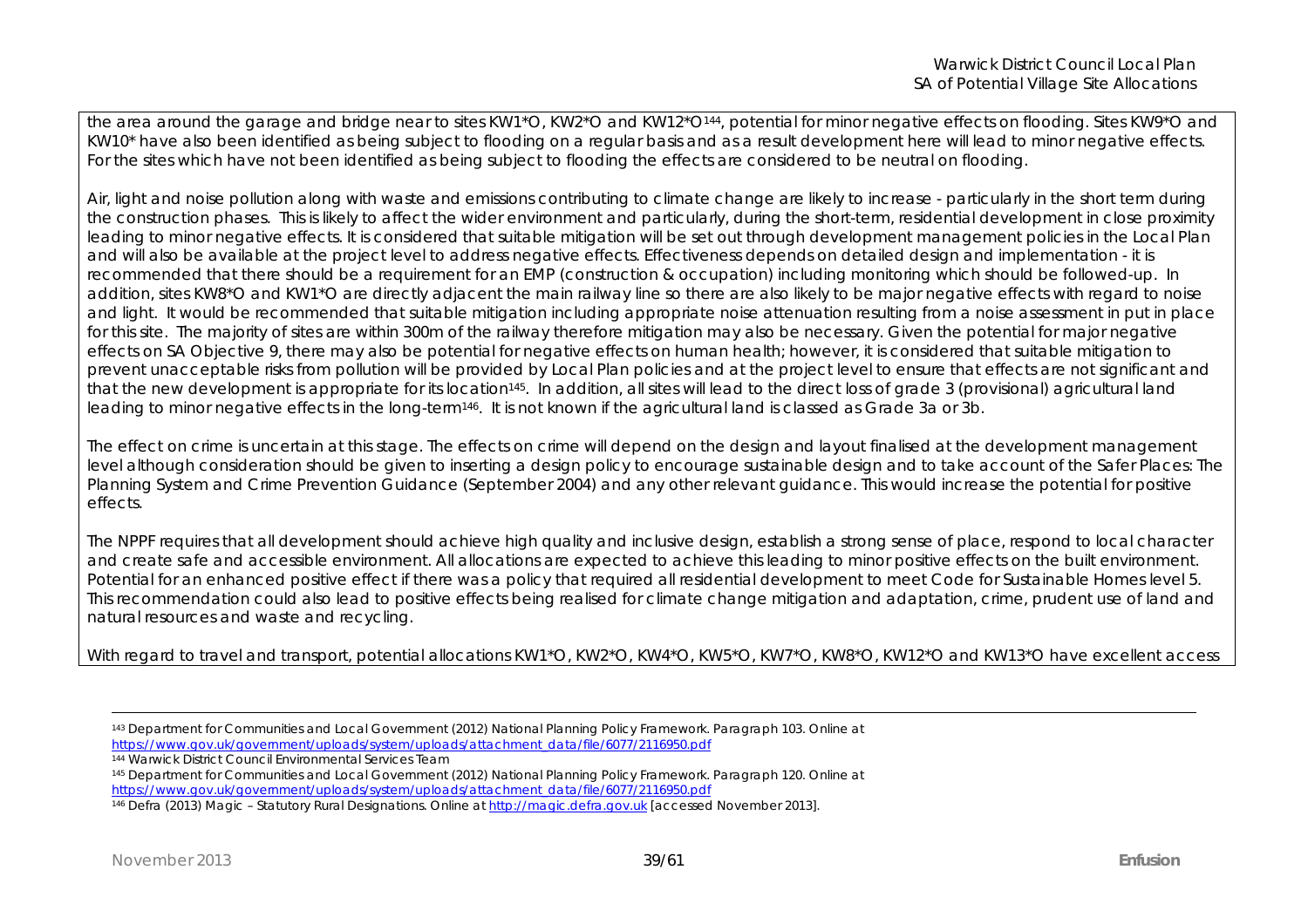the area around the garage and bridge near to sites KW1*O, KW2*O and KW12*O[144], potential for minor negative effects on flooding. Sites KW9*O and KW10* have also been identified as being subject to flooding on a regular basis and as a result development here will lead to minor negative effects. For the sites which have not been identified as being subject to flooding the effects are considered to be neutral on flooding.

Air, light and noise pollution along with waste and emissions contributing to climate change are likely to increase - particularly in the short term during the construction phases. This is likely to affect the wider environment and particularly, during the short-term, residential development in close proximity leading to minor negative effects. It is considered that suitable mitigation will be set out through development management policies in the Local Plan and will also be available at the project level to address negative effects. Effectiveness depends on detailed design and implementation - it is recommended that there should be a requirement for an EMP (construction & occupation) including monitoring which should be followed-up. In addition, sites KW8*O and KW1*O are directly adjacent the main railway line so there are also likely to be major negative effects with regard to noise and light. It would be recommended that suitable mitigation including appropriate noise attenuation resulting from a noise assessment in put in place for this site. The majority of sites are within 300m of the railway therefore mitigation may also be necessary. Given the potential for major negative effects on SA Objective 9, there may also be potential for negative effects on human health; however, it is considered that suitable mitigation to prevent unacceptable risks from pollution will be provided by Local Plan policies and at the project level to ensure that effects are not significant and that the new development is appropriate for its location[145]. In addition, all sites will lead to the direct loss of grade 3 (provisional) agricultural land leading to minor negative effects in the long-term[146]. It is not known if the agricultural land is classed as Grade 3a or 3b.

The effect on crime is uncertain at this stage. The effects on crime will depend on the design and layout finalised at the development management level although consideration should be given to inserting a design policy to encourage sustainable design and to take account of the Safer Places: The Planning System and Crime Prevention Guidance (September 2004) and any other relevant guidance. This would increase the potential for positive effects.

The NPPF requires that all development should achieve high quality and inclusive design, establish a strong sense of place, respond to local character and create safe and accessible environment. All allocations are expected to achieve this leading to minor positive effects on the built environment. Potential for an enhanced positive effect if there was a policy that required all residential development to meet Code for Sustainable Homes level 5. This recommendation could also lead to positive effects being realised for climate change mitigation and adaptation, crime, prudent use of land and natural resources and waste and recycling.

With regard to travel and transport, potential allocations KW1*O, KW2*O, KW4*O, KW5*O, KW7*O, KW8*O, KW12*O and KW13*O have excellent access

---

[143] Department for Communities and Local Government (2012) National Planning Policy Framework. Paragraph 103. Online at https://www.gov.uk/government/uploads/system/uploads/attachment_data/file/6077/2116950.pdf

[144] Warwick District Council Environmental Services Team

[145] Department for Communities and Local Government (2012) National Planning Policy Framework. Paragraph 120. Online at https://www.gov.uk/government/uploads/system/uploads/attachment_data/file/6077/2116950.pdf

[146] Defra (2013) Magic – Statutory Rural Designations. Online at http://magic.defra.gov.uk [accessed November 2013].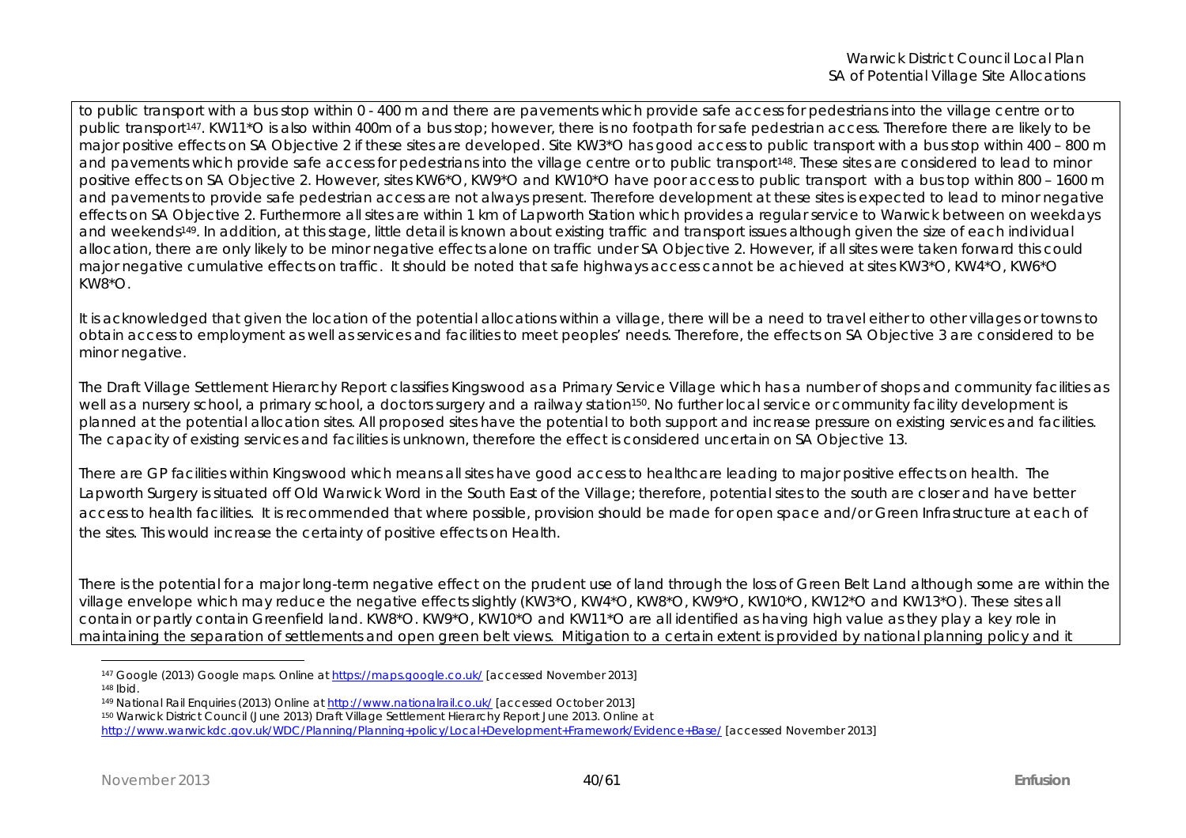to public transport with a bus stop within 0 - 400 m and there are pavements which provide safe access for pedestrians into the village centre or to public transport[147]. KW11*O is also within 400m of a bus stop; however, there is no footpath for safe pedestrian access. Therefore there are likely to be major positive effects on SA Objective 2 if these sites are developed. Site KW3*O has good access to public transport with a bus stop within 400 – 800 m and pavements which provide safe access for pedestrians into the village centre or to public transport[148]. These sites are considered to lead to minor positive effects on SA Objective 2. However, sites KW6*O, KW9*O and KW10*O have poor access to public transport with a bus top within 800 – 1600 m and pavements to provide safe pedestrian access are not always present. Therefore development at these sites is expected to lead to minor negative effects on SA Objective 2. Furthermore all sites are within 1 km of Lapworth Station which provides a regular service to Warwick between on weekdays and weekends[149]. In addition, at this stage, little detail is known about existing traffic and transport issues although given the size of each individual allocation, there are only likely to be minor negative effects alone on traffic under SA Objective 2. However, if all sites were taken forward this could major negative cumulative effects on traffic. It should be noted that safe highways access cannot be achieved at sites KW3*O, KW4*O, KW6*O KW8*O.

It is acknowledged that given the location of the potential allocations within a village, there will be a need to travel either to other villages or towns to obtain access to employment as well as services and facilities to meet peoples' needs. Therefore, the effects on SA Objective 3 are considered to be minor negative.

The Draft Village Settlement Hierarchy Report classifies Kingswood as a Primary Service Village which has a number of shops and community facilities as well as a nursery school, a primary school, a doctors surgery and a railway station[150]. No further local service or community facility development is planned at the potential allocation sites. All proposed sites have the potential to both support and increase pressure on existing services and facilities. The capacity of existing services and facilities is unknown, therefore the effect is considered uncertain on SA Objective 13.

There are GP facilities within Kingswood which means all sites have good access to healthcare leading to major positive effects on health. The Lapworth Surgery is situated off Old Warwick Word in the South East of the Village; therefore, potential sites to the south are closer and have better access to health facilities. It is recommended that where possible, provision should be made for open space and/or Green Infrastructure at each of the sites. This would increase the certainty of positive effects on Health.

There is the potential for a major long-term negative effect on the prudent use of land through the loss of Green Belt Land although some are within the village envelope which may reduce the negative effects slightly (KW3*O, KW4*O, KW8*O, KW9*O, KW10*O, KW12*O and KW13*O). These sites all contain or partly contain Greenfield land. KW8*O. KW9*O, KW10*O and KW11*O are all identified as having high value as they play a key role in maintaining the separation of settlements and open green belt views. Mitigation to a certain extent is provided by national planning policy and it

---

[147] Google (2013) Google maps. Online at https://maps.google.co.uk/ [accessed November 2013]

[148] Ibid.

[149] National Rail Enquiries (2013) Online at http://www.nationalrail.co.uk/ [accessed October 2013]

[150] Warwick District Council (June 2013) Draft Village Settlement Hierarchy Report June 2013. Online at http://www.warwickdc.gov.uk/WDC/Planning/Planning+policy/Local+Development+Framework/Evidence+Base/ [accessed November 2013]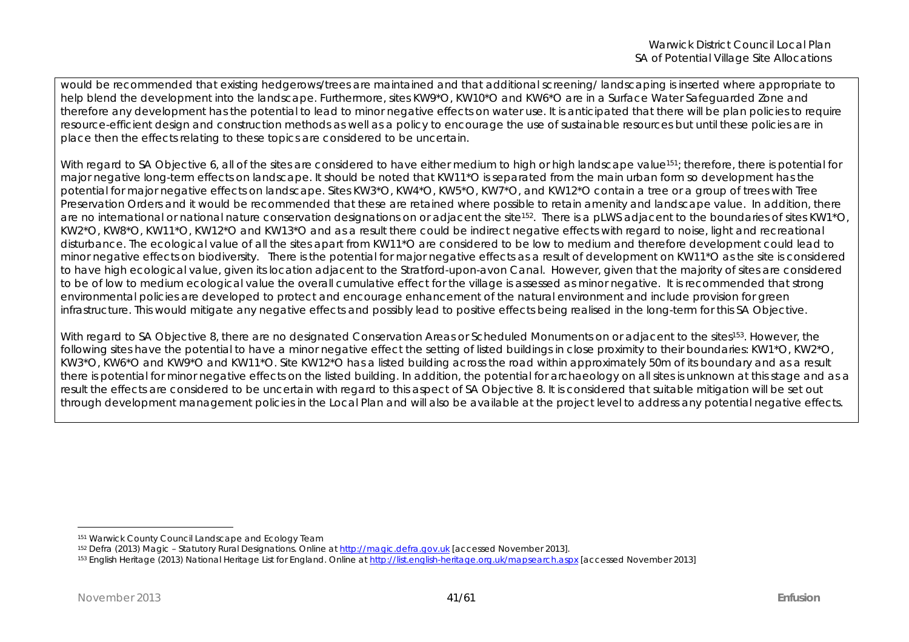would be recommended that existing hedgerows/trees are maintained and that additional screening/ landscaping is inserted where appropriate to help blend the development into the landscape. Furthermore, sites KW9*O, KW10*O and KW6*O are in a Surface Water Safeguarded Zone and therefore any development has the potential to lead to minor negative effects on water use. It is anticipated that there will be plan policies to require resource-efficient design and construction methods as well as a policy to encourage the use of sustainable resources but until these policies are in place then the effects relating to these topics are considered to be uncertain.

With regard to SA Objective 6, all of the sites are considered to have either medium to high or high landscape value[151]; therefore, there is potential for major negative long-term effects on landscape. It should be noted that KW11*O is separated from the main urban form so development has the potential for major negative effects on landscape. Sites KW3*O, KW4*O, KW5*O, KW7*O, and KW12*O contain a tree or a group of trees with Tree Preservation Orders and it would be recommended that these are retained where possible to retain amenity and landscape value. In addition, there are no international or national nature conservation designations on or adjacent the site[152]. There is a pLWS adjacent to the boundaries of sites KW1*O, KW2*O, KW8*O, KW11*O, KW12*O and KW13*O and as a result there could be indirect negative effects with regard to noise, light and recreational disturbance. The ecological value of all the sites apart from KW11*O are considered to be low to medium and therefore development could lead to minor negative effects on biodiversity. There is the potential for major negative effects as a result of development on KW11*O as the site is considered to have high ecological value, given its location adjacent to the Stratford-upon-avon Canal. However, given that the majority of sites are considered to be of low to medium ecological value the overall cumulative effect for the village is assessed as minor negative. It is recommended that strong environmental policies are developed to protect and encourage enhancement of the natural environment and include provision for green infrastructure. This would mitigate any negative effects and possibly lead to positive effects being realised in the long-term for this SA Objective.

With regard to SA Objective 8, there are no designated Conservation Areas or Scheduled Monuments on or adjacent to the sites[153]. However, the following sites have the potential to have a minor negative effect the setting of listed buildings in close proximity to their boundaries: KW1*O, KW2*O, KW3*O, KW6*O and KW9*O and KW11*O. Site KW12*O has a listed building across the road within approximately 50m of its boundary and as a result there is potential for minor negative effects on the listed building. In addition, the potential for archaeology on all sites is unknown at this stage and as a result the effects are considered to be uncertain with regard to this aspect of SA Objective 8. It is considered that suitable mitigation will be set out through development management policies in the Local Plan and will also be available at the project level to address any potential negative effects.

---

[151] Warwick County Council Landscape and Ecology Team

[152] Defra (2013) Magic – Statutory Rural Designations. Online at http://magic.defra.gov.uk [accessed November 2013].

[153] English Heritage (2013) National Heritage List for England. Online at http://list.english-heritage.org.uk/mapsearch.aspx [accessed November 2013]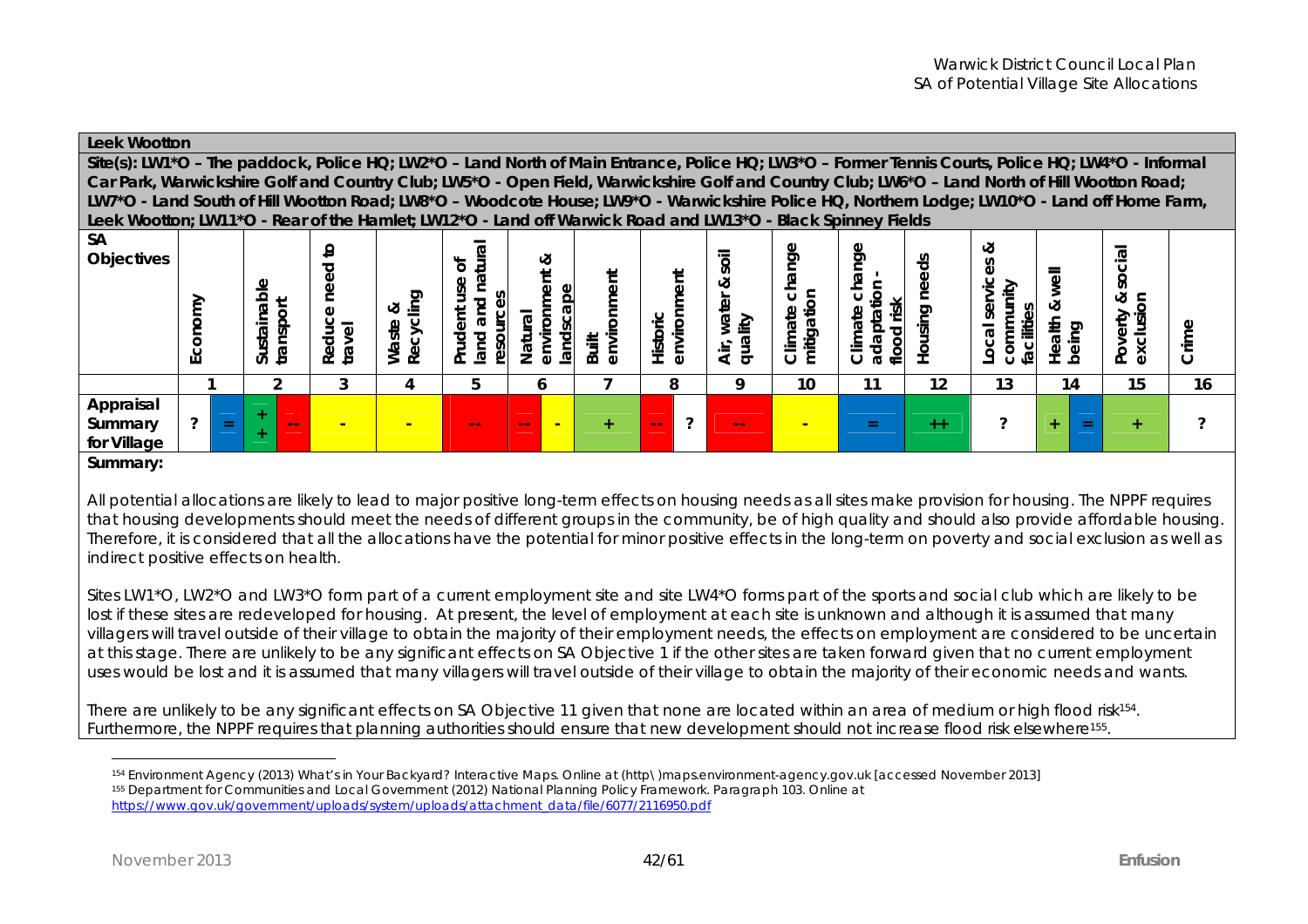**Leek Wootton**

**Site(s): LW1*O – The paddock, Police HQ; LW2*O – Land North of Main Entrance, Police HQ; LW3*O – Former Tennis Courts, Police HQ; LW4*O - Informal Car Park, Warwickshire Golf and Country Club; LW5*O - Open Field, Warwickshire Golf and Country Club; LW6*O – Land North of Hill Wootton Road; LW7*O - Land South of Hill Wootton Road; LW8*O – Woodcote House; LW9*O - Warwickshire Police HQ, Northern Lodge; LW10*O - Land off Home Farm, Leek Wootton; LW11*O - Rear of the Hamlet; LW12*O - Land off Warwick Road and LW13*O - Black Spinney Fields**

| SA Objectives | Economy | | Sustainable transport | | Reduce need to travel | Waste & Recycling | Prudent use of land and natural resources | Natural environment & landscape | | Built environment | Historic environment | | Air, water & soil quality | Climate change mitigation | Climate change adaptation - flood risk | Housing needs | Local services & community facilities | Health & well being | | Poverty & social exclusion | Crime |
|---|---|---|---|---|---|---|---|---|---|---|---|---|---|---|---|---|---|---|---|---|---|
| | 1 | | 2 | | 3 | 4 | 5 | 6 | | 7 | 8 | | 9 | 10 | 11 | 12 | 13 | 14 | | 15 | 16 |
| Appraisal Summary for Village | ? | = | + + | -- | - | - | -- | -- | - | + | -- | ? | -- | - | = | ++ | ? | + | = | + | ? |

**Summary:**

All potential allocations are likely to lead to major positive long-term effects on housing needs as all sites make provision for housing. The NPPF requires that housing developments should meet the needs of different groups in the community, be of high quality and should also provide affordable housing. Therefore, it is considered that all the allocations have the potential for minor positive effects in the long-term on poverty and social exclusion as well as indirect positive effects on health.

Sites LW1*O, LW2*O and LW3*O form part of a current employment site and site LW4*O forms part of the sports and social club which are likely to be lost if these sites are redeveloped for housing. At present, the level of employment at each site is unknown and although it is assumed that many villagers will travel outside of their village to obtain the majority of their employment needs, the effects on employment are considered to be uncertain at this stage. There are unlikely to be any significant effects on SA Objective 1 if the other sites are taken forward given that no current employment uses would be lost and it is assumed that many villagers will travel outside of their village to obtain the majority of their economic needs and wants.

There are unlikely to be any significant effects on SA Objective 11 given that none are located within an area of medium or high flood risk[154]. Furthermore, the NPPF requires that planning authorities should ensure that new development should not increase flood risk elsewhere[155].

---

[154] Environment Agency (2013) What's in Your Backyard? Interactive Maps. Online at (http\)maps.environment-agency.gov.uk [accessed November 2013]

[155] Department for Communities and Local Government (2012) National Planning Policy Framework. Paragraph 103. Online at https://www.gov.uk/government/uploads/system/uploads/attachment_data/file/6077/2116950.pdf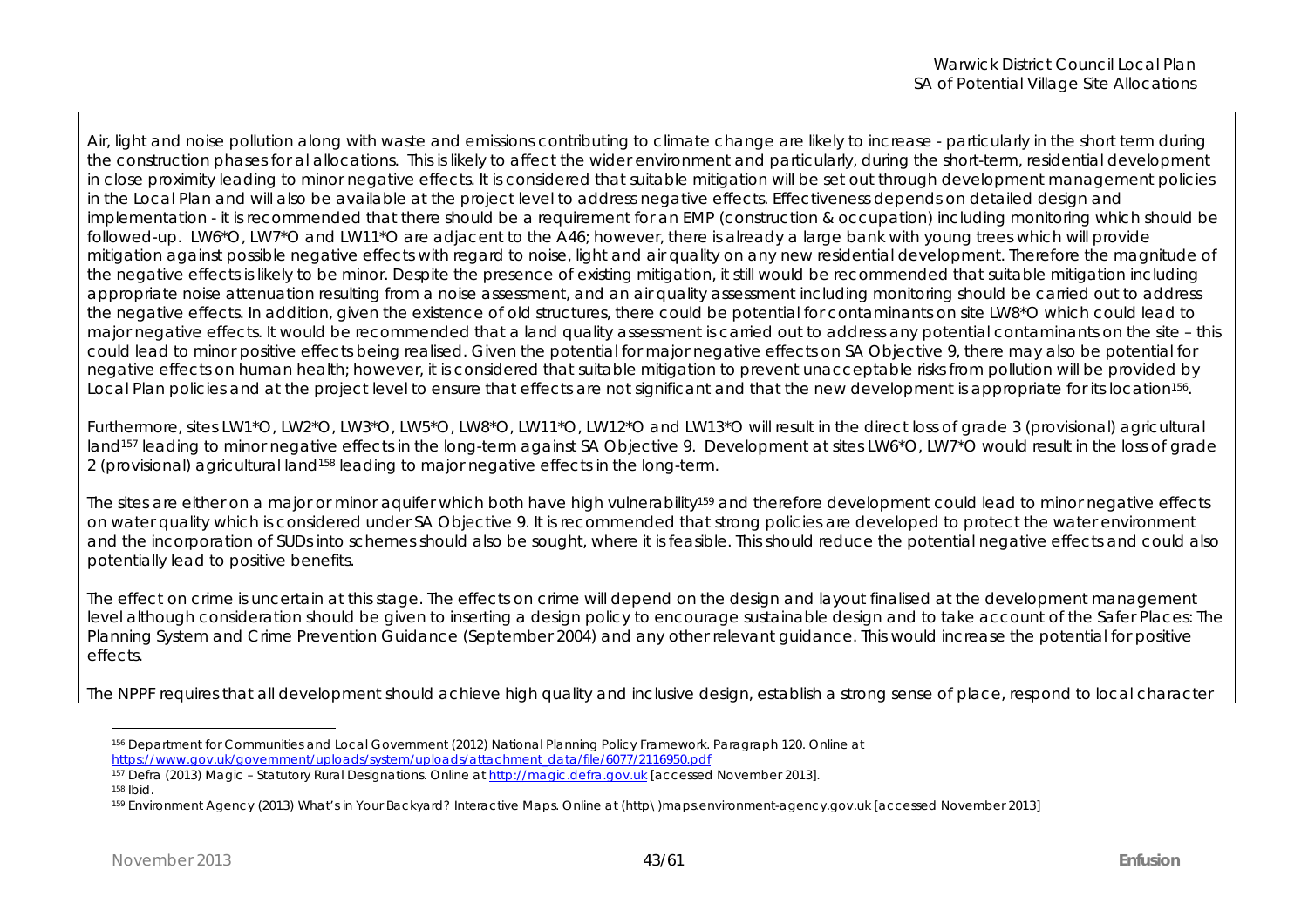Air, light and noise pollution along with waste and emissions contributing to climate change are likely to increase - particularly in the short term during the construction phases for al allocations. This is likely to affect the wider environment and particularly, during the short-term, residential development in close proximity leading to minor negative effects. It is considered that suitable mitigation will be set out through development management policies in the Local Plan and will also be available at the project level to address negative effects. Effectiveness depends on detailed design and implementation - it is recommended that there should be a requirement for an EMP (construction & occupation) including monitoring which should be followed-up. LW6*O, LW7*O and LW11*O are adjacent to the A46; however, there is already a large bank with young trees which will provide mitigation against possible negative effects with regard to noise, light and air quality on any new residential development. Therefore the magnitude of the negative effects is likely to be minor. Despite the presence of existing mitigation, it still would be recommended that suitable mitigation including appropriate noise attenuation resulting from a noise assessment, and an air quality assessment including monitoring should be carried out to address the negative effects. In addition, given the existence of old structures, there could be potential for contaminants on site LW8*O which could lead to major negative effects. It would be recommended that a land quality assessment is carried out to address any potential contaminants on the site – this could lead to minor positive effects being realised. Given the potential for major negative effects on SA Objective 9, there may also be potential for negative effects on human health; however, it is considered that suitable mitigation to prevent unacceptable risks from pollution will be provided by Local Plan policies and at the project level to ensure that effects are not significant and that the new development is appropriate for its location[156].

Furthermore, sites LW1*O, LW2*O, LW3*O, LW5*O, LW8*O, LW11*O, LW12*O and LW13*O will result in the direct loss of grade 3 (provisional) agricultural land[157] leading to minor negative effects in the long-term against SA Objective 9. Development at sites LW6*O, LW7*O would result in the loss of grade 2 (provisional) agricultural land[158] leading to major negative effects in the long-term.

The sites are either on a major or minor aquifer which both have high vulnerability[159] and therefore development could lead to minor negative effects on water quality which is considered under SA Objective 9. It is recommended that strong policies are developed to protect the water environment and the incorporation of SUDs into schemes should also be sought, where it is feasible. This should reduce the potential negative effects and could also potentially lead to positive benefits.

The effect on crime is uncertain at this stage. The effects on crime will depend on the design and layout finalised at the development management level although consideration should be given to inserting a design policy to encourage sustainable design and to take account of the Safer Places: The Planning System and Crime Prevention Guidance (September 2004) and any other relevant guidance. This would increase the potential for positive effects.

The NPPF requires that all development should achieve high quality and inclusive design, establish a strong sense of place, respond to local character

---

[156] Department for Communities and Local Government (2012) National Planning Policy Framework. Paragraph 120. Online at https://www.gov.uk/government/uploads/system/uploads/attachment_data/file/6077/2116950.pdf

[157] Defra (2013) Magic – Statutory Rural Designations. Online at http://magic.defra.gov.uk [accessed November 2013].

[158] Ibid.

[159] Environment Agency (2013) What's in Your Backyard? Interactive Maps. Online at (http\)maps.environment-agency.gov.uk [accessed November 2013]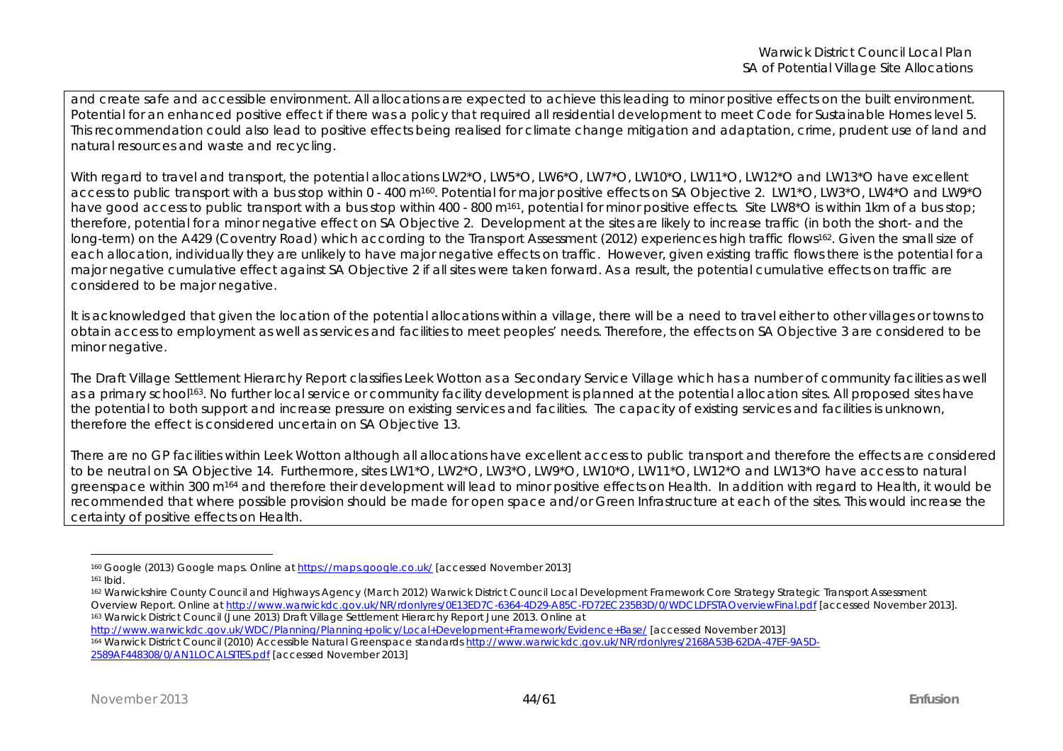and create safe and accessible environment. All allocations are expected to achieve this leading to minor positive effects on the built environment. Potential for an enhanced positive effect if there was a policy that required all residential development to meet Code for Sustainable Homes level 5. This recommendation could also lead to positive effects being realised for climate change mitigation and adaptation, crime, prudent use of land and natural resources and waste and recycling.

With regard to travel and transport, the potential allocations LW2*O, LW5*O, LW6*O, LW7*O, LW10*O, LW11*O, LW12*O and LW13*O have excellent access to public transport with a bus stop within 0 - 400 m[160]. Potential for major positive effects on SA Objective 2. LW1*O, LW3*O, LW4*O and LW9*O have good access to public transport with a bus stop within 400 - 800 m[161], potential for minor positive effects. Site LW8*O is within 1km of a bus stop; therefore, potential for a minor negative effect on SA Objective 2. Development at the sites are likely to increase traffic (in both the short- and the long-term) on the A429 (Coventry Road) which according to the Transport Assessment (2012) experiences high traffic flows[162]. Given the small size of each allocation, individually they are unlikely to have major negative effects on traffic. However, given existing traffic flows there is the potential for a major negative cumulative effect against SA Objective 2 if all sites were taken forward. As a result, the potential cumulative effects on traffic are considered to be major negative.

It is acknowledged that given the location of the potential allocations within a village, there will be a need to travel either to other villages or towns to obtain access to employment as well as services and facilities to meet peoples' needs. Therefore, the effects on SA Objective 3 are considered to be minor negative.

The Draft Village Settlement Hierarchy Report classifies Leek Wotton as a Secondary Service Village which has a number of community facilities as well as a primary school[163]. No further local service or community facility development is planned at the potential allocation sites. All proposed sites have the potential to both support and increase pressure on existing services and facilities. The capacity of existing services and facilities is unknown, therefore the effect is considered uncertain on SA Objective 13.

There are no GP facilities within Leek Wotton although all allocations have excellent access to public transport and therefore the effects are considered to be neutral on SA Objective 14. Furthermore, sites LW1*O, LW2*O, LW3*O, LW9*O, LW10*O, LW11*O, LW12*O and LW13*O have access to natural greenspace within 300 m[164] and therefore their development will lead to minor positive effects on Health. In addition with regard to Health, it would be recommended that where possible provision should be made for open space and/or Green Infrastructure at each of the sites. This would increase the certainty of positive effects on Health.

---

[160] Google (2013) Google maps. Online at https://maps.google.co.uk/ [accessed November 2013]

[161] Ibid.

[162] Warwickshire County Council and Highways Agency (March 2012) Warwick District Council Local Development Framework Core Strategy Strategic Transport Assessment Overview Report. Online at http://www.warwickdc.gov.uk/NR/rdonlyres/0E13ED7C-6364-4D29-A85C-FD72EC235B3D/0/WDCLDFSTAOverviewFinal.pdf [accessed November 2013].

[163] Warwick District Council (June 2013) Draft Village Settlement Hierarchy Report June 2013. Online at http://www.warwickdc.gov.uk/WDC/Planning/Planning+policy/Local+Development+Framework/Evidence+Base/ [accessed November 2013]

[164] Warwick District Council (2010) Accessible Natural Greenspace standards http://www.warwickdc.gov.uk/NR/rdonlyres/2168A53B-62DA-47EF-9A5D-2589AF448308/0/AN1LOCALSITES.pdf [accessed November 2013]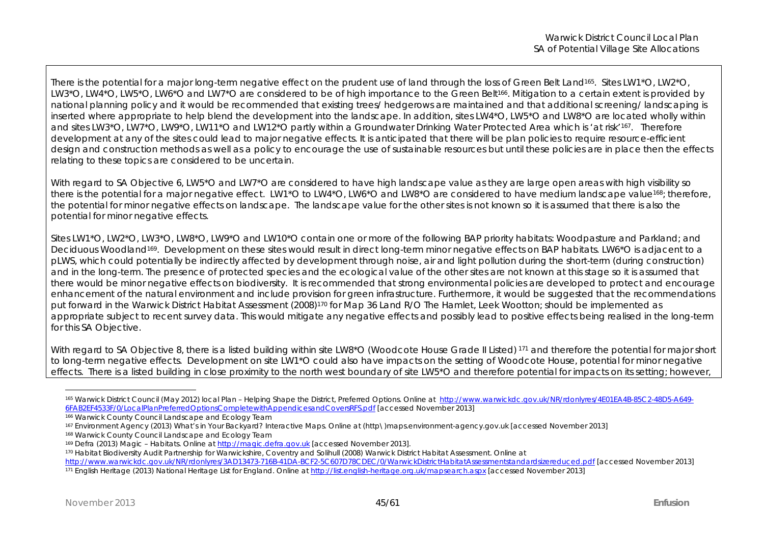There is the potential for a major long-term negative effect on the prudent use of land through the loss of Green Belt Land[165]. Sites LW1*O, LW2*O, LW3*O, LW4*O, LW5*O, LW6*O and LW7*O are considered to be of high importance to the Green Belt[166]. Mitigation to a certain extent is provided by national planning policy and it would be recommended that existing trees/ hedgerows are maintained and that additional screening/ landscaping is inserted where appropriate to help blend the development into the landscape. In addition, sites LW4*O, LW5*O and LW8*O are located wholly within and sites LW3*O, LW7*O, LW9*O, LW11*O and LW12*O partly within a Groundwater Drinking Water Protected Area which is 'at risk'[167]. Therefore development at any of the sites could lead to major negative effects. It is anticipated that there will be plan policies to require resource-efficient design and construction methods as well as a policy to encourage the use of sustainable resources but until these policies are in place then the effects relating to these topics are considered to be uncertain.

With regard to SA Objective 6, LW5*O and LW7*O are considered to have high landscape value as they are large open areas with high visibility so there is the potential for a major negative effect. LW1*O to LW4*O, LW6*O and LW8*O are considered to have medium landscape value[168]; therefore, the potential for minor negative effects on landscape. The landscape value for the other sites is not known so it is assumed that there is also the potential for minor negative effects.

Sites LW1*O, LW2*O, LW3*O, LW8*O, LW9*O and LW10*O contain one or more of the following BAP priority habitats: Woodpasture and Parkland; and Deciduous Woodland[169]. Development on these sites would result in direct long-term minor negative effects on BAP habitats. LW6*O is adjacent to a pLWS, which could potentially be indirectly affected by development through noise, air and light pollution during the short-term (during construction) and in the long-term. The presence of protected species and the ecological value of the other sites are not known at this stage so it is assumed that there would be minor negative effects on biodiversity. It is recommended that strong environmental policies are developed to protect and encourage enhancement of the natural environment and include provision for green infrastructure. Furthermore, it would be suggested that the recommendations put forward in the Warwick District Habitat Assessment (2008)[170] for Map 36 Land R/O The Hamlet, Leek Wootton; should be implemented as appropriate subject to recent survey data. This would mitigate any negative effects and possibly lead to positive effects being realised in the long-term for this SA Objective.

With regard to SA Objective 8, there is a listed building within site LW8*O (Woodcote House Grade II Listed) [171] and therefore the potential for major short to long-term negative effects. Development on site LW1*O could also have impacts on the setting of Woodcote House, potential for minor negative effects. There is a listed building in close proximity to the north west boundary of site LW5*O and therefore potential for impacts on its setting; however,

---

[165] Warwick District Council (May 2012) local Plan – Helping Shape the District, Preferred Options. Online at http://www.warwickdc.gov.uk/NR/rdonlyres/4E01EA4B-85C2-48D5-A649-6FAB2EF4533F/0/LocalPlanPreferredOptionsCompletewithAppendicesandCoversRFS.pdf [accessed November 2013]

[166] Warwick County Council Landscape and Ecology Team

[167] Environment Agency (2013) What's in Your Backyard? Interactive Maps. Online at (http\)maps.environment-agency.gov.uk [accessed November 2013]

[168] Warwick County Council Landscape and Ecology Team

[169] Defra (2013) Magic – Habitats. Online at http://magic.defra.gov.uk [accessed November 2013].

[170] Habitat Biodiversity Audit Partnership for Warwickshire, Coventry and Solihull (2008) Warwick District Habitat Assessment. Online at http://www.warwickdc.gov.uk/NR/rdonlyres/3AD13473-716B-41DA-BCF2-5C607D78CDEC/0/WarwickDistrictHabitatAssessmentstandardsizereduced.pdf [accessed November 2013]

[171] English Heritage (2013) National Heritage List for England. Online at http://list.english-heritage.org.uk/mapsearch.aspx [accessed November 2013]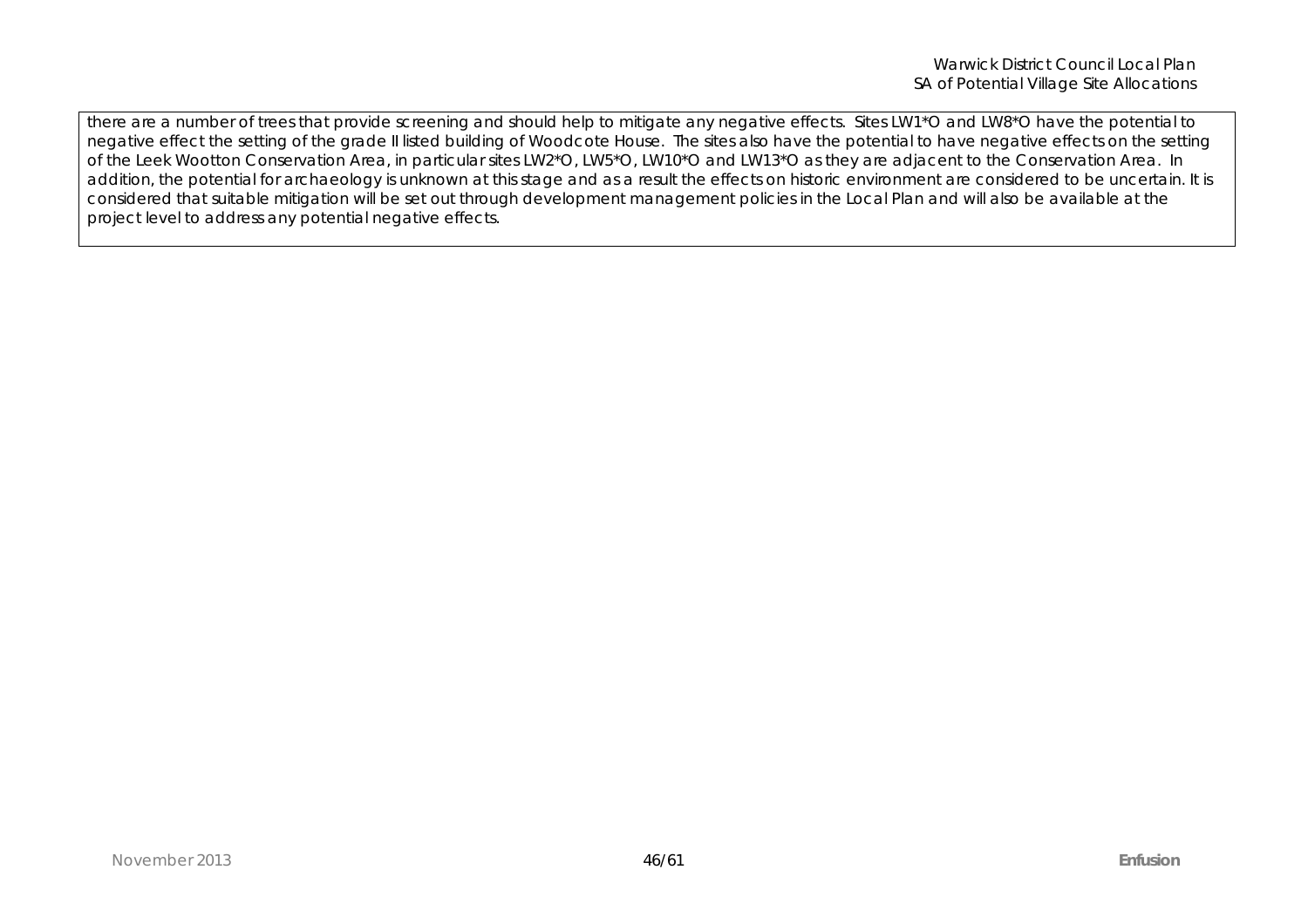there are a number of trees that provide screening and should help to mitigate any negative effects. Sites LW1*O and LW8*O have the potential to negative effect the setting of the grade II listed building of Woodcote House. The sites also have the potential to have negative effects on the setting of the Leek Wootton Conservation Area, in particular sites LW2*O, LW5*O, LW10*O and LW13*O as they are adjacent to the Conservation Area. In addition, the potential for archaeology is unknown at this stage and as a result the effects on historic environment are considered to be uncertain. It is considered that suitable mitigation will be set out through development management policies in the Local Plan and will also be available at the project level to address any potential negative effects.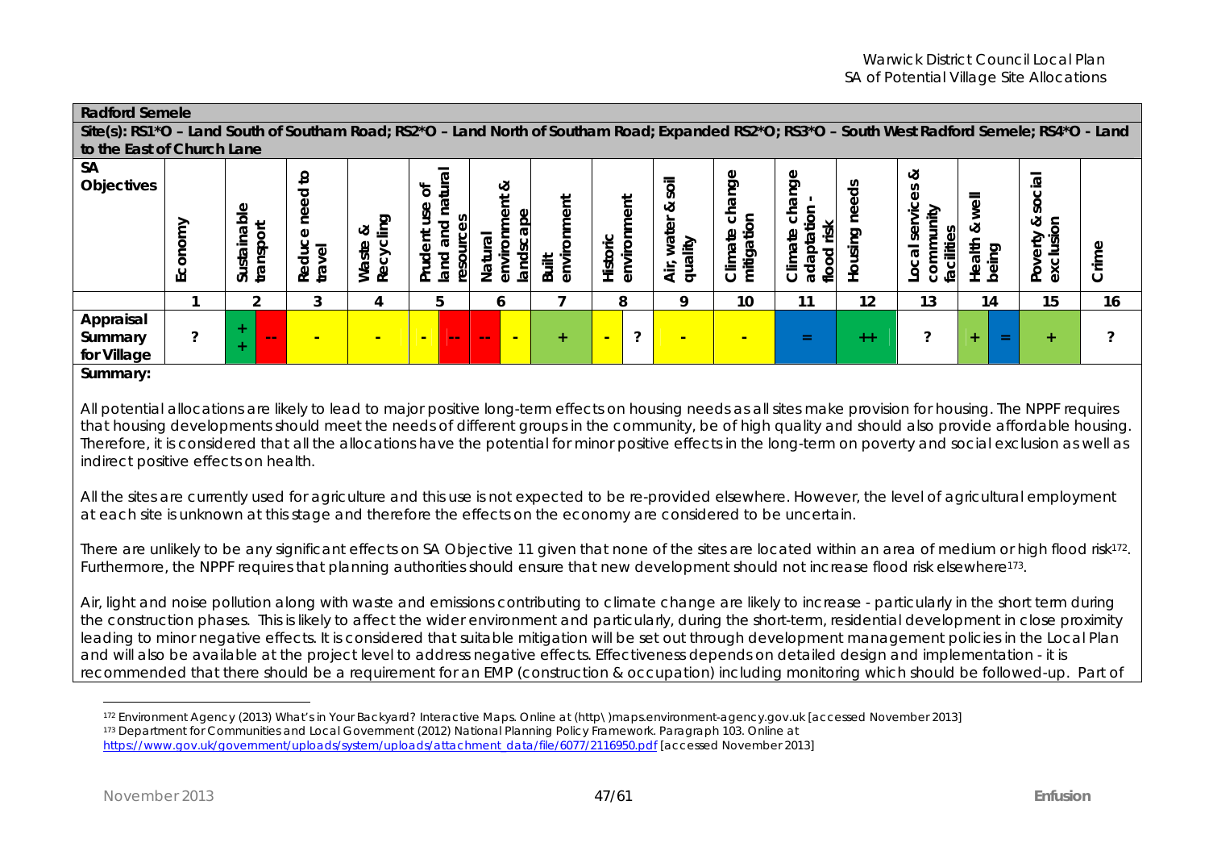**Radford Semele**

**Site(s): RS1\*O – Land South of Southam Road; RS2\*O – Land North of Southam Road; Expanded RS2\*O; RS3\*O – South West Radford Semele; RS4\*O - Land to the East of Church Lane**

| SA Objectives | Economy | Sustainable transport | Reduce need to travel | Waste & Recycling | Prudent use of land and natural resources | Natural environment & landscape | Built environment | Historic environment | Air, water & soil quality | Climate change mitigation | Climate change adaptation - flood risk | Housing needs | Local services & community facilities | Health & well being | Poverty & social exclusion | Crime |
|---|---|---|---|---|---|---|---|---|---|---|---|---|---|---|---|---|
| | 1 | 2 | 3 | 4 | 5 | 6 | 7 | 8 | 9 | 10 | 11 | 12 | 13 | 14 | 15 | 16 |
| Appraisal Summary for Village | ? | ++ / -- | - | - | - / -- | -- / - | + | - / ? | - | - | = | ++ | ? | + / = | + | ? |

**Summary:**

All potential allocations are likely to lead to major positive long-term effects on housing needs as all sites make provision for housing. The NPPF requires that housing developments should meet the needs of different groups in the community, be of high quality and should also provide affordable housing. Therefore, it is considered that all the allocations have the potential for minor positive effects in the long-term on poverty and social exclusion as well as indirect positive effects on health.

All the sites are currently used for agriculture and this use is not expected to be re-provided elsewhere. However, the level of agricultural employment at each site is unknown at this stage and therefore the effects on the economy are considered to be uncertain.

There are unlikely to be any significant effects on SA Objective 11 given that none of the sites are located within an area of medium or high flood risk[172]. Furthermore, the NPPF requires that planning authorities should ensure that new development should not increase flood risk elsewhere[173].

Air, light and noise pollution along with waste and emissions contributing to climate change are likely to increase - particularly in the short term during the construction phases. This is likely to affect the wider environment and particularly, during the short-term, residential development in close proximity leading to minor negative effects. It is considered that suitable mitigation will be set out through development management policies in the Local Plan and will also be available at the project level to address negative effects. Effectiveness depends on detailed design and implementation - it is recommended that there should be a requirement for an EMP (construction & occupation) including monitoring which should be followed-up. Part of

---

[172] Environment Agency (2013) What's in Your Backyard? Interactive Maps. Online at (http\)maps.environment-agency.gov.uk [accessed November 2013]

[173] Department for Communities and Local Government (2012) National Planning Policy Framework. Paragraph 103. Online at https://www.gov.uk/government/uploads/system/uploads/attachment_data/file/6077/2116950.pdf [accessed November 2013]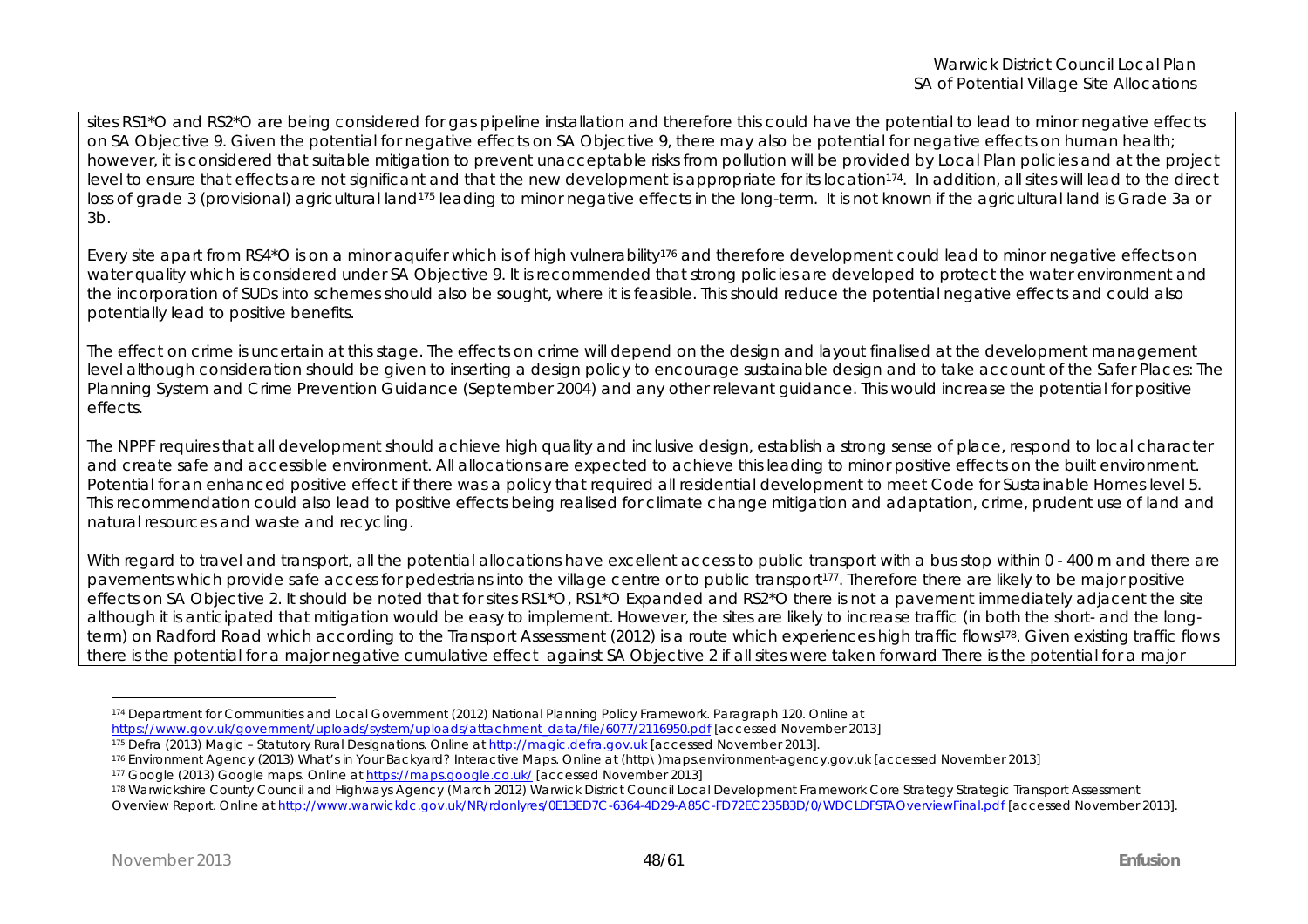sites RS1*O and RS2*O are being considered for gas pipeline installation and therefore this could have the potential to lead to minor negative effects on SA Objective 9. Given the potential for negative effects on SA Objective 9, there may also be potential for negative effects on human health; however, it is considered that suitable mitigation to prevent unacceptable risks from pollution will be provided by Local Plan policies and at the project level to ensure that effects are not significant and that the new development is appropriate for its location[174]. In addition, all sites will lead to the direct loss of grade 3 (provisional) agricultural land[175] leading to minor negative effects in the long-term. It is not known if the agricultural land is Grade 3a or 3b.

Every site apart from RS4*O is on a minor aquifer which is of high vulnerability[176] and therefore development could lead to minor negative effects on water quality which is considered under SA Objective 9. It is recommended that strong policies are developed to protect the water environment and the incorporation of SUDs into schemes should also be sought, where it is feasible. This should reduce the potential negative effects and could also potentially lead to positive benefits.

The effect on crime is uncertain at this stage. The effects on crime will depend on the design and layout finalised at the development management level although consideration should be given to inserting a design policy to encourage sustainable design and to take account of the Safer Places: The Planning System and Crime Prevention Guidance (September 2004) and any other relevant guidance. This would increase the potential for positive effects.

The NPPF requires that all development should achieve high quality and inclusive design, establish a strong sense of place, respond to local character and create safe and accessible environment. All allocations are expected to achieve this leading to minor positive effects on the built environment. Potential for an enhanced positive effect if there was a policy that required all residential development to meet Code for Sustainable Homes level 5. This recommendation could also lead to positive effects being realised for climate change mitigation and adaptation, crime, prudent use of land and natural resources and waste and recycling.

With regard to travel and transport, all the potential allocations have excellent access to public transport with a bus stop within 0 - 400 m and there are pavements which provide safe access for pedestrians into the village centre or to public transport[177]. Therefore there are likely to be major positive effects on SA Objective 2. It should be noted that for sites RS1*O, RS1*O Expanded and RS2*O there is not a pavement immediately adjacent the site although it is anticipated that mitigation would be easy to implement. However, the sites are likely to increase traffic (in both the short- and the long-term) on Radford Road which according to the Transport Assessment (2012) is a route which experiences high traffic flows[178]. Given existing traffic flows there is the potential for a major negative cumulative effect against SA Objective 2 if all sites were taken forward There is the potential for a major

---

[174] Department for Communities and Local Government (2012) National Planning Policy Framework. Paragraph 120. Online at https://www.gov.uk/government/uploads/system/uploads/attachment_data/file/6077/2116950.pdf [accessed November 2013]

[175] Defra (2013) Magic – Statutory Rural Designations. Online at http://magic.defra.gov.uk [accessed November 2013].

[176] Environment Agency (2013) What's in Your Backyard? Interactive Maps. Online at (http\)maps.environment-agency.gov.uk [accessed November 2013]

[177] Google (2013) Google maps. Online at https://maps.google.co.uk/ [accessed November 2013]

[178] Warwickshire County Council and Highways Agency (March 2012) Warwick District Council Local Development Framework Core Strategy Strategic Transport Assessment Overview Report. Online at http://www.warwickdc.gov.uk/NR/rdonlyres/0E13ED7C-6364-4D29-A85C-FD72EC235B3D/0/WDCLDFSTAOverviewFinal.pdf [accessed November 2013].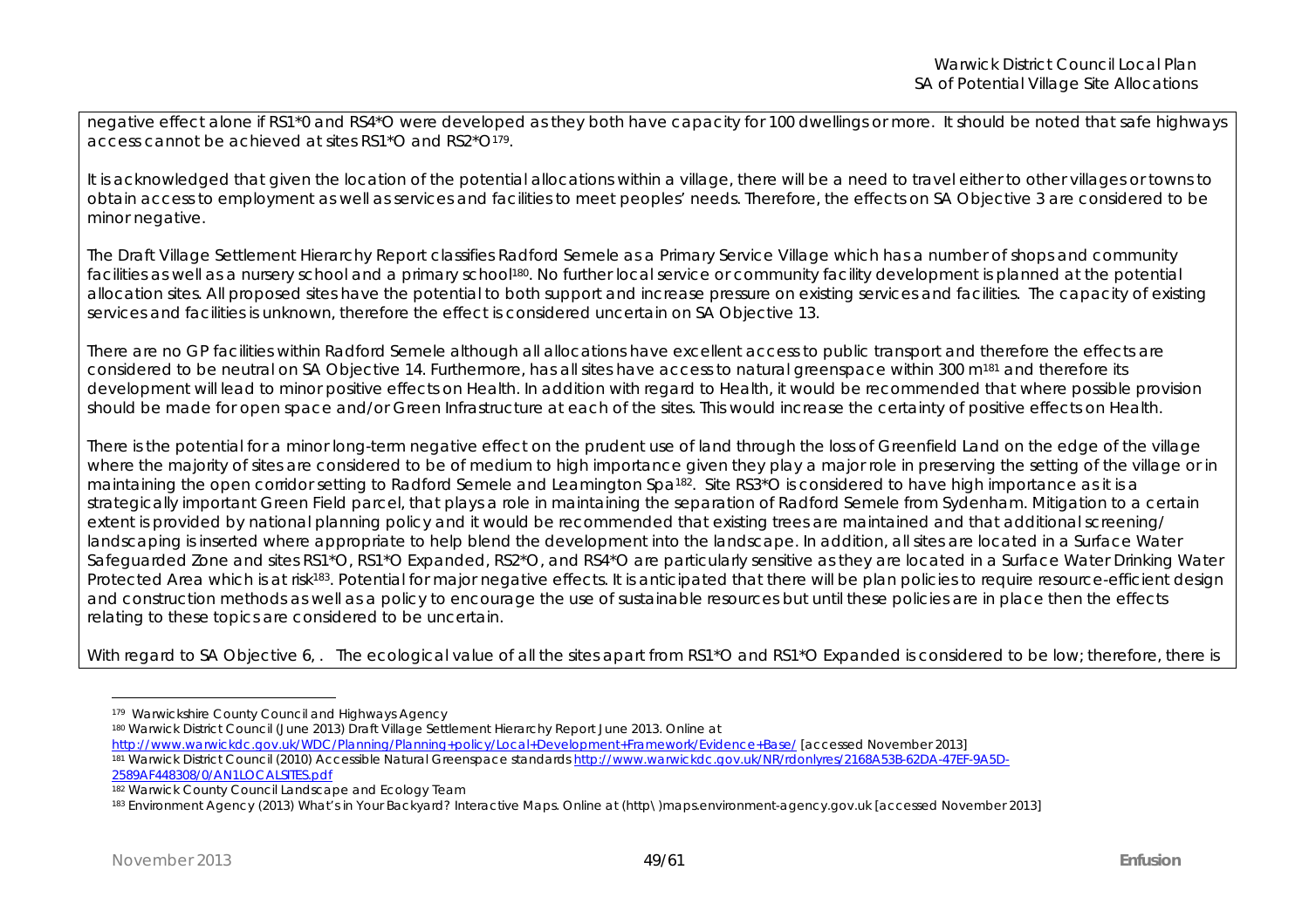negative effect alone if RS1*0 and RS4*O were developed as they both have capacity for 100 dwellings or more. It should be noted that safe highways access cannot be achieved at sites RS1*O and RS2*O[179].

It is acknowledged that given the location of the potential allocations within a village, there will be a need to travel either to other villages or towns to obtain access to employment as well as services and facilities to meet peoples' needs. Therefore, the effects on SA Objective 3 are considered to be minor negative.

The Draft Village Settlement Hierarchy Report classifies Radford Semele as a Primary Service Village which has a number of shops and community facilities as well as a nursery school and a primary school[180]. No further local service or community facility development is planned at the potential allocation sites. All proposed sites have the potential to both support and increase pressure on existing services and facilities. The capacity of existing services and facilities is unknown, therefore the effect is considered uncertain on SA Objective 13.

There are no GP facilities within Radford Semele although all allocations have excellent access to public transport and therefore the effects are considered to be neutral on SA Objective 14. Furthermore, has all sites have access to natural greenspace within 300 m[181] and therefore its development will lead to minor positive effects on Health. In addition with regard to Health, it would be recommended that where possible provision should be made for open space and/or Green Infrastructure at each of the sites. This would increase the certainty of positive effects on Health.

There is the potential for a minor long-term negative effect on the prudent use of land through the loss of Greenfield Land on the edge of the village where the majority of sites are considered to be of medium to high importance given they play a major role in preserving the setting of the village or in maintaining the open corridor setting to Radford Semele and Leamington Spa[182]. Site RS3*O is considered to have high importance as it is a strategically important Green Field parcel, that plays a role in maintaining the separation of Radford Semele from Sydenham. Mitigation to a certain extent is provided by national planning policy and it would be recommended that existing trees are maintained and that additional screening/ landscaping is inserted where appropriate to help blend the development into the landscape. In addition, all sites are located in a Surface Water Safeguarded Zone and sites RS1*O, RS1*O Expanded, RS2*O, and RS4*O are particularly sensitive as they are located in a Surface Water Drinking Water Protected Area which is at risk[183]. Potential for major negative effects. It is anticipated that there will be plan policies to require resource-efficient design and construction methods as well as a policy to encourage the use of sustainable resources but until these policies are in place then the effects relating to these topics are considered to be uncertain.

With regard to SA Objective 6, . The ecological value of all the sites apart from RS1*O and RS1*O Expanded is considered to be low; therefore, there is

---

[179] Warwickshire County Council and Highways Agency

[180] Warwick District Council (June 2013) Draft Village Settlement Hierarchy Report June 2013. Online at http://www.warwickdc.gov.uk/WDC/Planning/Planning+policy/Local+Development+Framework/Evidence+Base/ [accessed November 2013]

[181] Warwick District Council (2010) Accessible Natural Greenspace standards http://www.warwickdc.gov.uk/NR/rdonlyres/2168A53B-62DA-47EF-9A5D-2589AF448308/0/AN1LOCALSITES.pdf

[182] Warwick County Council Landscape and Ecology Team

[183] Environment Agency (2013) What's in Your Backyard? Interactive Maps. Online at (http\)maps.environment-agency.gov.uk [accessed November 2013]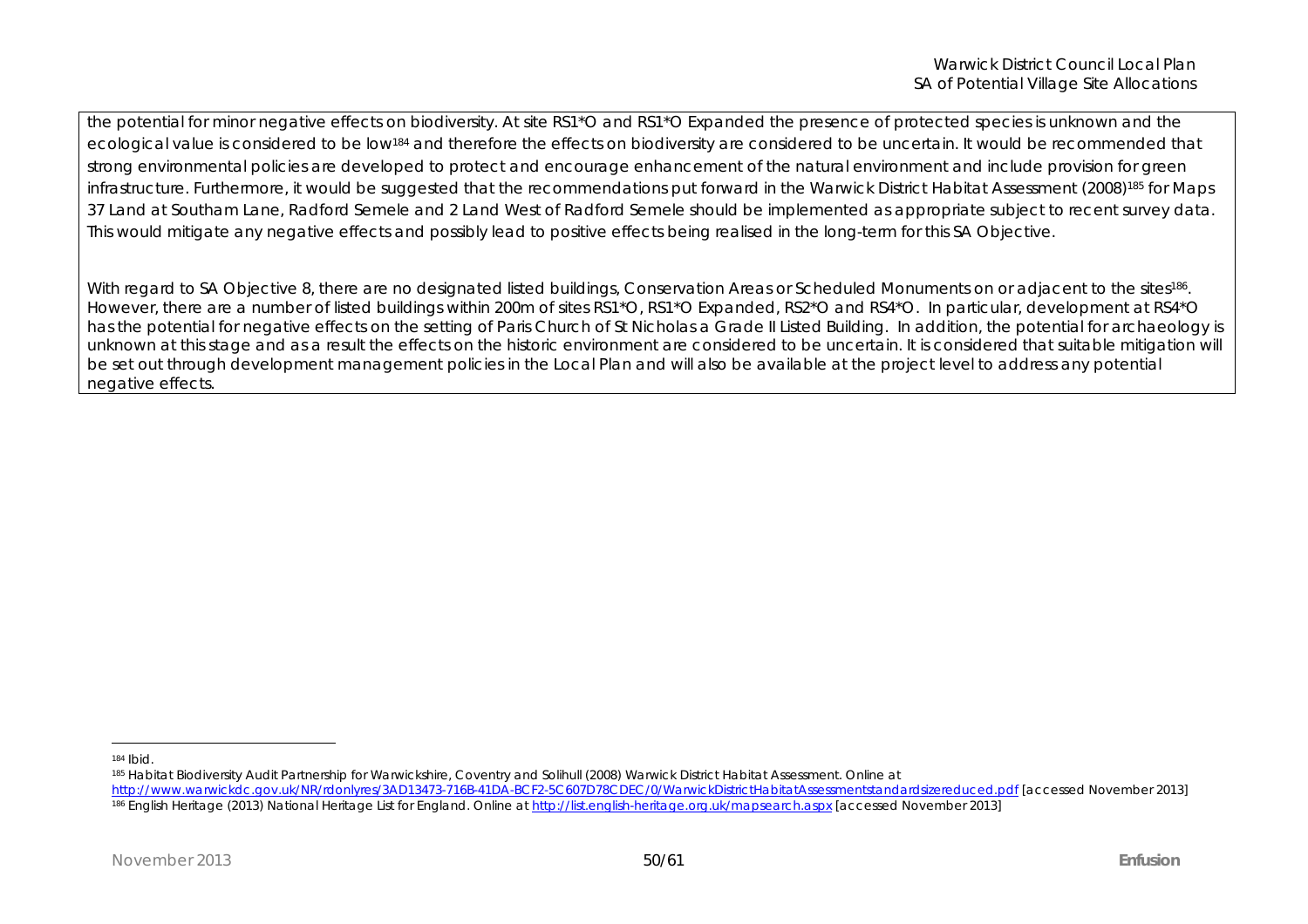the potential for minor negative effects on biodiversity. At site RS1*O and RS1*O Expanded the presence of protected species is unknown and the ecological value is considered to be low[184] and therefore the effects on biodiversity are considered to be uncertain. It would be recommended that strong environmental policies are developed to protect and encourage enhancement of the natural environment and include provision for green infrastructure. Furthermore, it would be suggested that the recommendations put forward in the Warwick District Habitat Assessment (2008)[185] for Maps 37 Land at Southam Lane, Radford Semele and 2 Land West of Radford Semele should be implemented as appropriate subject to recent survey data. This would mitigate any negative effects and possibly lead to positive effects being realised in the long-term for this SA Objective.

With regard to SA Objective 8, there are no designated listed buildings, Conservation Areas or Scheduled Monuments on or adjacent to the sites[186]. However, there are a number of listed buildings within 200m of sites RS1*O, RS1*O Expanded, RS2*O and RS4*O. In particular, development at RS4*O has the potential for negative effects on the setting of Paris Church of St Nicholas a Grade II Listed Building. In addition, the potential for archaeology is unknown at this stage and as a result the effects on the historic environment are considered to be uncertain. It is considered that suitable mitigation will be set out through development management policies in the Local Plan and will also be available at the project level to address any potential negative effects.

---

[184] Ibid.

[185] Habitat Biodiversity Audit Partnership for Warwickshire, Coventry and Solihull (2008) Warwick District Habitat Assessment. Online at http://www.warwickdc.gov.uk/NR/rdonlyres/3AD13473-716B-41DA-BCF2-5C607D78CDEC/0/WarwickDistrictHabitatAssessmentstandardsizereduced.pdf [accessed November 2013]

[186] English Heritage (2013) National Heritage List for England. Online at http://list.english-heritage.org.uk/mapsearch.aspx [accessed November 2013]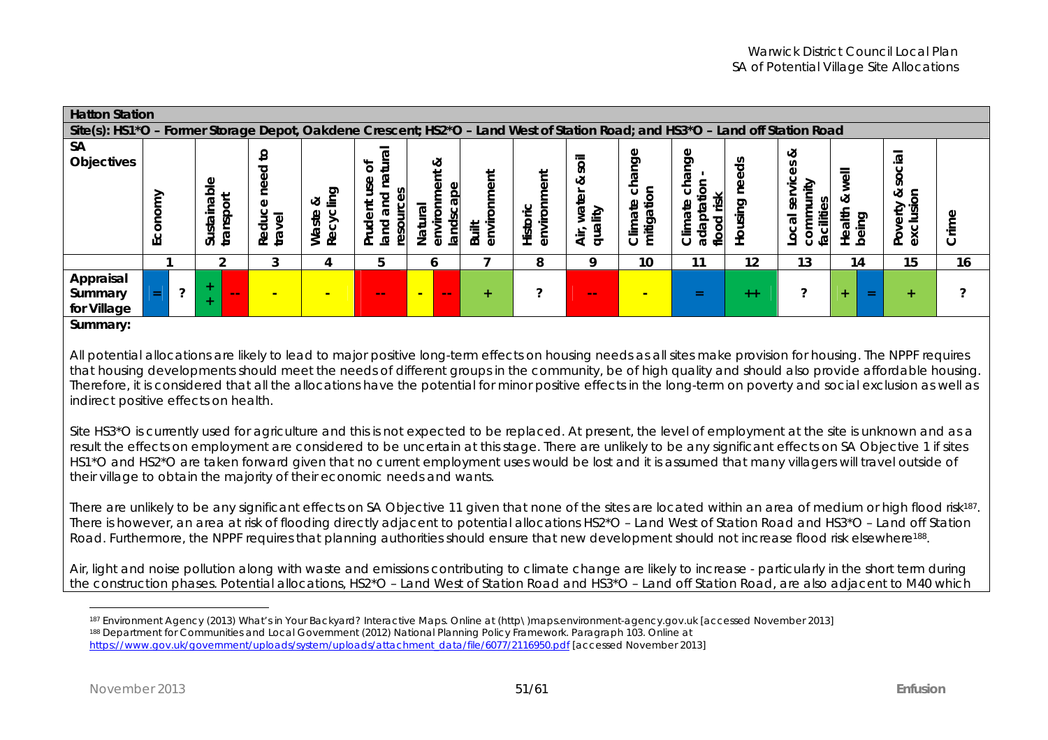| Hatton Station | | | | | | | | | | | | | | | | | | | | |
|---|---|---|---|---|---|---|---|---|---|---|---|---|---|---|---|---|---|---|---|---|
| Site(s): HS1*O – Former Storage Depot, Oakdene Crescent; HS2*O – Land West of Station Road; and HS3*O – Land off Station Road | | | | | | | | | | | | | | | | | | | | |
| SA Objectives | Economy | | Sustainable transport | | Reduce need to travel | Waste & Recycling | Prudent use of land and natural resources | Natural environment & landscape | | Built environment | Historic environment | Air, water & soil quality | Climate change mitigation | Climate change - adaptation - flood risk | Housing needs | Local services & community facilities | Health & well being | | Poverty & social exclusion | Crime |
| | 1 | | 2 | | 3 | 4 | 5 | 6 | | 7 | 8 | 9 | 10 | 11 | 12 | 13 | 14 | | 15 | 16 |
| Appraisal Summary for Village | = | ? | ++ | -- | - | - | -- | - | -- | + | ? | -- | - | = | ++ | ? | + | = | + | ? |

**Summary:**

All potential allocations are likely to lead to major positive long-term effects on housing needs as all sites make provision for housing. The NPPF requires that housing developments should meet the needs of different groups in the community, be of high quality and should also provide affordable housing. Therefore, it is considered that all the allocations have the potential for minor positive effects in the long-term on poverty and social exclusion as well as indirect positive effects on health.

Site HS3*O is currently used for agriculture and this is not expected to be replaced. At present, the level of employment at the site is unknown and as a result the effects on employment are considered to be uncertain at this stage. There are unlikely to be any significant effects on SA Objective 1 if sites HS1*O and HS2*O are taken forward given that no current employment uses would be lost and it is assumed that many villagers will travel outside of their village to obtain the majority of their economic needs and wants.

There are unlikely to be any significant effects on SA Objective 11 given that none of the sites are located within an area of medium or high flood risk[187]. There is however, an area at risk of flooding directly adjacent to potential allocations HS2*O – Land West of Station Road and HS3*O – Land off Station Road. Furthermore, the NPPF requires that planning authorities should ensure that new development should not increase flood risk elsewhere[188].

Air, light and noise pollution along with waste and emissions contributing to climate change are likely to increase - particularly in the short term during the construction phases. Potential allocations, HS2*O – Land West of Station Road and HS3*O – Land off Station Road, are also adjacent to M40 which

[187] Environment Agency (2013) What's in Your Backyard? Interactive Maps. Online at (http\)maps.environment-agency.gov.uk [accessed November 2013]

[188] Department for Communities and Local Government (2012) National Planning Policy Framework. Paragraph 103. Online at https://www.gov.uk/government/uploads/system/uploads/attachment_data/file/6077/2116950.pdf [accessed November 2013]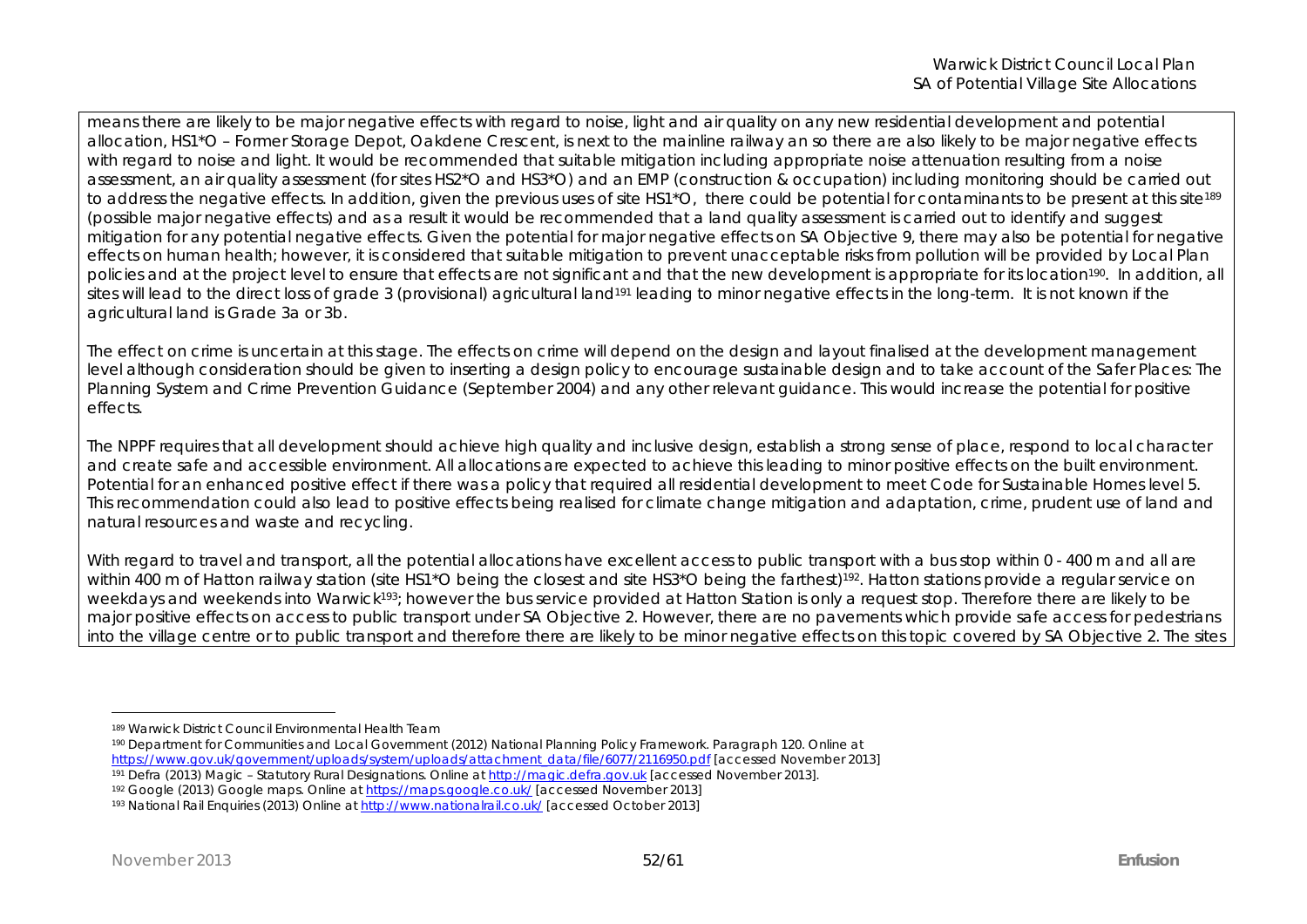means there are likely to be major negative effects with regard to noise, light and air quality on any new residential development and potential allocation, HS1*O – Former Storage Depot, Oakdene Crescent, is next to the mainline railway an so there are also likely to be major negative effects with regard to noise and light. It would be recommended that suitable mitigation including appropriate noise attenuation resulting from a noise assessment, an air quality assessment (for sites HS2*O and HS3*O) and an EMP (construction & occupation) including monitoring should be carried out to address the negative effects. In addition, given the previous uses of site HS1*O, there could be potential for contaminants to be present at this site[189] (possible major negative effects) and as a result it would be recommended that a land quality assessment is carried out to identify and suggest mitigation for any potential negative effects. Given the potential for major negative effects on SA Objective 9, there may also be potential for negative effects on human health; however, it is considered that suitable mitigation to prevent unacceptable risks from pollution will be provided by Local Plan policies and at the project level to ensure that effects are not significant and that the new development is appropriate for its location[190]. In addition, all sites will lead to the direct loss of grade 3 (provisional) agricultural land[191] leading to minor negative effects in the long-term. It is not known if the agricultural land is Grade 3a or 3b.

The effect on crime is uncertain at this stage. The effects on crime will depend on the design and layout finalised at the development management level although consideration should be given to inserting a design policy to encourage sustainable design and to take account of the Safer Places: The Planning System and Crime Prevention Guidance (September 2004) and any other relevant guidance. This would increase the potential for positive effects.

The NPPF requires that all development should achieve high quality and inclusive design, establish a strong sense of place, respond to local character and create safe and accessible environment. All allocations are expected to achieve this leading to minor positive effects on the built environment. Potential for an enhanced positive effect if there was a policy that required all residential development to meet Code for Sustainable Homes level 5. This recommendation could also lead to positive effects being realised for climate change mitigation and adaptation, crime, prudent use of land and natural resources and waste and recycling.

With regard to travel and transport, all the potential allocations have excellent access to public transport with a bus stop within 0 - 400 m and all are within 400 m of Hatton railway station (site HS1*O being the closest and site HS3*O being the farthest)[192]. Hatton stations provide a regular service on weekdays and weekends into Warwick[193]; however the bus service provided at Hatton Station is only a request stop. Therefore there are likely to be major positive effects on access to public transport under SA Objective 2. However, there are no pavements which provide safe access for pedestrians into the village centre or to public transport and therefore there are likely to be minor negative effects on this topic covered by SA Objective 2. The sites

---

[189] Warwick District Council Environmental Health Team

[190] Department for Communities and Local Government (2012) National Planning Policy Framework. Paragraph 120. Online at https://www.gov.uk/government/uploads/system/uploads/attachment_data/file/6077/2116950.pdf [accessed November 2013]

[191] Defra (2013) Magic – Statutory Rural Designations. Online at http://magic.defra.gov.uk [accessed November 2013].

[192] Google (2013) Google maps. Online at https://maps.google.co.uk/ [accessed November 2013]

[193] National Rail Enquiries (2013) Online at http://www.nationalrail.co.uk/ [accessed October 2013]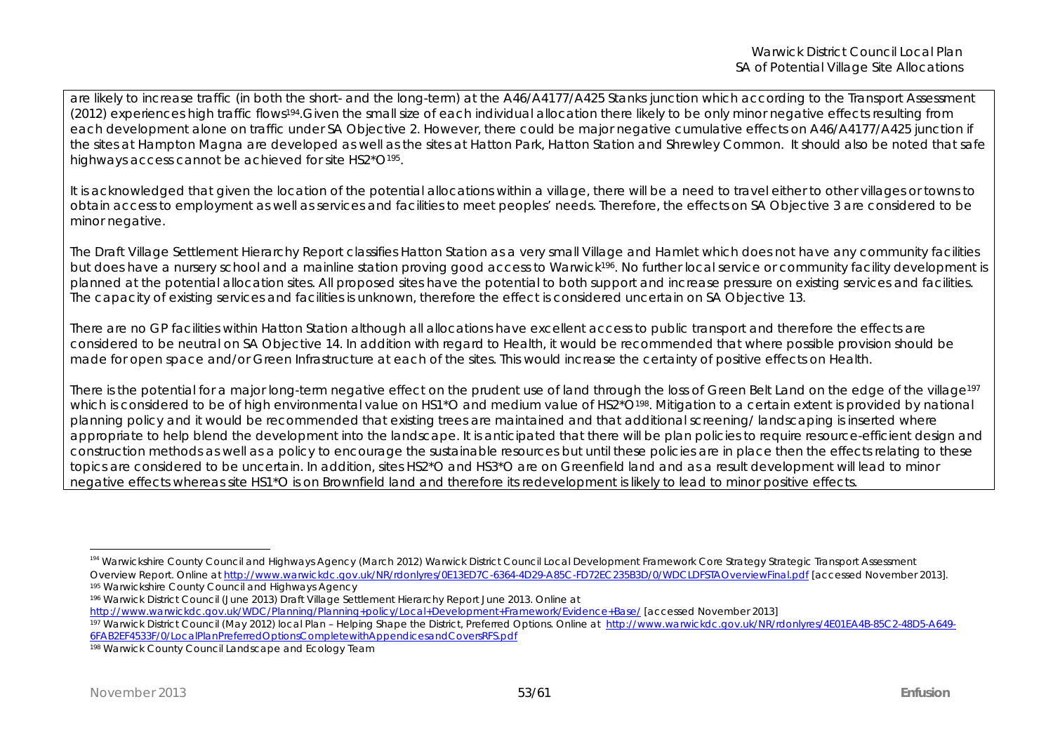are likely to increase traffic (in both the short- and the long-term) at the A46/A4177/A425 Stanks junction which according to the Transport Assessment (2012) experiences high traffic flows[194].Given the small size of each individual allocation there likely to be only minor negative effects resulting from each development alone on traffic under SA Objective 2. However, there could be major negative cumulative effects on A46/A4177/A425 junction if the sites at Hampton Magna are developed as well as the sites at Hatton Park, Hatton Station and Shrewley Common. It should also be noted that safe highways access cannot be achieved for site HS2*O[195].

It is acknowledged that given the location of the potential allocations within a village, there will be a need to travel either to other villages or towns to obtain access to employment as well as services and facilities to meet peoples' needs. Therefore, the effects on SA Objective 3 are considered to be minor negative.

The Draft Village Settlement Hierarchy Report classifies Hatton Station as a very small Village and Hamlet which does not have any community facilities but does have a nursery school and a mainline station proving good access to Warwick[196]. No further local service or community facility development is planned at the potential allocation sites. All proposed sites have the potential to both support and increase pressure on existing services and facilities. The capacity of existing services and facilities is unknown, therefore the effect is considered uncertain on SA Objective 13.

There are no GP facilities within Hatton Station although all allocations have excellent access to public transport and therefore the effects are considered to be neutral on SA Objective 14. In addition with regard to Health, it would be recommended that where possible provision should be made for open space and/or Green Infrastructure at each of the sites. This would increase the certainty of positive effects on Health.

There is the potential for a major long-term negative effect on the prudent use of land through the loss of Green Belt Land on the edge of the village[197] which is considered to be of high environmental value on HS1*O and medium value of HS2*O[198]. Mitigation to a certain extent is provided by national planning policy and it would be recommended that existing trees are maintained and that additional screening/ landscaping is inserted where appropriate to help blend the development into the landscape. It is anticipated that there will be plan policies to require resource-efficient design and construction methods as well as a policy to encourage the sustainable resources but until these policies are in place then the effects relating to these topics are considered to be uncertain. In addition, sites HS2*O and HS3*O are on Greenfield land and as a result development will lead to minor negative effects whereas site HS1*O is on Brownfield land and therefore its redevelopment is likely to lead to minor positive effects.

---

[194] Warwickshire County Council and Highways Agency (March 2012) Warwick District Council Local Development Framework Core Strategy Strategic Transport Assessment Overview Report. Online at http://www.warwickdc.gov.uk/NR/rdonlyres/0E13ED7C-6364-4D29-A85C-FD72EC235B3D/0/WDCLDFSTAOverviewFinal.pdf [accessed November 2013].

[195] Warwickshire County Council and Highways Agency

[196] Warwick District Council (June 2013) Draft Village Settlement Hierarchy Report June 2013. Online at http://www.warwickdc.gov.uk/WDC/Planning/Planning+policy/Local+Development+Framework/Evidence+Base/ [accessed November 2013]

[197] Warwick District Council (May 2012) local Plan – Helping Shape the District, Preferred Options. Online at http://www.warwickdc.gov.uk/NR/rdonlyres/4E01EA4B-85C2-48D5-A649-6FAB2EF4533F/0/LocalPlanPreferredOptionsCompletewithAppendicesandCoversRFS.pdf

[198] Warwick County Council Landscape and Ecology Team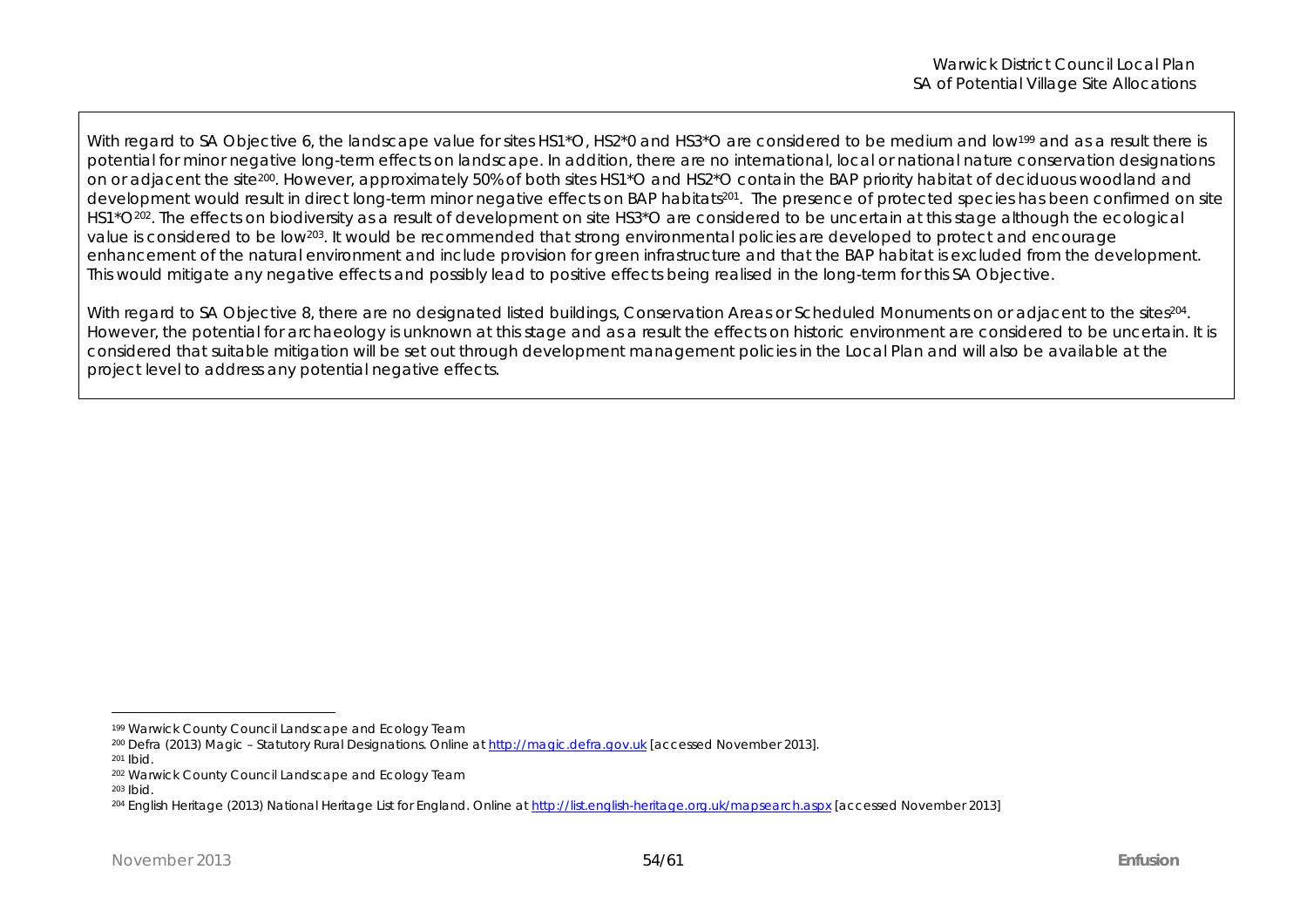With regard to SA Objective 6, the landscape value for sites HS1*O, HS2*0 and HS3*O are considered to be medium and low[199] and as a result there is potential for minor negative long-term effects on landscape. In addition, there are no international, local or national nature conservation designations on or adjacent the site[200]. However, approximately 50% of both sites HS1*O and HS2*O contain the BAP priority habitat of deciduous woodland and development would result in direct long-term minor negative effects on BAP habitats[201]. The presence of protected species has been confirmed on site HS1*O[202]. The effects on biodiversity as a result of development on site HS3*O are considered to be uncertain at this stage although the ecological value is considered to be low[203]. It would be recommended that strong environmental policies are developed to protect and encourage enhancement of the natural environment and include provision for green infrastructure and that the BAP habitat is excluded from the development. This would mitigate any negative effects and possibly lead to positive effects being realised in the long-term for this SA Objective.

With regard to SA Objective 8, there are no designated listed buildings, Conservation Areas or Scheduled Monuments on or adjacent to the sites[204]. However, the potential for archaeology is unknown at this stage and as a result the effects on historic environment are considered to be uncertain. It is considered that suitable mitigation will be set out through development management policies in the Local Plan and will also be available at the project level to address any potential negative effects.

---

[199] Warwick County Council Landscape and Ecology Team

[200] Defra (2013) Magic – Statutory Rural Designations. Online at http://magic.defra.gov.uk [accessed November 2013].

[201] Ibid.

[202] Warwick County Council Landscape and Ecology Team

[203] Ibid.

[204] English Heritage (2013) National Heritage List for England. Online at http://list.english-heritage.org.uk/mapsearch.aspx [accessed November 2013]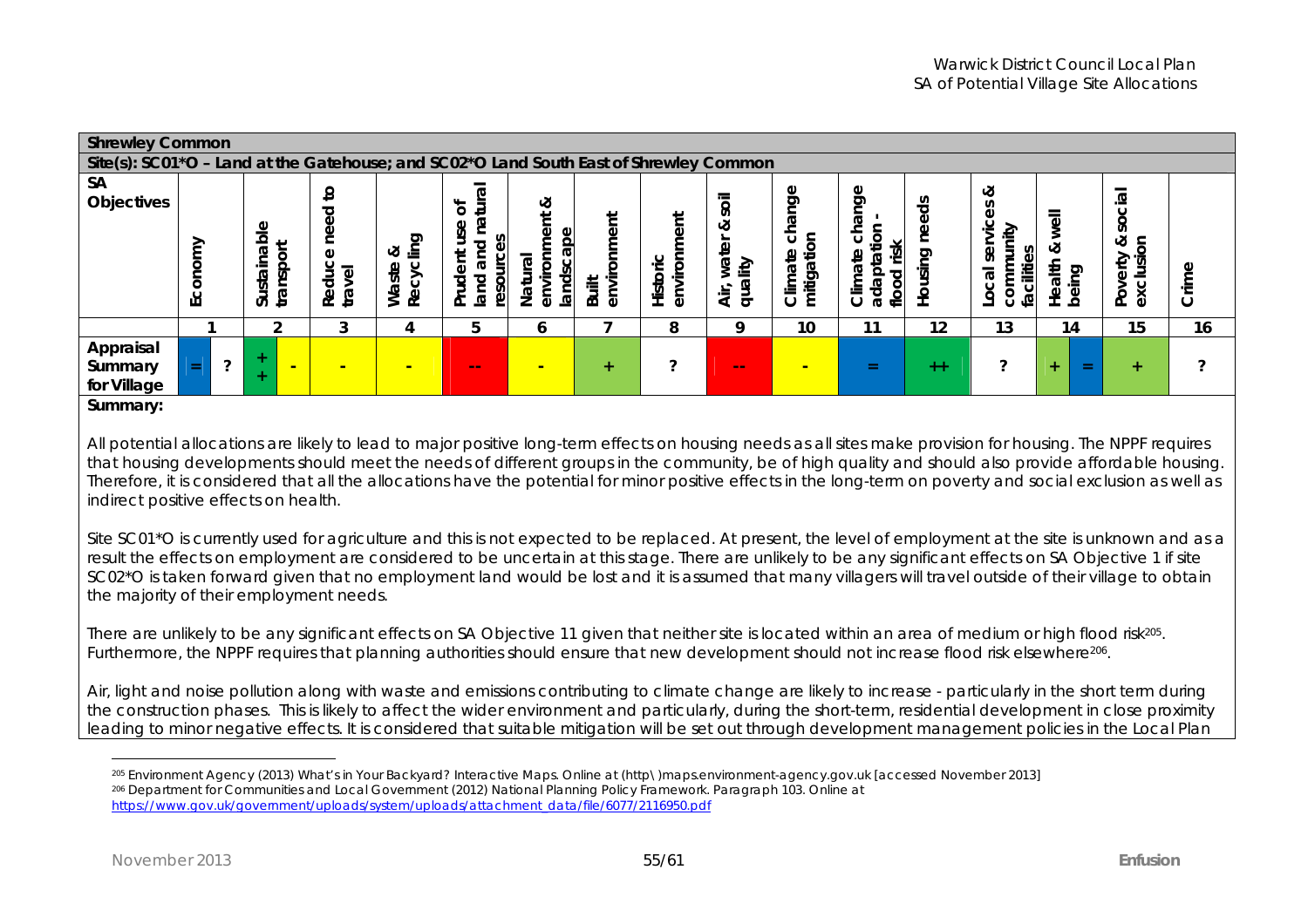| Shrewley Common | | | | | | | | | | | | | | | | | | | |
|---|---|---|---|---|---|---|---|---|---|---|---|---|---|---|---|---|---|---|---|
| Site(s): SC01*O – Land at the Gatehouse; and SC02*O Land South East of Shrewley Common | | | | | | | | | | | | | | | | | | | |
| SA Objectives | Economy | | Sustainable transport | | Reduce need to travel | Waste & Recycling | Prudent use of land and natural resources | Natural environment & landscape | Built environment | Historic environment | Air, water & soil quality | Climate change mitigation | Climate change adaptation - flood risk | Housing needs | Local services & community facilities | Health & well being | | Poverty & social exclusion | Crime |
| | 1 | | 2 | | 3 | 4 | 5 | 6 | 7 | 8 | 9 | 10 | 11 | 12 | 13 | 14 | | 15 | 16 |
| Appraisal Summary for Village | = | ? | ++ | - | - | - | -- | - | + | ? | -- | - | = | ++ | ? | + | = | + | ? |

**Summary:**

All potential allocations are likely to lead to major positive long-term effects on housing needs as all sites make provision for housing. The NPPF requires that housing developments should meet the needs of different groups in the community, be of high quality and should also provide affordable housing. Therefore, it is considered that all the allocations have the potential for minor positive effects in the long-term on poverty and social exclusion as well as indirect positive effects on health.

Site SC01*O is currently used for agriculture and this is not expected to be replaced. At present, the level of employment at the site is unknown and as a result the effects on employment are considered to be uncertain at this stage. There are unlikely to be any significant effects on SA Objective 1 if site SC02*O is taken forward given that no employment land would be lost and it is assumed that many villagers will travel outside of their village to obtain the majority of their employment needs.

There are unlikely to be any significant effects on SA Objective 11 given that neither site is located within an area of medium or high flood risk[205]. Furthermore, the NPPF requires that planning authorities should ensure that new development should not increase flood risk elsewhere[206].

Air, light and noise pollution along with waste and emissions contributing to climate change are likely to increase - particularly in the short term during the construction phases. This is likely to affect the wider environment and particularly, during the short-term, residential development in close proximity leading to minor negative effects. It is considered that suitable mitigation will be set out through development management policies in the Local Plan

---

[205] Environment Agency (2013) What's in Your Backyard? Interactive Maps. Online at (http\)maps.environment-agency.gov.uk [accessed November 2013]

[206] Department for Communities and Local Government (2012) National Planning Policy Framework. Paragraph 103. Online at https://www.gov.uk/government/uploads/system/uploads/attachment_data/file/6077/2116950.pdf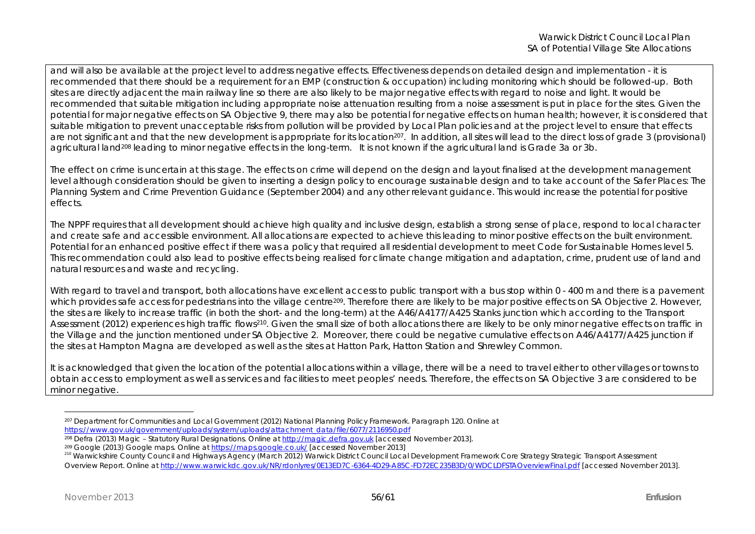and will also be available at the project level to address negative effects. Effectiveness depends on detailed design and implementation - it is recommended that there should be a requirement for an EMP (construction & occupation) including monitoring which should be followed-up. Both sites are directly adjacent the main railway line so there are also likely to be major negative effects with regard to noise and light. It would be recommended that suitable mitigation including appropriate noise attenuation resulting from a noise assessment is put in place for the sites. Given the potential for major negative effects on SA Objective 9, there may also be potential for negative effects on human health; however, it is considered that suitable mitigation to prevent unacceptable risks from pollution will be provided by Local Plan policies and at the project level to ensure that effects are not significant and that the new development is appropriate for its location[207]. In addition, all sites will lead to the direct loss of grade 3 (provisional) agricultural land[208] leading to minor negative effects in the long-term. It is not known if the agricultural land is Grade 3a or 3b.

The effect on crime is uncertain at this stage. The effects on crime will depend on the design and layout finalised at the development management level although consideration should be given to inserting a design policy to encourage sustainable design and to take account of the Safer Places: The Planning System and Crime Prevention Guidance (September 2004) and any other relevant guidance. This would increase the potential for positive effects.

The NPPF requires that all development should achieve high quality and inclusive design, establish a strong sense of place, respond to local character and create safe and accessible environment. All allocations are expected to achieve this leading to minor positive effects on the built environment. Potential for an enhanced positive effect if there was a policy that required all residential development to meet Code for Sustainable Homes level 5. This recommendation could also lead to positive effects being realised for climate change mitigation and adaptation, crime, prudent use of land and natural resources and waste and recycling.

With regard to travel and transport, both allocations have excellent access to public transport with a bus stop within 0 - 400 m and there is a pavement which provides safe access for pedestrians into the village centre[209]. Therefore there are likely to be major positive effects on SA Objective 2. However, the sites are likely to increase traffic (in both the short- and the long-term) at the A46/A4177/A425 Stanks junction which according to the Transport Assessment (2012) experiences high traffic flows[210]. Given the small size of both allocations there are likely to be only minor negative effects on traffic in the Village and the junction mentioned under SA Objective 2. Moreover, there could be negative cumulative effects on A46/A4177/A425 junction if the sites at Hampton Magna are developed as well as the sites at Hatton Park, Hatton Station and Shrewley Common.

It is acknowledged that given the location of the potential allocations within a village, there will be a need to travel either to other villages or towns to obtain access to employment as well as services and facilities to meet peoples' needs. Therefore, the effects on SA Objective 3 are considered to be minor negative.

---

[207] Department for Communities and Local Government (2012) National Planning Policy Framework. Paragraph 120. Online at https://www.gov.uk/government/uploads/system/uploads/attachment_data/file/6077/2116950.pdf

[208] Defra (2013) Magic – Statutory Rural Designations. Online at http://magic.defra.gov.uk [accessed November 2013].

[209] Google (2013) Google maps. Online at https://maps.google.co.uk/ [accessed November 2013]

[210] Warwickshire County Council and Highways Agency (March 2012) Warwick District Council Local Development Framework Core Strategy Strategic Transport Assessment Overview Report. Online at http://www.warwickdc.gov.uk/NR/rdonlyres/0E13ED7C-6364-4D29-A85C-FD72EC235B3D/0/WDCLDFSTAOverviewFinal.pdf [accessed November 2013].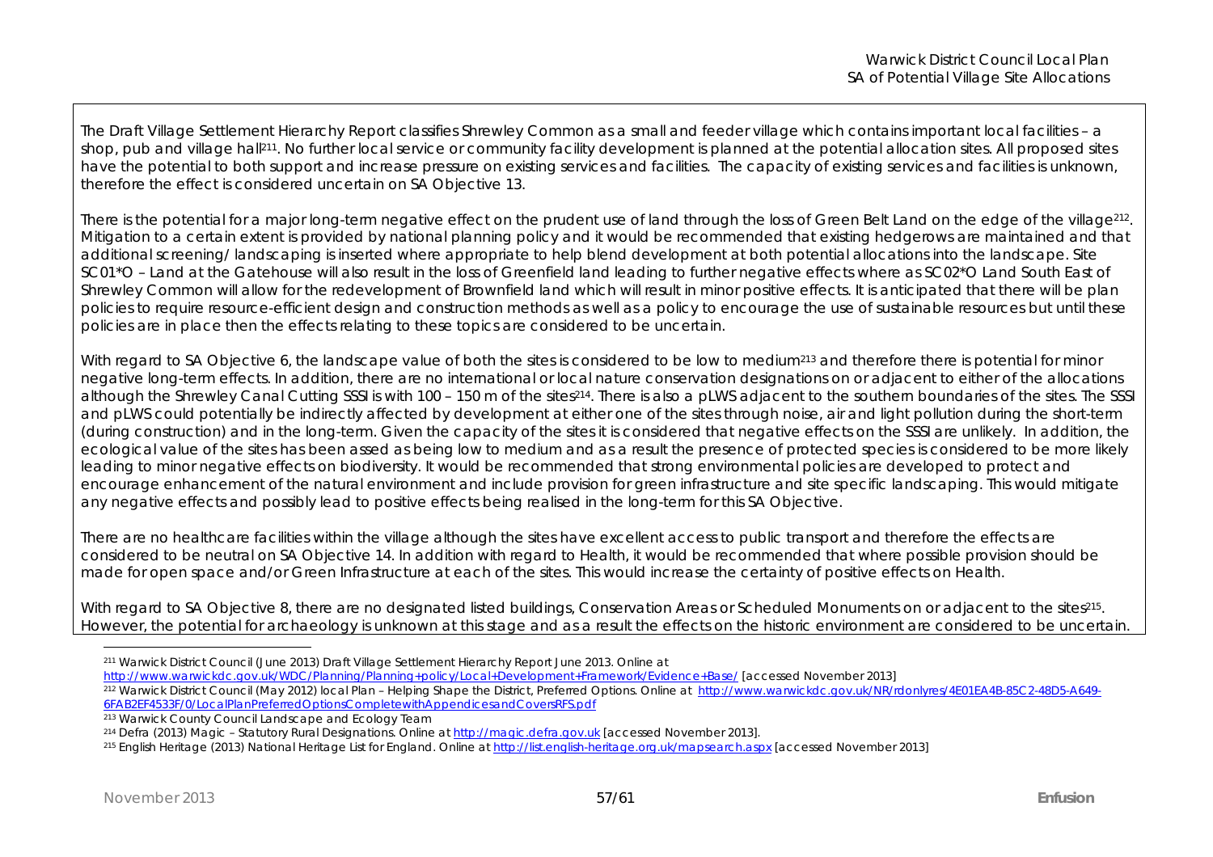The Draft Village Settlement Hierarchy Report classifies Shrewley Common as a small and feeder village which contains important local facilities – a shop, pub and village hall[211]. No further local service or community facility development is planned at the potential allocation sites. All proposed sites have the potential to both support and increase pressure on existing services and facilities. The capacity of existing services and facilities is unknown, therefore the effect is considered uncertain on SA Objective 13.

There is the potential for a major long-term negative effect on the prudent use of land through the loss of Green Belt Land on the edge of the village[212]. Mitigation to a certain extent is provided by national planning policy and it would be recommended that existing hedgerows are maintained and that additional screening/ landscaping is inserted where appropriate to help blend development at both potential allocations into the landscape. Site SC01*O – Land at the Gatehouse will also result in the loss of Greenfield land leading to further negative effects where as SC02*O Land South East of Shrewley Common will allow for the redevelopment of Brownfield land which will result in minor positive effects. It is anticipated that there will be plan policies to require resource-efficient design and construction methods as well as a policy to encourage the use of sustainable resources but until these policies are in place then the effects relating to these topics are considered to be uncertain.

With regard to SA Objective 6, the landscape value of both the sites is considered to be low to medium[213] and therefore there is potential for minor negative long-term effects. In addition, there are no international or local nature conservation designations on or adjacent to either of the allocations although the Shrewley Canal Cutting SSSI is with 100 – 150 m of the sites[214]. There is also a pLWS adjacent to the southern boundaries of the sites. The SSSI and pLWS could potentially be indirectly affected by development at either one of the sites through noise, air and light pollution during the short-term (during construction) and in the long-term. Given the capacity of the sites it is considered that negative effects on the SSSI are unlikely. In addition, the ecological value of the sites has been assed as being low to medium and as a result the presence of protected species is considered to be more likely leading to minor negative effects on biodiversity. It would be recommended that strong environmental policies are developed to protect and encourage enhancement of the natural environment and include provision for green infrastructure and site specific landscaping. This would mitigate any negative effects and possibly lead to positive effects being realised in the long-term for this SA Objective.

There are no healthcare facilities within the village although the sites have excellent access to public transport and therefore the effects are considered to be neutral on SA Objective 14. In addition with regard to Health, it would be recommended that where possible provision should be made for open space and/or Green Infrastructure at each of the sites. This would increase the certainty of positive effects on Health.

With regard to SA Objective 8, there are no designated listed buildings, Conservation Areas or Scheduled Monuments on or adjacent to the sites[215]. However, the potential for archaeology is unknown at this stage and as a result the effects on the historic environment are considered to be uncertain.

---

[211] Warwick District Council (June 2013) Draft Village Settlement Hierarchy Report June 2013. Online at http://www.warwickdc.gov.uk/WDC/Planning/Planning+policy/Local+Development+Framework/Evidence+Base/ [accessed November 2013]

[212] Warwick District Council (May 2012) local Plan – Helping Shape the District, Preferred Options. Online at http://www.warwickdc.gov.uk/NR/rdonlyres/4E01EA4B-85C2-48D5-A649-6FAB2EF4533F/0/LocalPlanPreferredOptionsCompletewithAppendicesandCoversRFS.pdf

[213] Warwick County Council Landscape and Ecology Team

[214] Defra (2013) Magic – Statutory Rural Designations. Online at http://magic.defra.gov.uk [accessed November 2013].

[215] English Heritage (2013) National Heritage List for England. Online at http://list.english-heritage.org.uk/mapsearch.aspx [accessed November 2013]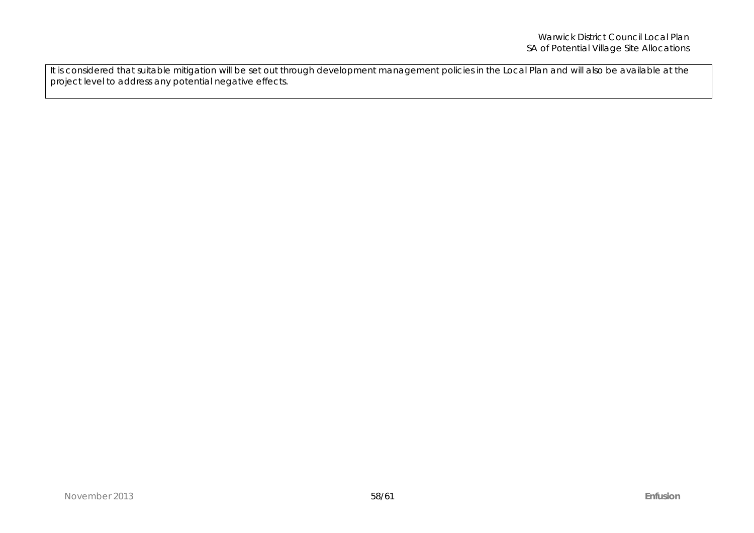It is considered that suitable mitigation will be set out through development management policies in the Local Plan and will also be available at the project level to address any potential negative effects.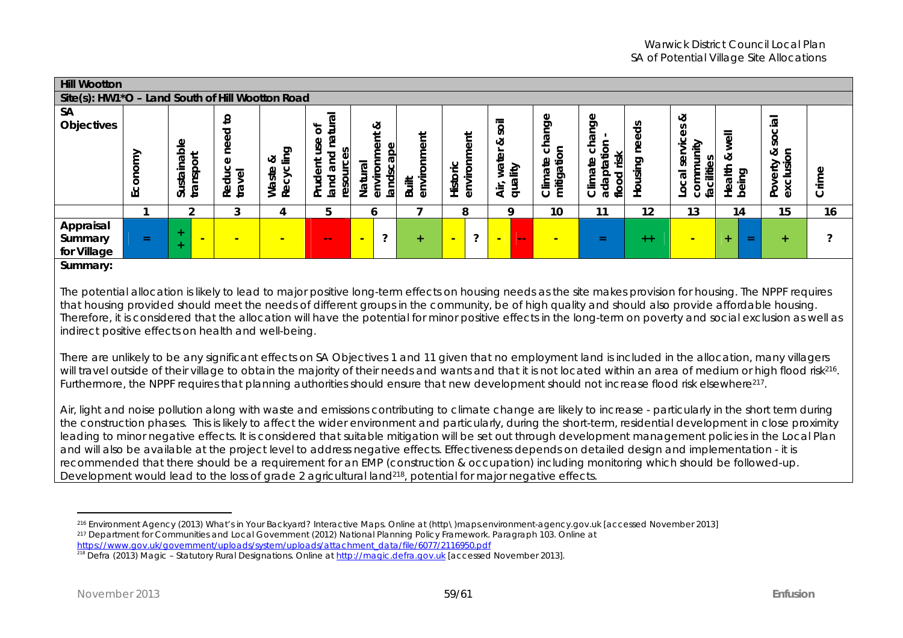**Hill Wootton**

**Site(s): HW1*O – Land South of Hill Wootton Road**

| SA Objectives | Economy | Sustainable transport | Reduce need to travel | Waste & Recycling | Prudent use of land and natural resources | Natural environment & landscape | Built environment | Historic environment | Air, water & soil quality | Climate change mitigation | Climate change adaptation - flood risk | Housing needs | Local services & community facilities | Health & well being | Poverty & social exclusion | Crime |
|---|---|---|---|---|---|---|---|---|---|---|---|---|---|---|---|---|
| | 1 | 2 | 3 | 4 | 5 | 6 | 7 | 8 | 9 | 10 | 11 | 12 | 13 | 14 | 15 | 16 |
| **Appraisal Summary for Village** | = | ++ / - | - | - | -- | - / ? | + | - / ? | - / -- | - | = | ++ | - | + / = | + | ? |

**Summary:**

The potential allocation is likely to lead to major positive long-term effects on housing needs as the site makes provision for housing. The NPPF requires that housing provided should meet the needs of different groups in the community, be of high quality and should also provide affordable housing. Therefore, it is considered that the allocation will have the potential for minor positive effects in the long-term on poverty and social exclusion as well as indirect positive effects on health and well-being.

There are unlikely to be any significant effects on SA Objectives 1 and 11 given that no employment land is included in the allocation, many villagers will travel outside of their village to obtain the majority of their needs and wants and that it is not located within an area of medium or high flood risk[216]. Furthermore, the NPPF requires that planning authorities should ensure that new development should not increase flood risk elsewhere[217].

Air, light and noise pollution along with waste and emissions contributing to climate change are likely to increase - particularly in the short term during the construction phases. This is likely to affect the wider environment and particularly, during the short-term, residential development in close proximity leading to minor negative effects. It is considered that suitable mitigation will be set out through development management policies in the Local Plan and will also be available at the project level to address negative effects. Effectiveness depends on detailed design and implementation - it is recommended that there should be a requirement for an EMP (construction & occupation) including monitoring which should be followed-up. Development would lead to the loss of grade 2 agricultural land[218], potential for major negative effects.

---

[216] Environment Agency (2013) What's in Your Backyard? Interactive Maps. Online at (http\)maps.environment-agency.gov.uk [accessed November 2013]

[217] Department for Communities and Local Government (2012) National Planning Policy Framework. Paragraph 103. Online at https://www.gov.uk/government/uploads/system/uploads/attachment_data/file/6077/2116950.pdf

[218] Defra (2013) Magic – Statutory Rural Designations. Online at http://magic.defra.gov.uk [accessed November 2013].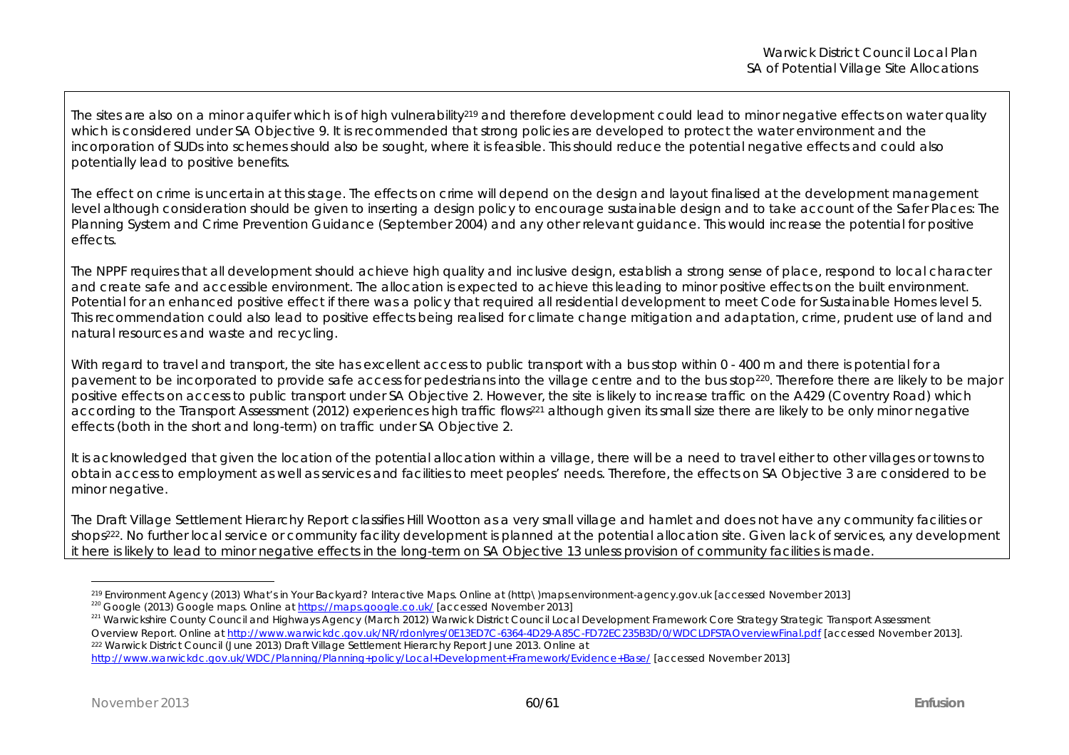The sites are also on a minor aquifer which is of high vulnerability[219] and therefore development could lead to minor negative effects on water quality which is considered under SA Objective 9. It is recommended that strong policies are developed to protect the water environment and the incorporation of SUDs into schemes should also be sought, where it is feasible. This should reduce the potential negative effects and could also potentially lead to positive benefits.

The effect on crime is uncertain at this stage. The effects on crime will depend on the design and layout finalised at the development management level although consideration should be given to inserting a design policy to encourage sustainable design and to take account of the Safer Places: The Planning System and Crime Prevention Guidance (September 2004) and any other relevant guidance. This would increase the potential for positive effects.

The NPPF requires that all development should achieve high quality and inclusive design, establish a strong sense of place, respond to local character and create safe and accessible environment. The allocation is expected to achieve this leading to minor positive effects on the built environment. Potential for an enhanced positive effect if there was a policy that required all residential development to meet Code for Sustainable Homes level 5. This recommendation could also lead to positive effects being realised for climate change mitigation and adaptation, crime, prudent use of land and natural resources and waste and recycling.

With regard to travel and transport, the site has excellent access to public transport with a bus stop within 0 - 400 m and there is potential for a pavement to be incorporated to provide safe access for pedestrians into the village centre and to the bus stop[220]. Therefore there are likely to be major positive effects on access to public transport under SA Objective 2. However, the site is likely to increase traffic on the A429 (Coventry Road) which according to the Transport Assessment (2012) experiences high traffic flows[221] although given its small size there are likely to be only minor negative effects (both in the short and long-term) on traffic under SA Objective 2.

It is acknowledged that given the location of the potential allocation within a village, there will be a need to travel either to other villages or towns to obtain access to employment as well as services and facilities to meet peoples' needs. Therefore, the effects on SA Objective 3 are considered to be minor negative.

The Draft Village Settlement Hierarchy Report classifies Hill Wootton as a very small village and hamlet and does not have any community facilities or shops[222]. No further local service or community facility development is planned at the potential allocation site. Given lack of services, any development it here is likely to lead to minor negative effects in the long-term on SA Objective 13 unless provision of community facilities is made.

---

[219] Environment Agency (2013) What's in Your Backyard? Interactive Maps. Online at (http\)maps.environment-agency.gov.uk [accessed November 2013]

[220] Google (2013) Google maps. Online at https://maps.google.co.uk/ [accessed November 2013]

[221] Warwickshire County Council and Highways Agency (March 2012) Warwick District Council Local Development Framework Core Strategy Strategic Transport Assessment Overview Report. Online at http://www.warwickdc.gov.uk/NR/rdonlyres/0E13ED7C-6364-4D29-A85C-FD72EC235B3D/0/WDCLDFSTAOverviewFinal.pdf [accessed November 2013].

[222] Warwick District Council (June 2013) Draft Village Settlement Hierarchy Report June 2013. Online at http://www.warwickdc.gov.uk/WDC/Planning/Planning+policy/Local+Development+Framework/Evidence+Base/ [accessed November 2013]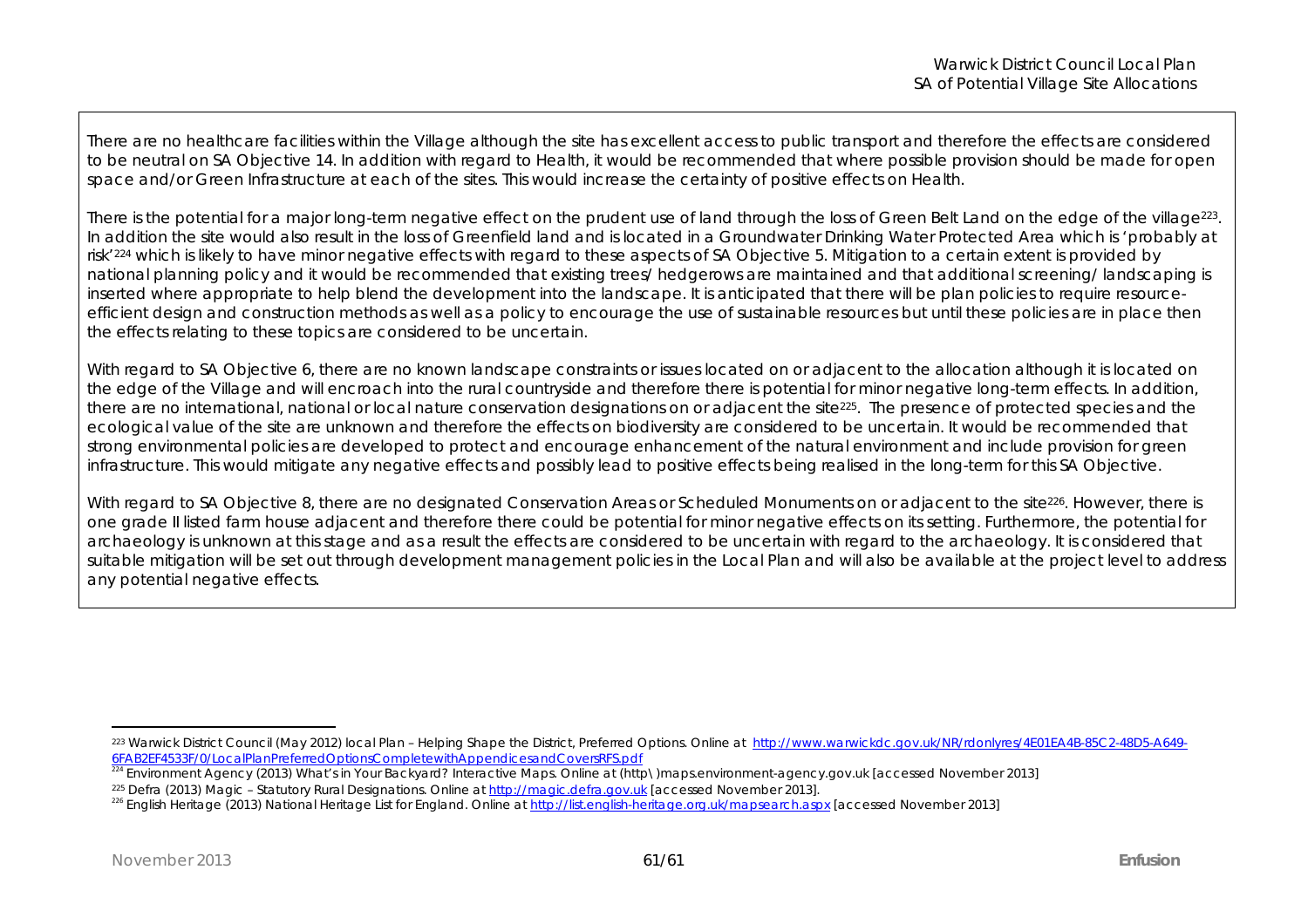There are no healthcare facilities within the Village although the site has excellent access to public transport and therefore the effects are considered to be neutral on SA Objective 14. In addition with regard to Health, it would be recommended that where possible provision should be made for open space and/or Green Infrastructure at each of the sites. This would increase the certainty of positive effects on Health.

There is the potential for a major long-term negative effect on the prudent use of land through the loss of Green Belt Land on the edge of the village[223]. In addition the site would also result in the loss of Greenfield land and is located in a Groundwater Drinking Water Protected Area which is 'probably at risk'[224] which is likely to have minor negative effects with regard to these aspects of SA Objective 5. Mitigation to a certain extent is provided by national planning policy and it would be recommended that existing trees/ hedgerows are maintained and that additional screening/ landscaping is inserted where appropriate to help blend the development into the landscape. It is anticipated that there will be plan policies to require resource-efficient design and construction methods as well as a policy to encourage the use of sustainable resources but until these policies are in place then the effects relating to these topics are considered to be uncertain.

With regard to SA Objective 6, there are no known landscape constraints or issues located on or adjacent to the allocation although it is located on the edge of the Village and will encroach into the rural countryside and therefore there is potential for minor negative long-term effects. In addition, there are no international, national or local nature conservation designations on or adjacent the site[225]. The presence of protected species and the ecological value of the site are unknown and therefore the effects on biodiversity are considered to be uncertain. It would be recommended that strong environmental policies are developed to protect and encourage enhancement of the natural environment and include provision for green infrastructure. This would mitigate any negative effects and possibly lead to positive effects being realised in the long-term for this SA Objective.

With regard to SA Objective 8, there are no designated Conservation Areas or Scheduled Monuments on or adjacent to the site[226]. However, there is one grade II listed farm house adjacent and therefore there could be potential for minor negative effects on its setting. Furthermore, the potential for archaeology is unknown at this stage and as a result the effects are considered to be uncertain with regard to the archaeology. It is considered that suitable mitigation will be set out through development management policies in the Local Plan and will also be available at the project level to address any potential negative effects.

---

[223] Warwick District Council (May 2012) local Plan – Helping Shape the District, Preferred Options. Online at http://www.warwickdc.gov.uk/NR/rdonlyres/4E01EA4B-85C2-48D5-A649-6FAB2EF4533F/0/LocalPlanPreferredOptionsCompletewithAppendicesandCoversRFS.pdf

[224] Environment Agency (2013) What's in Your Backyard? Interactive Maps. Online at (http\)maps.environment-agency.gov.uk [accessed November 2013]

[225] Defra (2013) Magic – Statutory Rural Designations. Online at http://magic.defra.gov.uk [accessed November 2013].

[226] English Heritage (2013) National Heritage List for England. Online at http://list.english-heritage.org.uk/mapsearch.aspx [accessed November 2013]